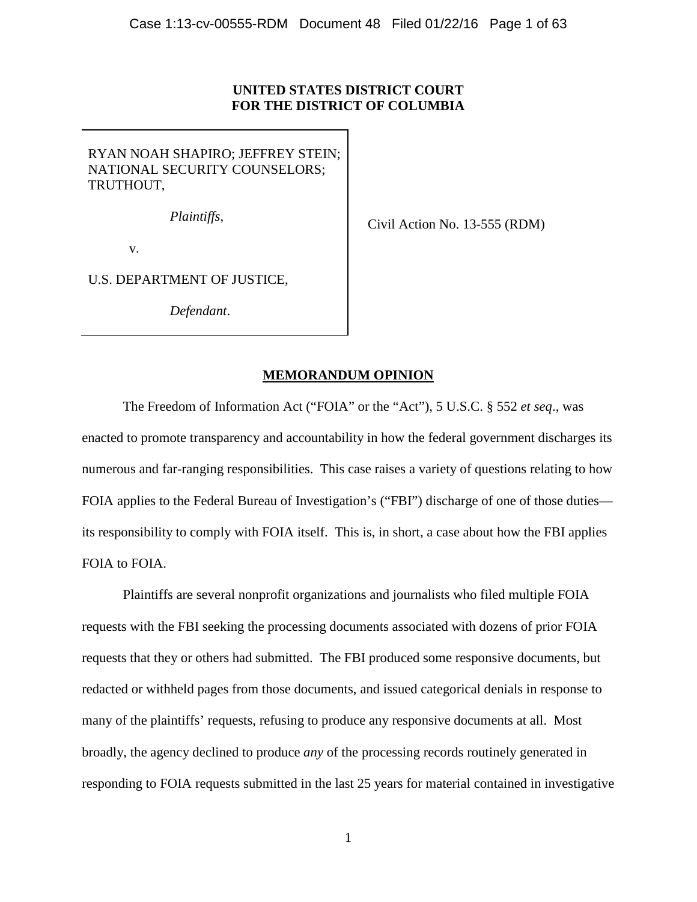**UNITED STATES DISTRICT COURT**
**FOR THE DISTRICT OF COLUMBIA**

RYAN NOAH SHAPIRO; JEFFREY STEIN; NATIONAL SECURITY COUNSELORS; TRUTHOUT,

*Plaintiffs*,

v.

U.S. DEPARTMENT OF JUSTICE,

*Defendant*.

Civil Action No. 13-555 (RDM)

**MEMORANDUM OPINION**

The Freedom of Information Act ("FOIA" or the "Act"), 5 U.S.C. § 552 *et seq*., was enacted to promote transparency and accountability in how the federal government discharges its numerous and far-ranging responsibilities. This case raises a variety of questions relating to how FOIA applies to the Federal Bureau of Investigation's ("FBI") discharge of one of those duties—its responsibility to comply with FOIA itself. This is, in short, a case about how the FBI applies FOIA to FOIA.

Plaintiffs are several nonprofit organizations and journalists who filed multiple FOIA requests with the FBI seeking the processing documents associated with dozens of prior FOIA requests that they or others had submitted. The FBI produced some responsive documents, but redacted or withheld pages from those documents, and issued categorical denials in response to many of the plaintiffs' requests, refusing to produce any responsive documents at all. Most broadly, the agency declined to produce *any* of the processing records routinely generated in responding to FOIA requests submitted in the last 25 years for material contained in investigative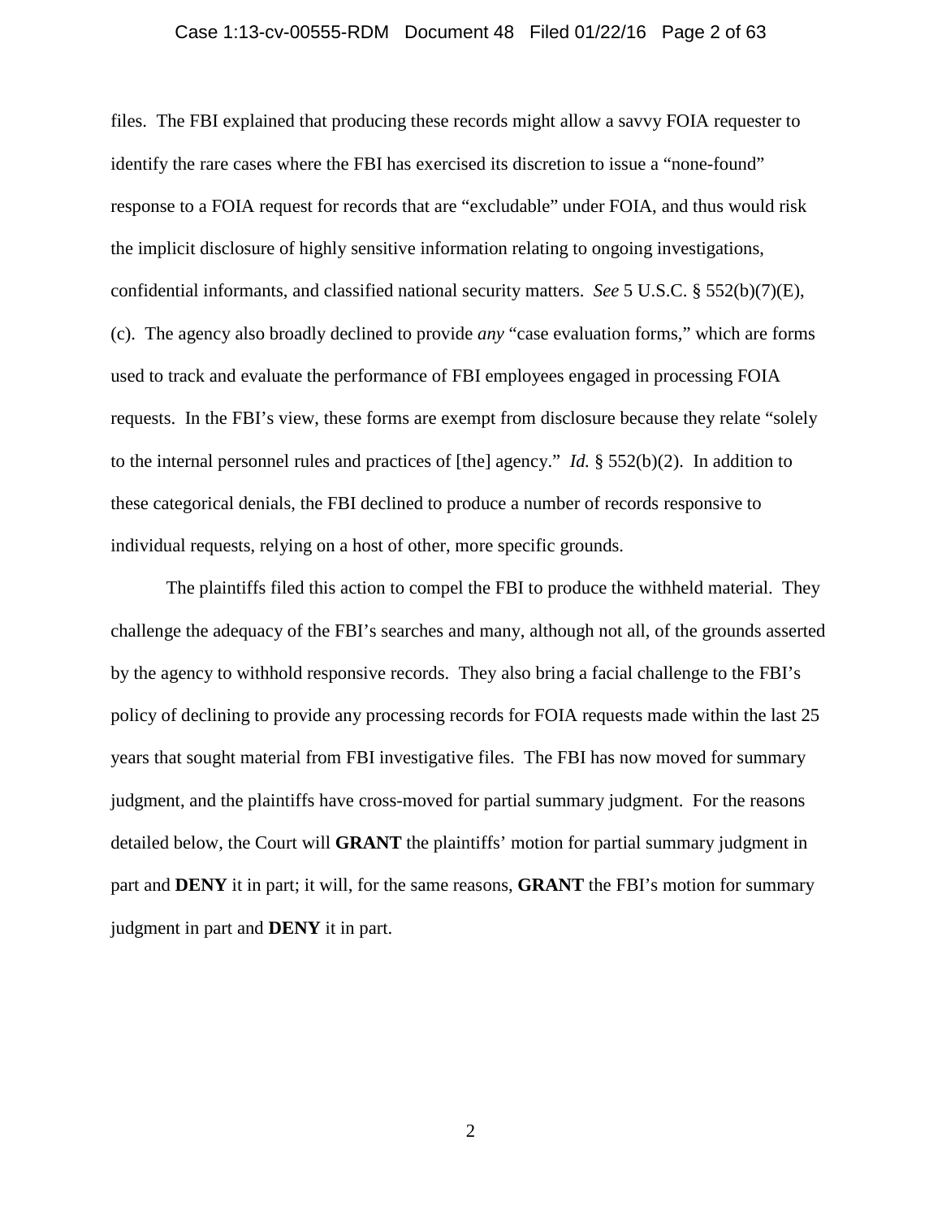files. The FBI explained that producing these records might allow a savvy FOIA requester to identify the rare cases where the FBI has exercised its discretion to issue a "none-found" response to a FOIA request for records that are "excludable" under FOIA, and thus would risk the implicit disclosure of highly sensitive information relating to ongoing investigations, confidential informants, and classified national security matters. *See* 5 U.S.C. § 552(b)(7)(E), (c). The agency also broadly declined to provide *any* "case evaluation forms," which are forms used to track and evaluate the performance of FBI employees engaged in processing FOIA requests. In the FBI's view, these forms are exempt from disclosure because they relate "solely to the internal personnel rules and practices of [the] agency." *Id.* § 552(b)(2). In addition to these categorical denials, the FBI declined to produce a number of records responsive to individual requests, relying on a host of other, more specific grounds.

The plaintiffs filed this action to compel the FBI to produce the withheld material. They challenge the adequacy of the FBI's searches and many, although not all, of the grounds asserted by the agency to withhold responsive records. They also bring a facial challenge to the FBI's policy of declining to provide any processing records for FOIA requests made within the last 25 years that sought material from FBI investigative files. The FBI has now moved for summary judgment, and the plaintiffs have cross-moved for partial summary judgment. For the reasons detailed below, the Court will **GRANT** the plaintiffs' motion for partial summary judgment in part and **DENY** it in part; it will, for the same reasons, **GRANT** the FBI's motion for summary judgment in part and **DENY** it in part.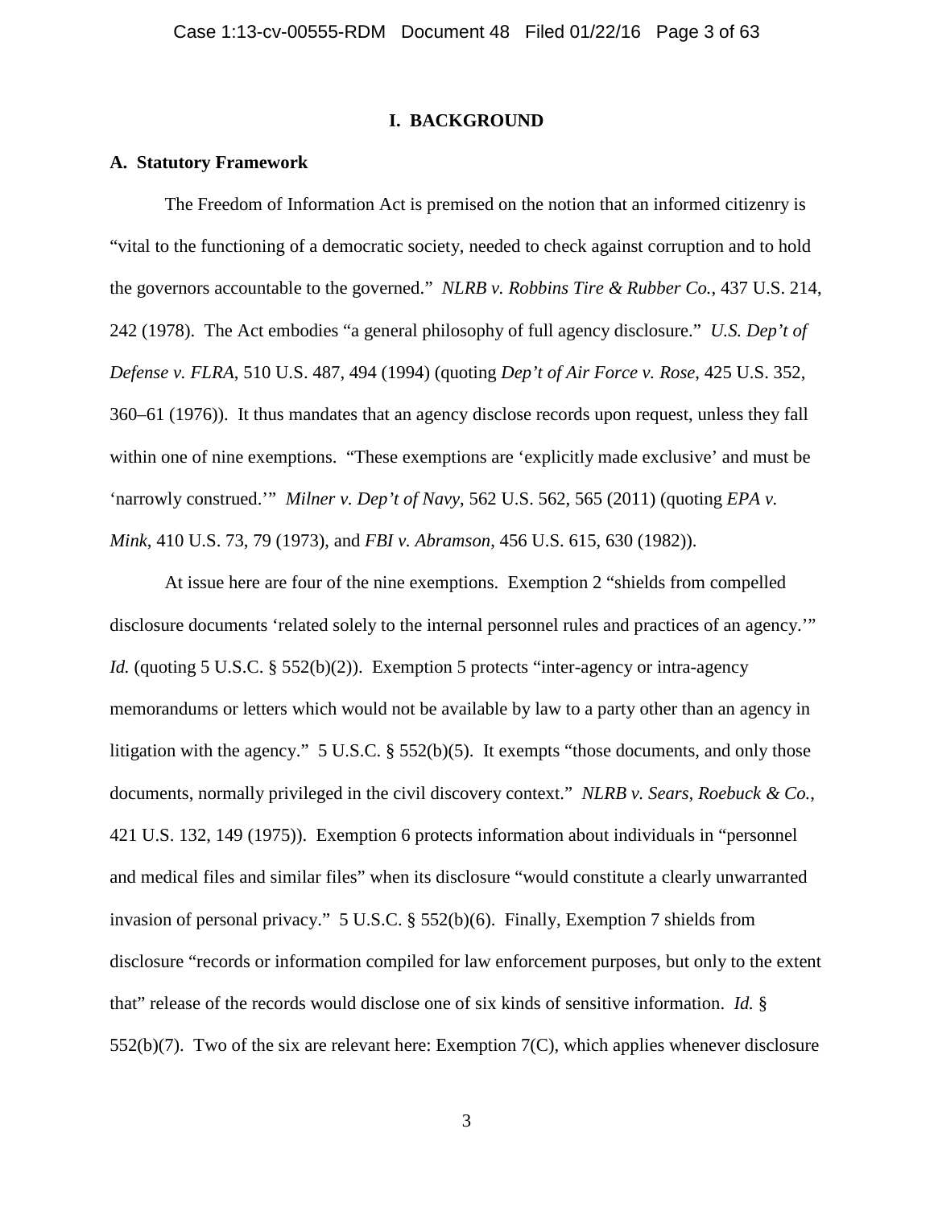## I. BACKGROUND

### A. Statutory Framework

The Freedom of Information Act is premised on the notion that an informed citizenry is "vital to the functioning of a democratic society, needed to check against corruption and to hold the governors accountable to the governed." *NLRB v. Robbins Tire & Rubber Co.*, 437 U.S. 214, 242 (1978). The Act embodies "a general philosophy of full agency disclosure." *U.S. Dep't of Defense v. FLRA*, 510 U.S. 487, 494 (1994) (quoting *Dep't of Air Force v. Rose*, 425 U.S. 352, 360–61 (1976)). It thus mandates that an agency disclose records upon request, unless they fall within one of nine exemptions. "These exemptions are 'explicitly made exclusive' and must be 'narrowly construed.'" *Milner v. Dep't of Navy*, 562 U.S. 562, 565 (2011) (quoting *EPA v. Mink*, 410 U.S. 73, 79 (1973), and *FBI v. Abramson*, 456 U.S. 615, 630 (1982)).

At issue here are four of the nine exemptions. Exemption 2 "shields from compelled disclosure documents 'related solely to the internal personnel rules and practices of an agency.'" *Id.* (quoting 5 U.S.C. § 552(b)(2)). Exemption 5 protects "inter-agency or intra-agency memorandums or letters which would not be available by law to a party other than an agency in litigation with the agency." 5 U.S.C. § 552(b)(5). It exempts "those documents, and only those documents, normally privileged in the civil discovery context." *NLRB v. Sears, Roebuck & Co.*, 421 U.S. 132, 149 (1975)). Exemption 6 protects information about individuals in "personnel and medical files and similar files" when its disclosure "would constitute a clearly unwarranted invasion of personal privacy." 5 U.S.C. § 552(b)(6). Finally, Exemption 7 shields from disclosure "records or information compiled for law enforcement purposes, but only to the extent that" release of the records would disclose one of six kinds of sensitive information. *Id.* § 552(b)(7). Two of the six are relevant here: Exemption 7(C), which applies whenever disclosure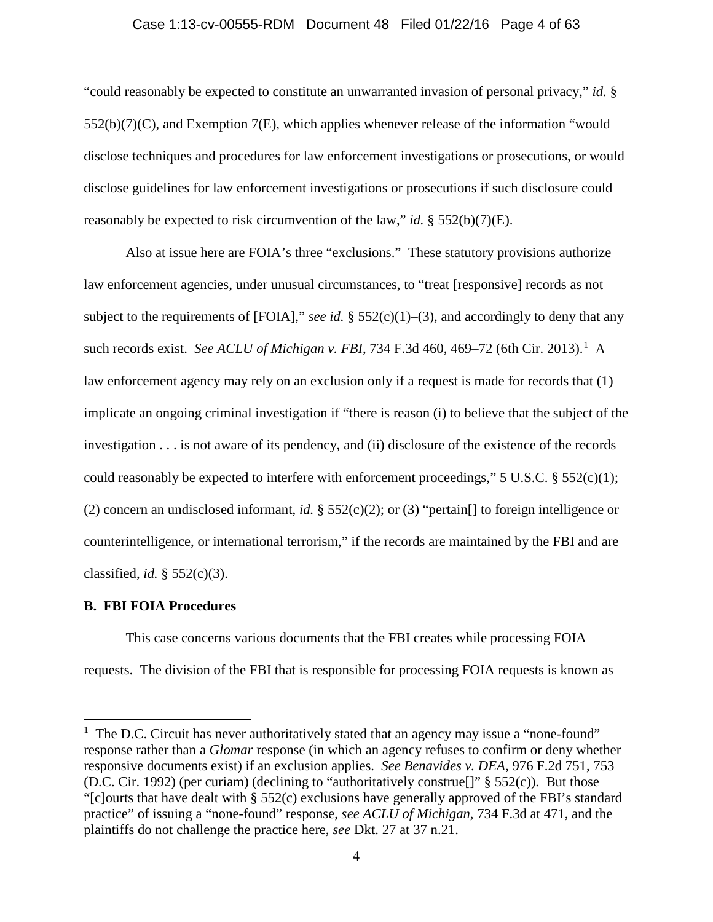"could reasonably be expected to constitute an unwarranted invasion of personal privacy," *id.* § 552(b)(7)(C), and Exemption 7(E), which applies whenever release of the information "would disclose techniques and procedures for law enforcement investigations or prosecutions, or would disclose guidelines for law enforcement investigations or prosecutions if such disclosure could reasonably be expected to risk circumvention of the law," *id.* § 552(b)(7)(E).

Also at issue here are FOIA's three "exclusions." These statutory provisions authorize law enforcement agencies, under unusual circumstances, to "treat [responsive] records as not subject to the requirements of [FOIA]," *see id.* § 552(c)(1)–(3), and accordingly to deny that any such records exist. *See ACLU of Michigan v. FBI*, 734 F.3d 460, 469–72 (6th Cir. 2013).[1] A law enforcement agency may rely on an exclusion only if a request is made for records that (1) implicate an ongoing criminal investigation if "there is reason (i) to believe that the subject of the investigation . . . is not aware of its pendency, and (ii) disclosure of the existence of the records could reasonably be expected to interfere with enforcement proceedings," 5 U.S.C. § 552(c)(1); (2) concern an undisclosed informant, *id.* § 552(c)(2); or (3) "pertain[] to foreign intelligence or counterintelligence, or international terrorism," if the records are maintained by the FBI and are classified, *id.* § 552(c)(3).

**B. FBI FOIA Procedures**

This case concerns various documents that the FBI creates while processing FOIA requests. The division of the FBI that is responsible for processing FOIA requests is known as

[1] The D.C. Circuit has never authoritatively stated that an agency may issue a "none-found" response rather than a *Glomar* response (in which an agency refuses to confirm or deny whether responsive documents exist) if an exclusion applies. *See Benavides v. DEA*, 976 F.2d 751, 753 (D.C. Cir. 1992) (per curiam) (declining to "authoritatively construe[]" § 552(c)). But those "[c]ourts that have dealt with § 552(c) exclusions have generally approved of the FBI's standard practice" of issuing a "none-found" response, *see ACLU of Michigan*, 734 F.3d at 471, and the plaintiffs do not challenge the practice here, *see* Dkt. 27 at 37 n.21.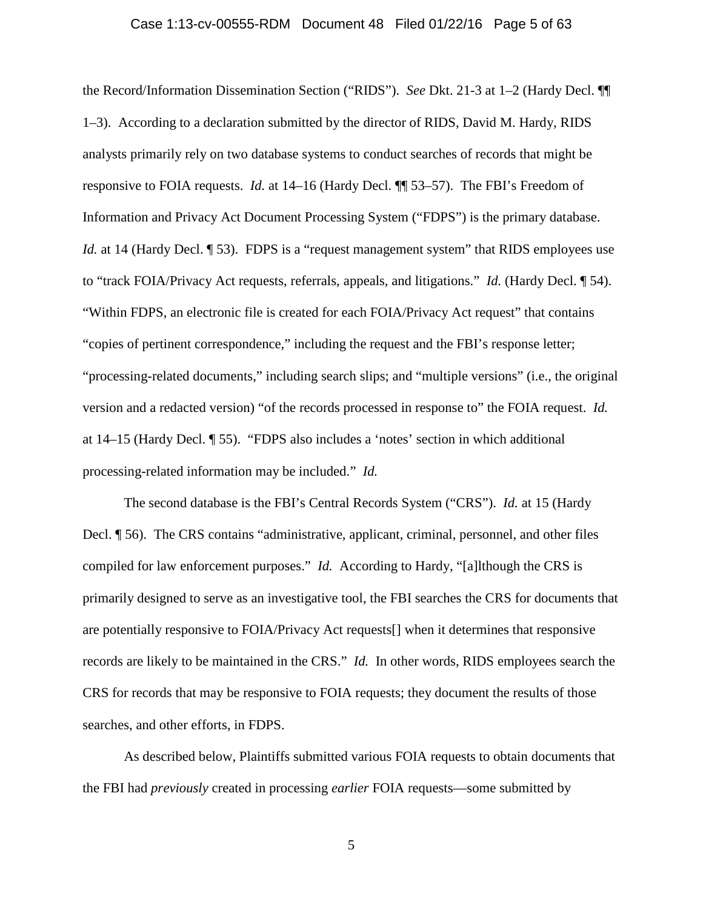the Record/Information Dissemination Section ("RIDS"). *See* Dkt. 21-3 at 1–2 (Hardy Decl. ¶¶ 1–3). According to a declaration submitted by the director of RIDS, David M. Hardy, RIDS analysts primarily rely on two database systems to conduct searches of records that might be responsive to FOIA requests. *Id.* at 14–16 (Hardy Decl. ¶¶ 53–57). The FBI's Freedom of Information and Privacy Act Document Processing System ("FDPS") is the primary database. *Id.* at 14 (Hardy Decl. ¶ 53). FDPS is a "request management system" that RIDS employees use to "track FOIA/Privacy Act requests, referrals, appeals, and litigations." *Id.* (Hardy Decl. ¶ 54). "Within FDPS, an electronic file is created for each FOIA/Privacy Act request" that contains "copies of pertinent correspondence," including the request and the FBI's response letter; "processing-related documents," including search slips; and "multiple versions" (i.e., the original version and a redacted version) "of the records processed in response to" the FOIA request. *Id.* at 14–15 (Hardy Decl. ¶ 55). "FDPS also includes a 'notes' section in which additional processing-related information may be included." *Id.*

The second database is the FBI's Central Records System ("CRS"). *Id.* at 15 (Hardy Decl. ¶ 56). The CRS contains "administrative, applicant, criminal, personnel, and other files compiled for law enforcement purposes." *Id.* According to Hardy, "[a]lthough the CRS is primarily designed to serve as an investigative tool, the FBI searches the CRS for documents that are potentially responsive to FOIA/Privacy Act requests[] when it determines that responsive records are likely to be maintained in the CRS." *Id.* In other words, RIDS employees search the CRS for records that may be responsive to FOIA requests; they document the results of those searches, and other efforts, in FDPS.

As described below, Plaintiffs submitted various FOIA requests to obtain documents that the FBI had *previously* created in processing *earlier* FOIA requests—some submitted by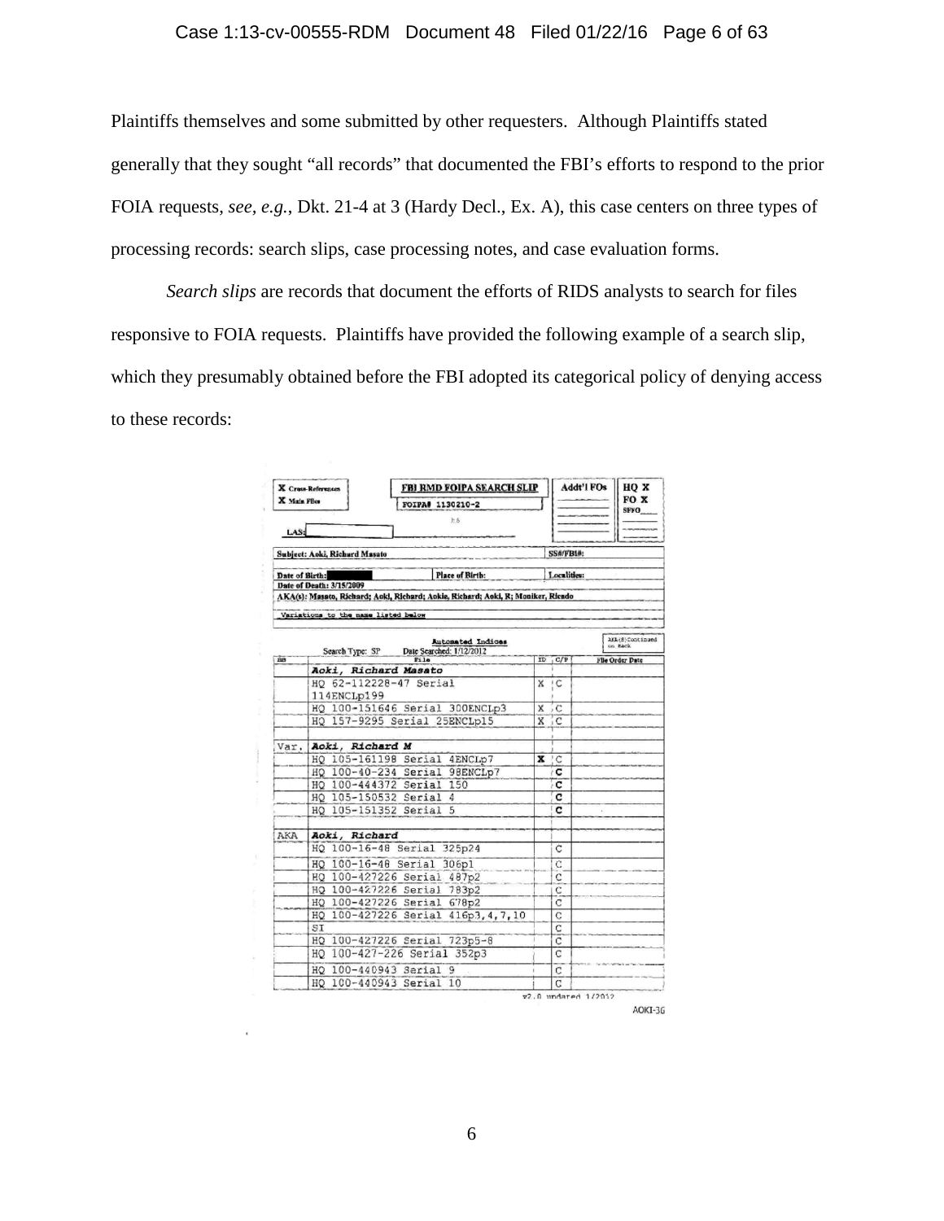Plaintiffs themselves and some submitted by other requesters. Although Plaintiffs stated generally that they sought "all records" that documented the FBI's efforts to respond to the prior FOIA requests, *see, e.g.*, Dkt. 21-4 at 3 (Hardy Decl., Ex. A), this case centers on three types of processing records: search slips, case processing notes, and case evaluation forms.

*Search slips* are records that document the efforts of RIDS analysts to search for files responsive to FOIA requests. Plaintiffs have provided the following example of a search slip, which they presumably obtained before the FBI adopted its categorical policy of denying access to these records:

**FBI RMD FOIPA SEARCH SLIP**

FOIPA# 1130210-2

X Cross-References
X Main Files

LAS:

Addt'l FOs | HQ X | FO X | SFFO

b6

Subject: Aoki, Richard Masato | SS#/FBI#:

Date of Birth: | Place of Birth: | Localities:

Date of Death: 3/15/2009

AKA(s): Masato, Richard; Aoki, Richard; Aokie, Richard; Aoki, R; Moniker, Ricado

Variations to the name listed below

Automated Indices

Search Type: SP    Date Searched: 1/12/2012

AKA(S) Continued on Back

| | File | ID | C/P | File Order Date |
|---|---|---|---|---|
| | **Aoki, Richard Masato** | | | |
| | HQ 62-112228-47 Serial 114ENCLp199 | X | C | |
| | HQ 100-151646 Serial 300ENCLp3 | X | C | |
| | HQ 157-9295 Serial 25ENCLp15 | X | C | |
| | | | | |
| Var. | **Aoki, Richard M** | | | |
| | HQ 105-161198 Serial 4ENCLp7 | X | C | |
| | HQ 100-40-234 Serial 98ENCLp7 | | C | |
| | HQ 100-444372 Serial 150 | | C | |
| | HQ 105-150532 Serial 4 | | C | |
| | HQ 105-151352 Serial 5 | | C | |
| | | | | |
| AKA | **Aoki, Richard** | | | |
| | HQ 100-16-48 Serial 325p24 | | C | |
| | HQ 100-16-48 Serial 306p1 | | C | |
| | HQ 100-427226 Serial 487p2 | | C | |
| | HQ 100-427226 Serial 783p2 | | C | |
| | HQ 100-427226 Serial 678p2 | | C | |
| | HQ 100-427226 Serial 416p3,4,7,10 | | C | |
| | SI | | C | |
| | HQ 100-427226 Serial 723p5-8 | | C | |
| | HQ 100-427-226 Serial 352p3 | | C | |
| | HQ 100-440943 Serial 9 | | C | |
| | HQ 100-440943 Serial 10 | | C | |

v2.0 updated 1/2012

AOKI-36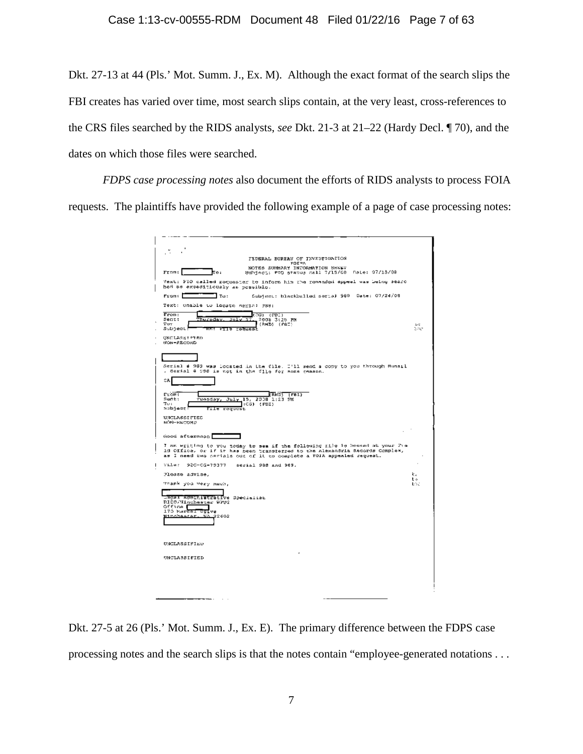Dkt. 27-13 at 44 (Pls.' Mot. Summ. J., Ex. M). Although the exact format of the search slips the FBI creates has varied over time, most search slips contain, at the very least, cross-references to the CRS files searched by the RIDS analysts, *see* Dkt. 21-3 at 21–22 (Hardy Decl. ¶ 70), and the dates on which those files were searched.

*FDPS case processing notes* also document the efforts of RIDS analysts to process FOIA requests. The plaintiffs have provided the following example of a page of case processing notes:

```
FEDERAL BUREAU OF INVESTIGATION
FOIPA
NOTES SUMMARY INFORMATION SHEET
From: [redacted] To: Subject: PIO status call 7/15/08 Date: 07/15/08

Text: PIO called requester to inform him the remanded appeal was being searched as expeditiously as possible.

From: [redacted] To: Subject: blackballed serial 989 Date: 07/24/08

Text: Unable to locate serial 988:

From: [redacted] (CG) (FBI)
Sent: Thursday, July 17, 2008 3:26 PM
To: [redacted] (RMD) (FBI)
Subject: RE: File request

UNCLASSIFIED
NON-RECORD

[redacted]

Serial # 989 was located in the file. I'll send a copy to you through Bumail
. Serial # 988 is not in the file for some reason.

SA [redacted]

From: [redacted] (RMD) (FBI)
Sent: Tuesday, July 15, 2008 1:23 PM
To: [redacted] (CG) (FBI)
Subject: File request

UNCLASSIFIED
NON-RECORD

Good afternoon [redacted]

I am writing to you today to see if the following file is housed at your Field Office, or if it has been transferred to the Alexandria Records Complex, as I need two serials out of it to complete a FOIA appealed request.

File: 92C-CG-79377 serial 988 and 989.

Please advise,

Thank you very much,

[redacted]
Legal Administrative Specialist
RIDS/Winchester WFU2
Office [redacted]
170 Marcel Drive
Winchester, VA 22602
[redacted]

UNCLASSIFIED

UNCLASSIFIED
```

Dkt. 27-5 at 26 (Pls.' Mot. Summ. J., Ex. E). The primary difference between the FDPS case processing notes and the search slips is that the notes contain "employee-generated notations . . .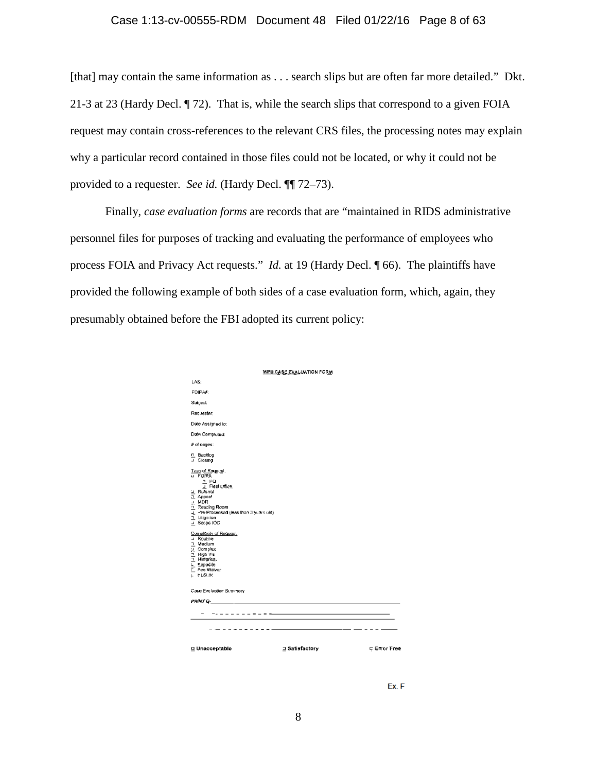[that] may contain the same information as . . . search slips but are often far more detailed." Dkt. 21-3 at 23 (Hardy Decl. ¶ 72). That is, while the search slips that correspond to a given FOIA request may contain cross-references to the relevant CRS files, the processing notes may explain why a particular record contained in those files could not be located, or why it could not be provided to a requester. *See id.* (Hardy Decl. ¶¶ 72–73).

Finally, *case evaluation forms* are records that are "maintained in RIDS administrative personnel files for purposes of tracking and evaluating the performance of employees who process FOIA and Privacy Act requests." *Id.* at 19 (Hardy Decl. ¶ 66). The plaintiffs have provided the following example of both sides of a case evaluation form, which, again, they presumably obtained before the FBI adopted its current policy:

**WPU CASE EVALUATION FORM**

LAS:

FOIPA#:

Subject:

Requester:

Date Assigned to:

Date Completed:

\# of pages:

☐ Backlog
☐ Closing

Type of Request:
☐ FOIPA
  ☐ HQ
  ☐ Field Office
☐ Referral
☐ Appeal
☐ MDR
☐ Reading Room
☐ Pre-Processed (less than 3 years old)
☐ Litigation
☐ Scope IOC

Complexity of Request:
☐ Routine
☐ Medium
☐ Complex
☐ High Vis
☐ Historical
☐ Expedite
☐ Fee Waiver
☐ ELSUR

Case Evaluation Summary

PRINT Q-

☐ Unacceptable ☐ Satisfactory ☐ Error Free

Ex. F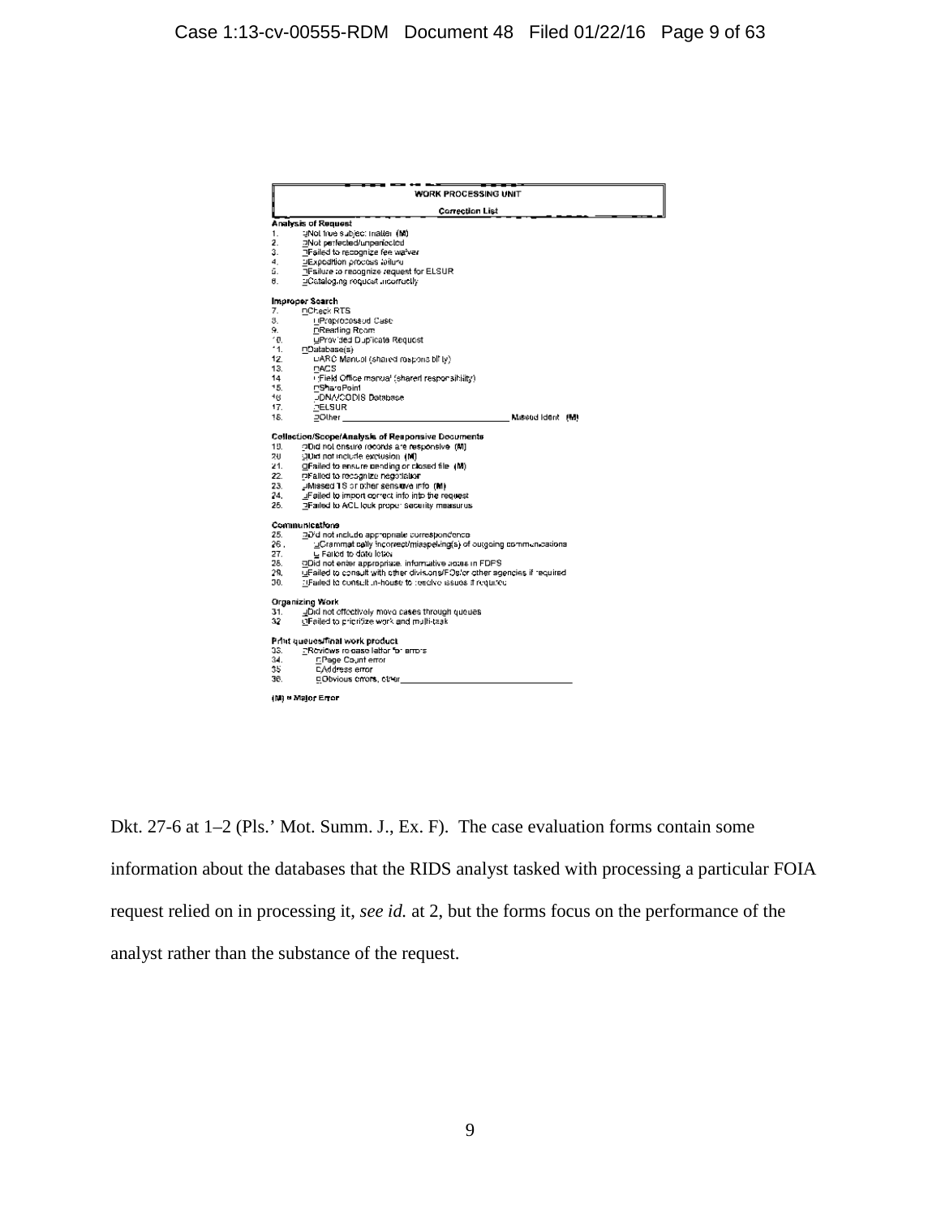**WORK PROCESSING UNIT**

**Correction List**

**Analysis of Request**

1. ☐Not true subject matter (M)
2. ☐Not perfected/unperfected
3. ☐Failed to recognize fee waiver
4. ☐Expedition process failure
5. ☐Failure to recognize request for ELSUR
6. ☐Cataloging request incorrectly

**Improper Search**

7. ☐Check RTS
8. ☐Preprocessed Case
9. ☐Reading Room
10. ☐Provided Duplicate Request
11. ☐Database(s)
12. ☐ARC Manual (shared responsibility)
13. ☐ACS
14. ☐Field Office manual (shared responsibility)
15. ☐SharePoint
16. ☐DNA/CODIS Database
17. ☐ELSUR
18. ☐Other ______________________ Missed Ident (M)

**Collection/Scope/Analysis of Responsive Documents**

19. ☐Did not ensure records are responsive (M)
20. ☐Did not include exclusion (M)
21. ☐Failed to ensure pending or closed file (M)
22. ☐Failed to recognize negotiation
23. ☐Missed TS or other sensitive info (M)
24. ☐Failed to import correct info into the request
25. ☐Failed to ACL lock proper security measures

**Communications**

25. ☐Did not include appropriate correspondence
26. ☐Grammatically incorrect/misspelling(s) of outgoing communications
27. ☐Failed to date letter
28. ☐Did not enter appropriate informative notes in FDPS
29. ☐Failed to consult with other divisions/FOs/or other agencies if required
30. ☐Failed to consult in-house to resolve issues if required

**Organizing Work**

31. ☐Did not effectively move cases through queues
32. ☐Failed to prioritize work and multi-task

**Print queues/final work product**

33. ☐Reviews release letter for errors
34. ☐Page Count error
35. ☐Address error
36. ☐Obvious errors, other ______________________

(M) = Major Error

Dkt. 27-6 at 1–2 (Pls.' Mot. Summ. J., Ex. F). The case evaluation forms contain some information about the databases that the RIDS analyst tasked with processing a particular FOIA request relied on in processing it, *see id.* at 2, but the forms focus on the performance of the analyst rather than the substance of the request.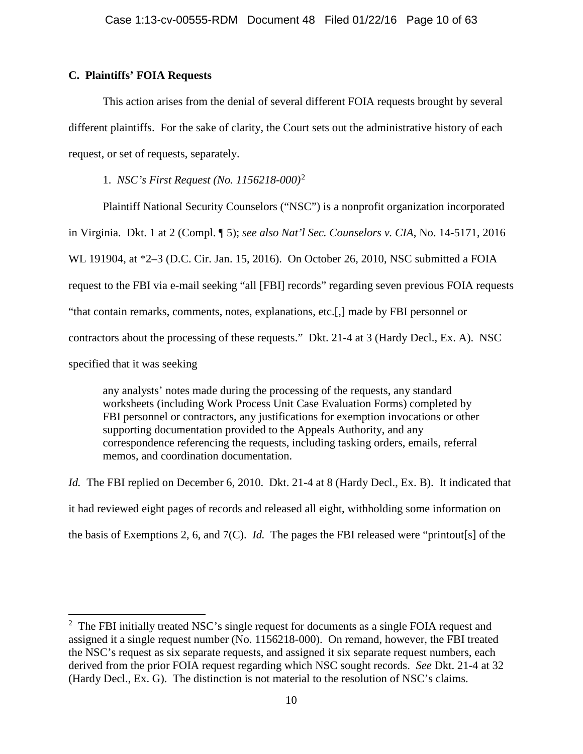### C. Plaintiffs' FOIA Requests

This action arises from the denial of several different FOIA requests brought by several different plaintiffs. For the sake of clarity, the Court sets out the administrative history of each request, or set of requests, separately.

1. *NSC's First Request (No. 1156218-000)*[2]

Plaintiff National Security Counselors ("NSC") is a nonprofit organization incorporated in Virginia. Dkt. 1 at 2 (Compl. ¶ 5); *see also Nat'l Sec. Counselors v. CIA*, No. 14-5171, 2016 WL 191904, at *2–3 (D.C. Cir. Jan. 15, 2016). On October 26, 2010, NSC submitted a FOIA request to the FBI via e-mail seeking "all [FBI] records" regarding seven previous FOIA requests "that contain remarks, comments, notes, explanations, etc.[,] made by FBI personnel or contractors about the processing of these requests." Dkt. 21-4 at 3 (Hardy Decl., Ex. A). NSC specified that it was seeking

> any analysts' notes made during the processing of the requests, any standard worksheets (including Work Process Unit Case Evaluation Forms) completed by FBI personnel or contractors, any justifications for exemption invocations or other supporting documentation provided to the Appeals Authority, and any correspondence referencing the requests, including tasking orders, emails, referral memos, and coordination documentation.

*Id.* The FBI replied on December 6, 2010. Dkt. 21-4 at 8 (Hardy Decl., Ex. B). It indicated that it had reviewed eight pages of records and released all eight, withholding some information on the basis of Exemptions 2, 6, and 7(C). *Id.* The pages the FBI released were "printout[s] of the

---

[2] The FBI initially treated NSC's single request for documents as a single FOIA request and assigned it a single request number (No. 1156218-000). On remand, however, the FBI treated the NSC's request as six separate requests, and assigned it six separate request numbers, each derived from the prior FOIA request regarding which NSC sought records. *See* Dkt. 21-4 at 32 (Hardy Decl., Ex. G). The distinction is not material to the resolution of NSC's claims.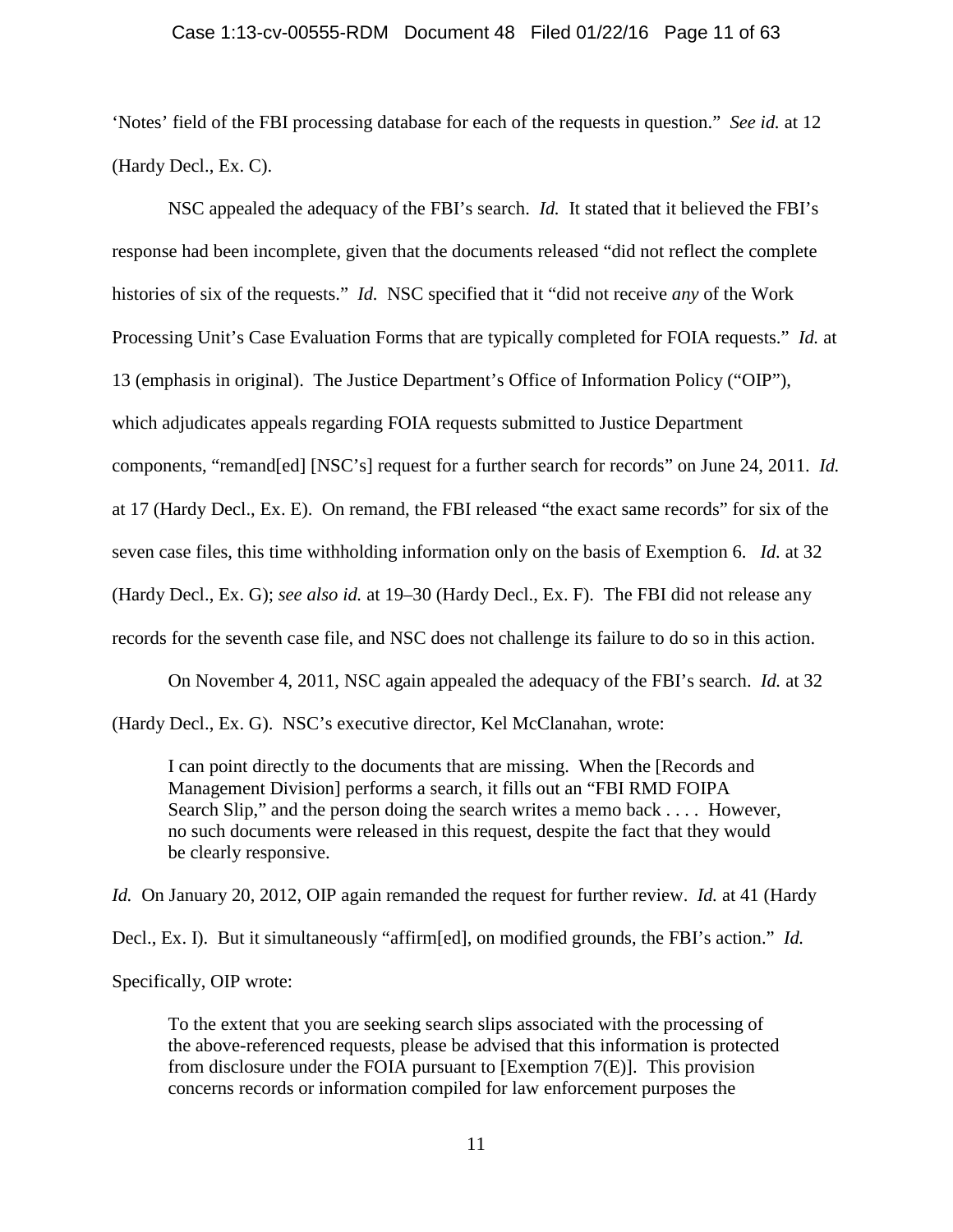'Notes' field of the FBI processing database for each of the requests in question." *See id.* at 12 (Hardy Decl., Ex. C).

NSC appealed the adequacy of the FBI's search. *Id.* It stated that it believed the FBI's response had been incomplete, given that the documents released "did not reflect the complete histories of six of the requests." *Id.* NSC specified that it "did not receive *any* of the Work Processing Unit's Case Evaluation Forms that are typically completed for FOIA requests." *Id.* at 13 (emphasis in original). The Justice Department's Office of Information Policy ("OIP"), which adjudicates appeals regarding FOIA requests submitted to Justice Department components, "remand[ed] [NSC's] request for a further search for records" on June 24, 2011. *Id.* at 17 (Hardy Decl., Ex. E). On remand, the FBI released "the exact same records" for six of the seven case files, this time withholding information only on the basis of Exemption 6. *Id.* at 32 (Hardy Decl., Ex. G); *see also id.* at 19–30 (Hardy Decl., Ex. F). The FBI did not release any records for the seventh case file, and NSC does not challenge its failure to do so in this action.

On November 4, 2011, NSC again appealed the adequacy of the FBI's search. *Id.* at 32 (Hardy Decl., Ex. G). NSC's executive director, Kel McClanahan, wrote:

> I can point directly to the documents that are missing. When the [Records and Management Division] performs a search, it fills out an "FBI RMD FOIPA Search Slip," and the person doing the search writes a memo back . . . . However, no such documents were released in this request, despite the fact that they would be clearly responsive.

*Id.* On January 20, 2012, OIP again remanded the request for further review. *Id.* at 41 (Hardy Decl., Ex. I). But it simultaneously "affirm[ed], on modified grounds, the FBI's action." *Id.* Specifically, OIP wrote:

> To the extent that you are seeking search slips associated with the processing of the above-referenced requests, please be advised that this information is protected from disclosure under the FOIA pursuant to [Exemption 7(E)]. This provision concerns records or information compiled for law enforcement purposes the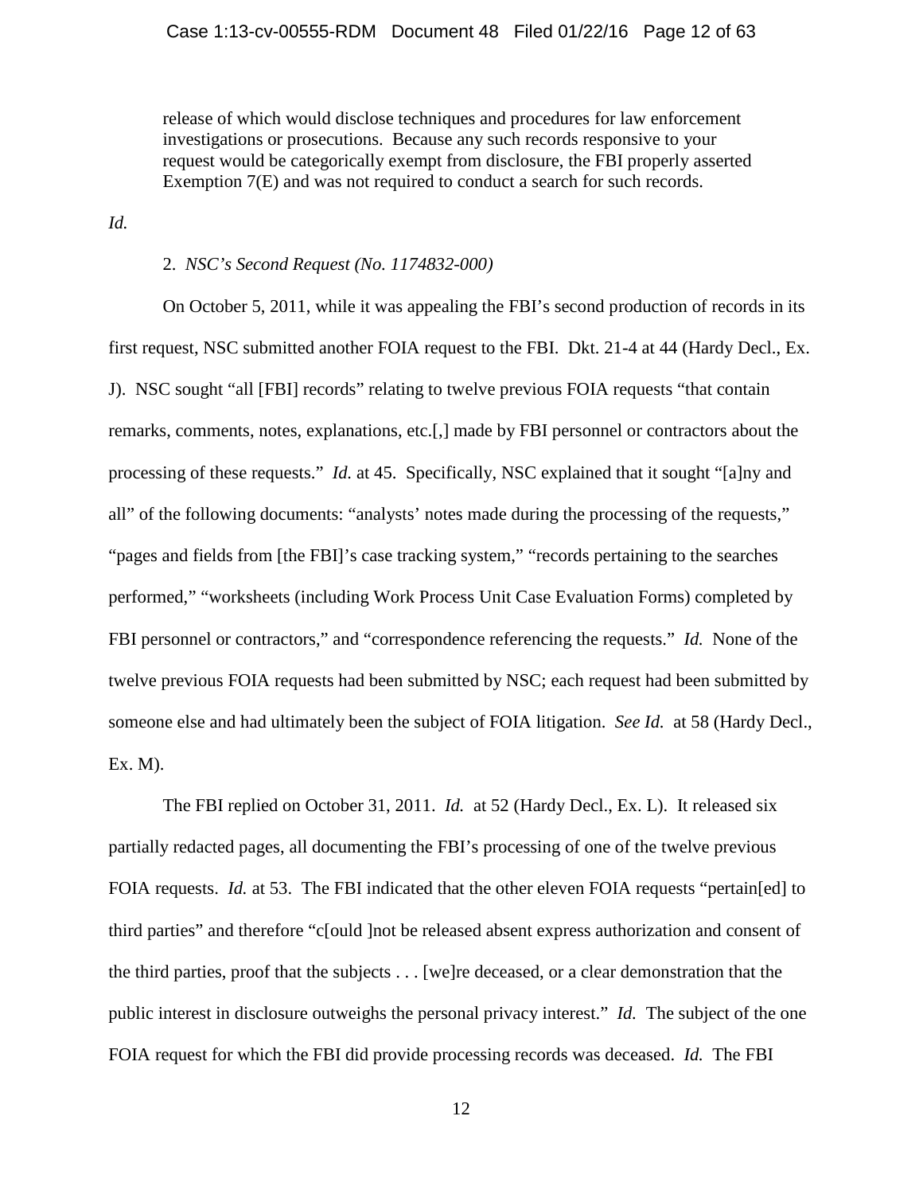> release of which would disclose techniques and procedures for law enforcement investigations or prosecutions. Because any such records responsive to your request would be categorically exempt from disclosure, the FBI properly asserted Exemption 7(E) and was not required to conduct a search for such records.

*Id.*

2. *NSC's Second Request (No. 1174832-000)*

On October 5, 2011, while it was appealing the FBI's second production of records in its first request, NSC submitted another FOIA request to the FBI. Dkt. 21-4 at 44 (Hardy Decl., Ex. J). NSC sought "all [FBI] records" relating to twelve previous FOIA requests "that contain remarks, comments, notes, explanations, etc.[,] made by FBI personnel or contractors about the processing of these requests." *Id.* at 45. Specifically, NSC explained that it sought "[a]ny and all" of the following documents: "analysts' notes made during the processing of the requests," "pages and fields from [the FBI]'s case tracking system," "records pertaining to the searches performed," "worksheets (including Work Process Unit Case Evaluation Forms) completed by FBI personnel or contractors," and "correspondence referencing the requests." *Id.* None of the twelve previous FOIA requests had been submitted by NSC; each request had been submitted by someone else and had ultimately been the subject of FOIA litigation. *See Id.* at 58 (Hardy Decl., Ex. M).

The FBI replied on October 31, 2011. *Id.* at 52 (Hardy Decl., Ex. L). It released six partially redacted pages, all documenting the FBI's processing of one of the twelve previous FOIA requests. *Id.* at 53. The FBI indicated that the other eleven FOIA requests "pertain[ed] to third parties" and therefore "c[ould ]not be released absent express authorization and consent of the third parties, proof that the subjects . . . [we]re deceased, or a clear demonstration that the public interest in disclosure outweighs the personal privacy interest." *Id.* The subject of the one FOIA request for which the FBI did provide processing records was deceased. *Id.* The FBI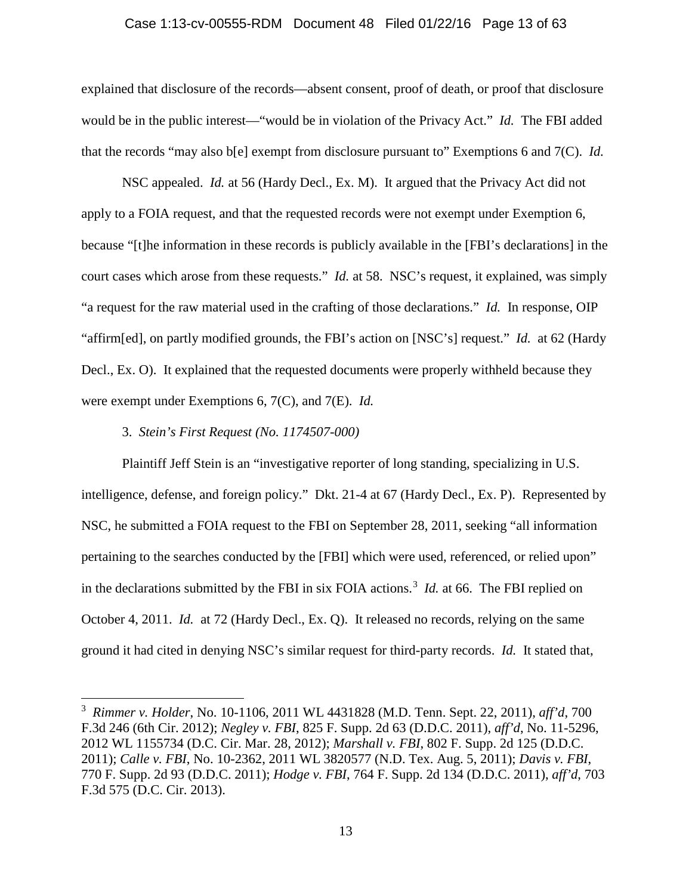explained that disclosure of the records—absent consent, proof of death, or proof that disclosure would be in the public interest—"would be in violation of the Privacy Act." *Id.* The FBI added that the records "may also b[e] exempt from disclosure pursuant to" Exemptions 6 and 7(C). *Id.*

NSC appealed. *Id.* at 56 (Hardy Decl., Ex. M). It argued that the Privacy Act did not apply to a FOIA request, and that the requested records were not exempt under Exemption 6, because "[t]he information in these records is publicly available in the [FBI's declarations] in the court cases which arose from these requests." *Id.* at 58. NSC's request, it explained, was simply "a request for the raw material used in the crafting of those declarations." *Id.* In response, OIP "affirm[ed], on partly modified grounds, the FBI's action on [NSC's] request." *Id.* at 62 (Hardy Decl., Ex. O). It explained that the requested documents were properly withheld because they were exempt under Exemptions 6, 7(C), and 7(E). *Id.*

3. *Stein's First Request (No. 1174507-000)*

Plaintiff Jeff Stein is an "investigative reporter of long standing, specializing in U.S. intelligence, defense, and foreign policy." Dkt. 21-4 at 67 (Hardy Decl., Ex. P). Represented by NSC, he submitted a FOIA request to the FBI on September 28, 2011, seeking "all information pertaining to the searches conducted by the [FBI] which were used, referenced, or relied upon" in the declarations submitted by the FBI in six FOIA actions.[3] *Id.* at 66. The FBI replied on October 4, 2011. *Id.* at 72 (Hardy Decl., Ex. Q). It released no records, relying on the same ground it had cited in denying NSC's similar request for third-party records. *Id.* It stated that,

[3] *Rimmer v. Holder*, No. 10-1106, 2011 WL 4431828 (M.D. Tenn. Sept. 22, 2011), *aff'd*, 700 F.3d 246 (6th Cir. 2012); *Negley v. FBI*, 825 F. Supp. 2d 63 (D.D.C. 2011), *aff'd*, No. 11-5296, 2012 WL 1155734 (D.C. Cir. Mar. 28, 2012); *Marshall v. FBI*, 802 F. Supp. 2d 125 (D.D.C. 2011); *Calle v. FBI*, No. 10-2362, 2011 WL 3820577 (N.D. Tex. Aug. 5, 2011); *Davis v. FBI*, 770 F. Supp. 2d 93 (D.D.C. 2011); *Hodge v. FBI*, 764 F. Supp. 2d 134 (D.D.C. 2011), *aff'd*, 703 F.3d 575 (D.C. Cir. 2013).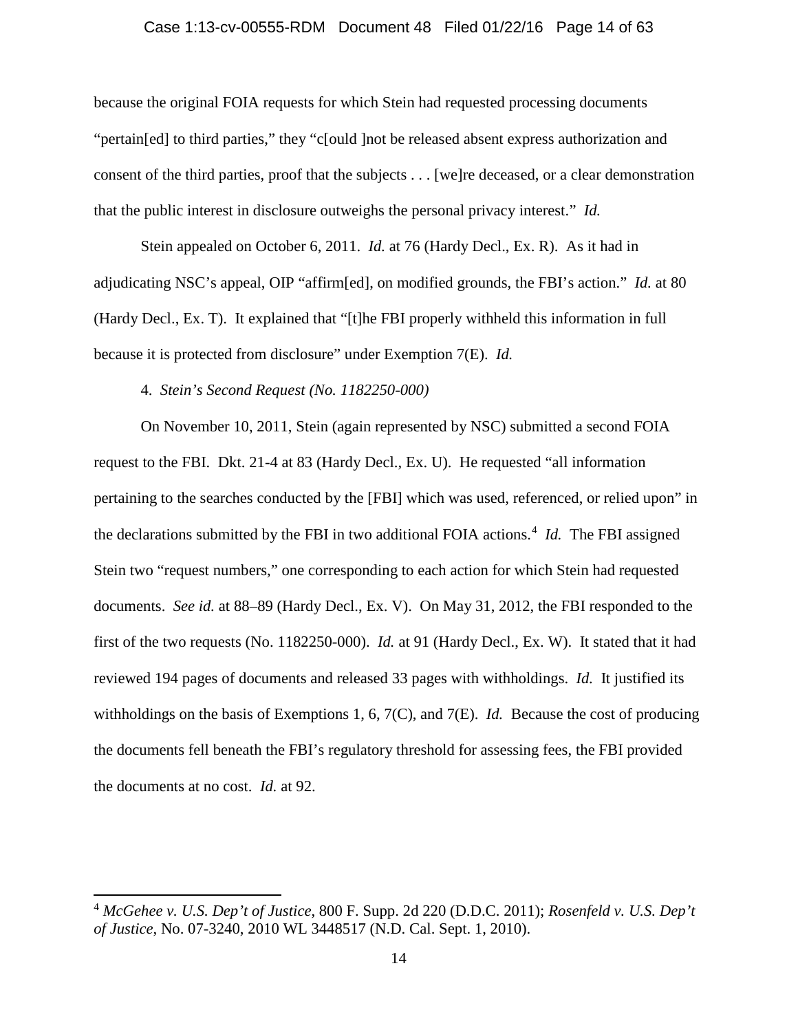because the original FOIA requests for which Stein had requested processing documents "pertain[ed] to third parties," they "c[ould ]not be released absent express authorization and consent of the third parties, proof that the subjects . . . [we]re deceased, or a clear demonstration that the public interest in disclosure outweighs the personal privacy interest." *Id.*

Stein appealed on October 6, 2011. *Id.* at 76 (Hardy Decl., Ex. R). As it had in adjudicating NSC's appeal, OIP "affirm[ed], on modified grounds, the FBI's action." *Id.* at 80 (Hardy Decl., Ex. T). It explained that "[t]he FBI properly withheld this information in full because it is protected from disclosure" under Exemption 7(E). *Id.*

4. *Stein's Second Request (No. 1182250-000)*

On November 10, 2011, Stein (again represented by NSC) submitted a second FOIA request to the FBI. Dkt. 21-4 at 83 (Hardy Decl., Ex. U). He requested "all information pertaining to the searches conducted by the [FBI] which was used, referenced, or relied upon" in the declarations submitted by the FBI in two additional FOIA actions.[4] *Id.* The FBI assigned Stein two "request numbers," one corresponding to each action for which Stein had requested documents. *See id.* at 88–89 (Hardy Decl., Ex. V). On May 31, 2012, the FBI responded to the first of the two requests (No. 1182250-000). *Id.* at 91 (Hardy Decl., Ex. W). It stated that it had reviewed 194 pages of documents and released 33 pages with withholdings. *Id.* It justified its withholdings on the basis of Exemptions 1, 6, 7(C), and 7(E). *Id.* Because the cost of producing the documents fell beneath the FBI's regulatory threshold for assessing fees, the FBI provided the documents at no cost. *Id.* at 92.

[4] *McGehee v. U.S. Dep't of Justice*, 800 F. Supp. 2d 220 (D.D.C. 2011); *Rosenfeld v. U.S. Dep't of Justice*, No. 07-3240, 2010 WL 3448517 (N.D. Cal. Sept. 1, 2010).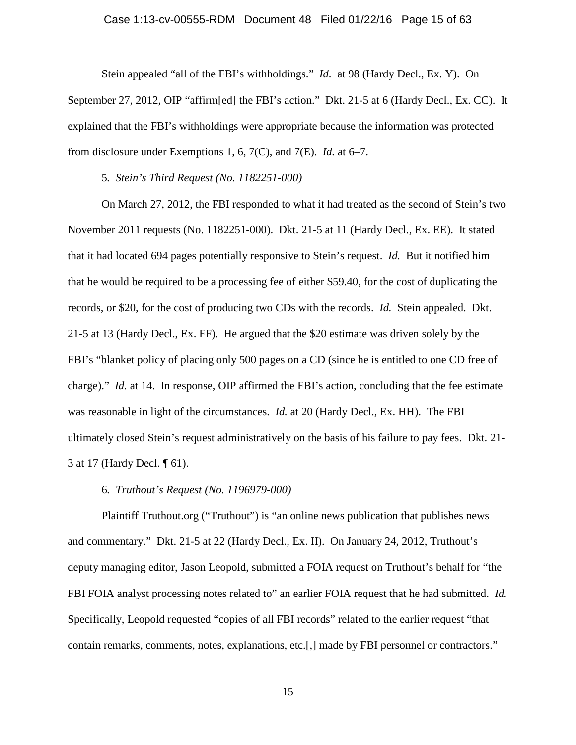Stein appealed "all of the FBI's withholdings." *Id.* at 98 (Hardy Decl., Ex. Y). On September 27, 2012, OIP "affirm[ed] the FBI's action." Dkt. 21-5 at 6 (Hardy Decl., Ex. CC). It explained that the FBI's withholdings were appropriate because the information was protected from disclosure under Exemptions 1, 6, 7(C), and 7(E). *Id.* at 6–7.

5. *Stein's Third Request (No. 1182251-000)*

On March 27, 2012, the FBI responded to what it had treated as the second of Stein's two November 2011 requests (No. 1182251-000). Dkt. 21-5 at 11 (Hardy Decl., Ex. EE). It stated that it had located 694 pages potentially responsive to Stein's request. *Id.* But it notified him that he would be required to be a processing fee of either $59.40, for the cost of duplicating the records, or $20, for the cost of producing two CDs with the records. *Id.* Stein appealed. Dkt. 21-5 at 13 (Hardy Decl., Ex. FF). He argued that the $20 estimate was driven solely by the FBI's "blanket policy of placing only 500 pages on a CD (since he is entitled to one CD free of charge)." *Id.* at 14. In response, OIP affirmed the FBI's action, concluding that the fee estimate was reasonable in light of the circumstances. *Id.* at 20 (Hardy Decl., Ex. HH). The FBI ultimately closed Stein's request administratively on the basis of his failure to pay fees. Dkt. 21-3 at 17 (Hardy Decl. ¶ 61).

6. *Truthout's Request (No. 1196979-000)*

Plaintiff Truthout.org ("Truthout") is "an online news publication that publishes news and commentary." Dkt. 21-5 at 22 (Hardy Decl., Ex. II). On January 24, 2012, Truthout's deputy managing editor, Jason Leopold, submitted a FOIA request on Truthout's behalf for "the FBI FOIA analyst processing notes related to" an earlier FOIA request that he had submitted. *Id.* Specifically, Leopold requested "copies of all FBI records" related to the earlier request "that contain remarks, comments, notes, explanations, etc.[,] made by FBI personnel or contractors."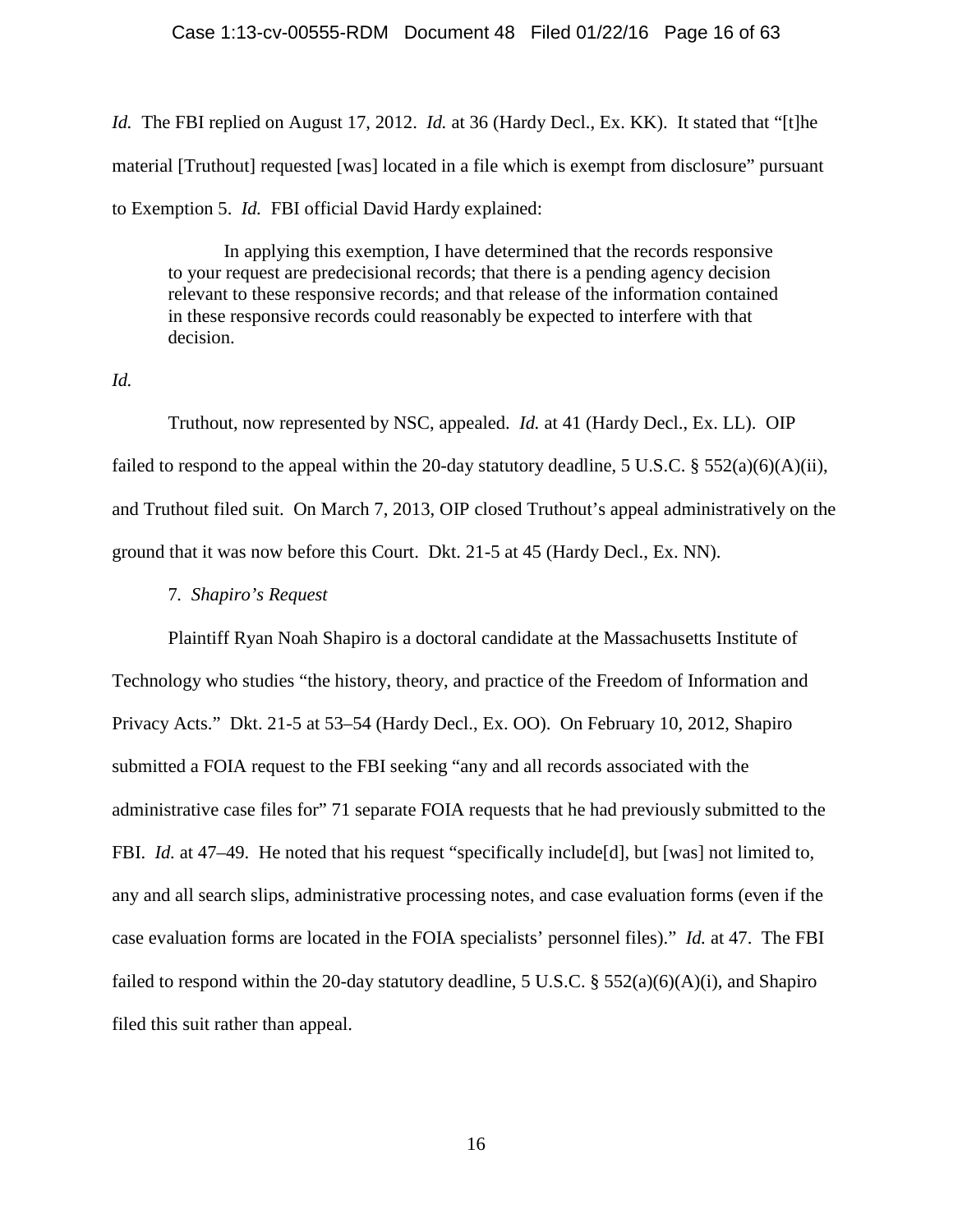*Id.* The FBI replied on August 17, 2012. *Id.* at 36 (Hardy Decl., Ex. KK). It stated that "[t]he material [Truthout] requested [was] located in a file which is exempt from disclosure" pursuant to Exemption 5. *Id.* FBI official David Hardy explained:

> In applying this exemption, I have determined that the records responsive to your request are predecisional records; that there is a pending agency decision relevant to these responsive records; and that release of the information contained in these responsive records could reasonably be expected to interfere with that decision.

*Id.*

Truthout, now represented by NSC, appealed. *Id.* at 41 (Hardy Decl., Ex. LL). OIP failed to respond to the appeal within the 20-day statutory deadline, 5 U.S.C. § 552(a)(6)(A)(ii), and Truthout filed suit. On March 7, 2013, OIP closed Truthout's appeal administratively on the ground that it was now before this Court. Dkt. 21-5 at 45 (Hardy Decl., Ex. NN).

7. *Shapiro's Request*

Plaintiff Ryan Noah Shapiro is a doctoral candidate at the Massachusetts Institute of Technology who studies "the history, theory, and practice of the Freedom of Information and Privacy Acts." Dkt. 21-5 at 53–54 (Hardy Decl., Ex. OO). On February 10, 2012, Shapiro submitted a FOIA request to the FBI seeking "any and all records associated with the administrative case files for" 71 separate FOIA requests that he had previously submitted to the FBI. *Id.* at 47–49. He noted that his request "specifically include[d], but [was] not limited to, any and all search slips, administrative processing notes, and case evaluation forms (even if the case evaluation forms are located in the FOIA specialists' personnel files)." *Id.* at 47. The FBI failed to respond within the 20-day statutory deadline, 5 U.S.C. § 552(a)(6)(A)(i), and Shapiro filed this suit rather than appeal.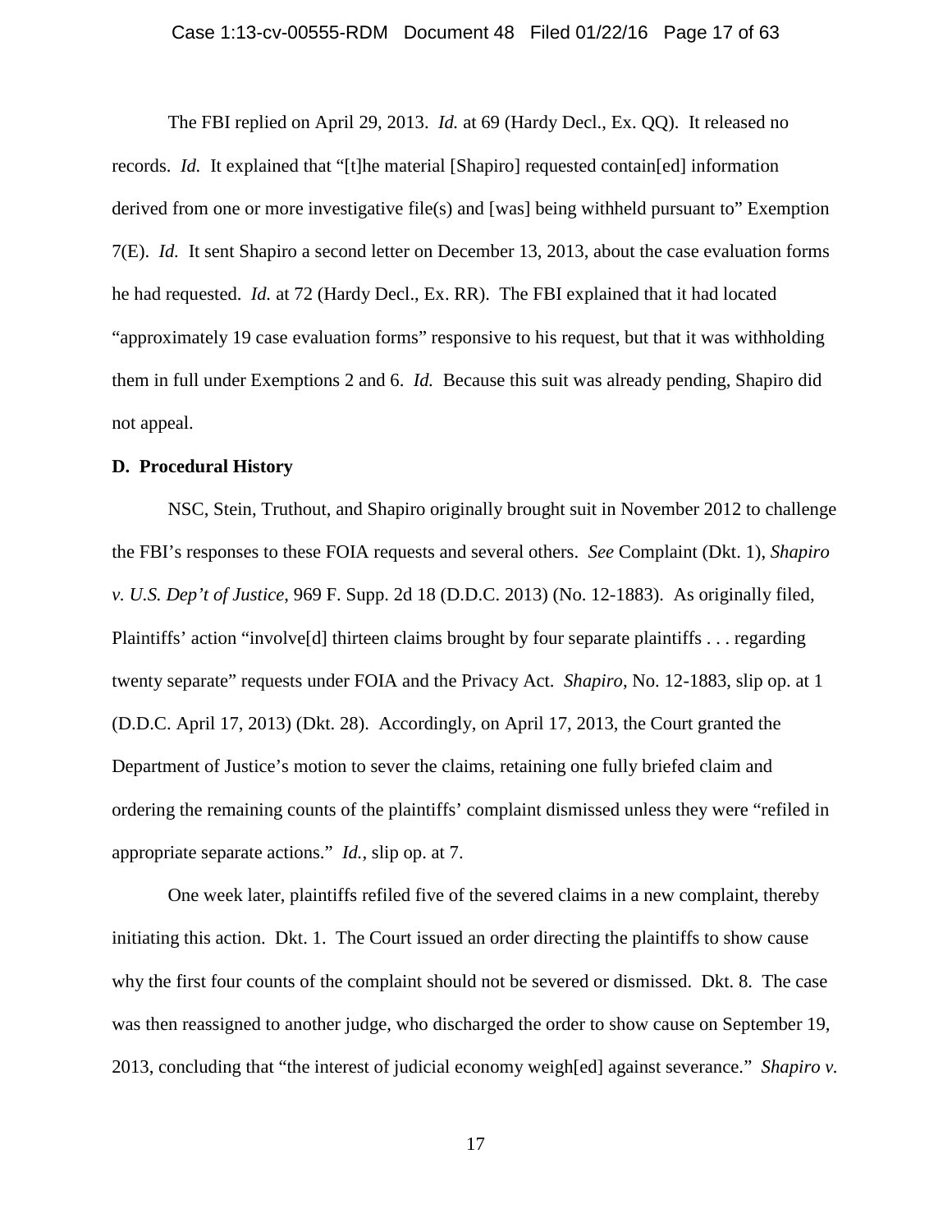The FBI replied on April 29, 2013. *Id.* at 69 (Hardy Decl., Ex. QQ). It released no records. *Id.* It explained that "[t]he material [Shapiro] requested contain[ed] information derived from one or more investigative file(s) and [was] being withheld pursuant to" Exemption 7(E). *Id.* It sent Shapiro a second letter on December 13, 2013, about the case evaluation forms he had requested. *Id.* at 72 (Hardy Decl., Ex. RR). The FBI explained that it had located "approximately 19 case evaluation forms" responsive to his request, but that it was withholding them in full under Exemptions 2 and 6. *Id.* Because this suit was already pending, Shapiro did not appeal.

**D. Procedural History**

NSC, Stein, Truthout, and Shapiro originally brought suit in November 2012 to challenge the FBI's responses to these FOIA requests and several others. *See* Complaint (Dkt. 1), *Shapiro v. U.S. Dep't of Justice*, 969 F. Supp. 2d 18 (D.D.C. 2013) (No. 12-1883). As originally filed, Plaintiffs' action "involve[d] thirteen claims brought by four separate plaintiffs . . . regarding twenty separate" requests under FOIA and the Privacy Act. *Shapiro*, No. 12-1883, slip op. at 1 (D.D.C. April 17, 2013) (Dkt. 28). Accordingly, on April 17, 2013, the Court granted the Department of Justice's motion to sever the claims, retaining one fully briefed claim and ordering the remaining counts of the plaintiffs' complaint dismissed unless they were "refiled in appropriate separate actions." *Id.*, slip op. at 7.

One week later, plaintiffs refiled five of the severed claims in a new complaint, thereby initiating this action. Dkt. 1. The Court issued an order directing the plaintiffs to show cause why the first four counts of the complaint should not be severed or dismissed. Dkt. 8. The case was then reassigned to another judge, who discharged the order to show cause on September 19, 2013, concluding that "the interest of judicial economy weigh[ed] against severance." *Shapiro v.*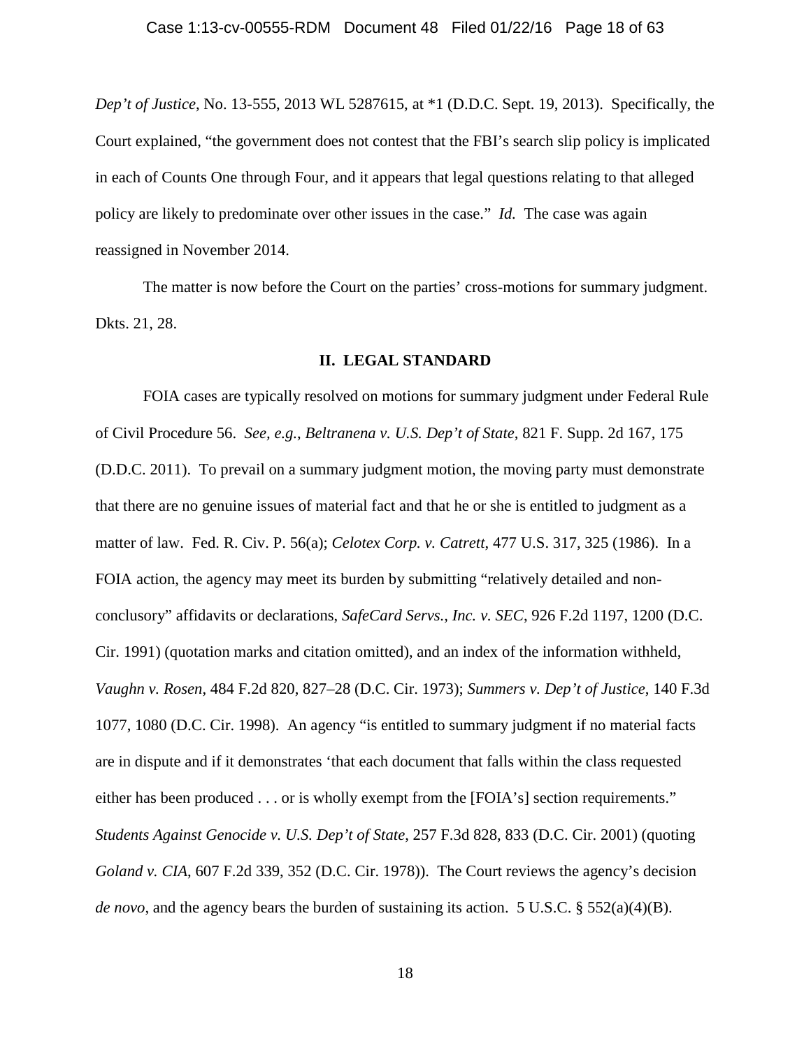*Dep't of Justice*, No. 13-555, 2013 WL 5287615, at *1 (D.D.C. Sept. 19, 2013). Specifically, the Court explained, "the government does not contest that the FBI's search slip policy is implicated in each of Counts One through Four, and it appears that legal questions relating to that alleged policy are likely to predominate over other issues in the case." *Id.* The case was again reassigned in November 2014.

The matter is now before the Court on the parties' cross-motions for summary judgment. Dkts. 21, 28.

## II. LEGAL STANDARD

FOIA cases are typically resolved on motions for summary judgment under Federal Rule of Civil Procedure 56. *See, e.g.*, *Beltranena v. U.S. Dep't of State*, 821 F. Supp. 2d 167, 175 (D.D.C. 2011). To prevail on a summary judgment motion, the moving party must demonstrate that there are no genuine issues of material fact and that he or she is entitled to judgment as a matter of law. Fed. R. Civ. P. 56(a); *Celotex Corp. v. Catrett*, 477 U.S. 317, 325 (1986). In a FOIA action, the agency may meet its burden by submitting "relatively detailed and non-conclusory" affidavits or declarations, *SafeCard Servs., Inc. v. SEC*, 926 F.2d 1197, 1200 (D.C. Cir. 1991) (quotation marks and citation omitted), and an index of the information withheld, *Vaughn v. Rosen*, 484 F.2d 820, 827–28 (D.C. Cir. 1973); *Summers v. Dep't of Justice*, 140 F.3d 1077, 1080 (D.C. Cir. 1998). An agency "is entitled to summary judgment if no material facts are in dispute and if it demonstrates 'that each document that falls within the class requested either has been produced . . . or is wholly exempt from the [FOIA's] section requirements." *Students Against Genocide v. U.S. Dep't of State*, 257 F.3d 828, 833 (D.C. Cir. 2001) (quoting *Goland v. CIA*, 607 F.2d 339, 352 (D.C. Cir. 1978)). The Court reviews the agency's decision *de novo*, and the agency bears the burden of sustaining its action. 5 U.S.C. § 552(a)(4)(B).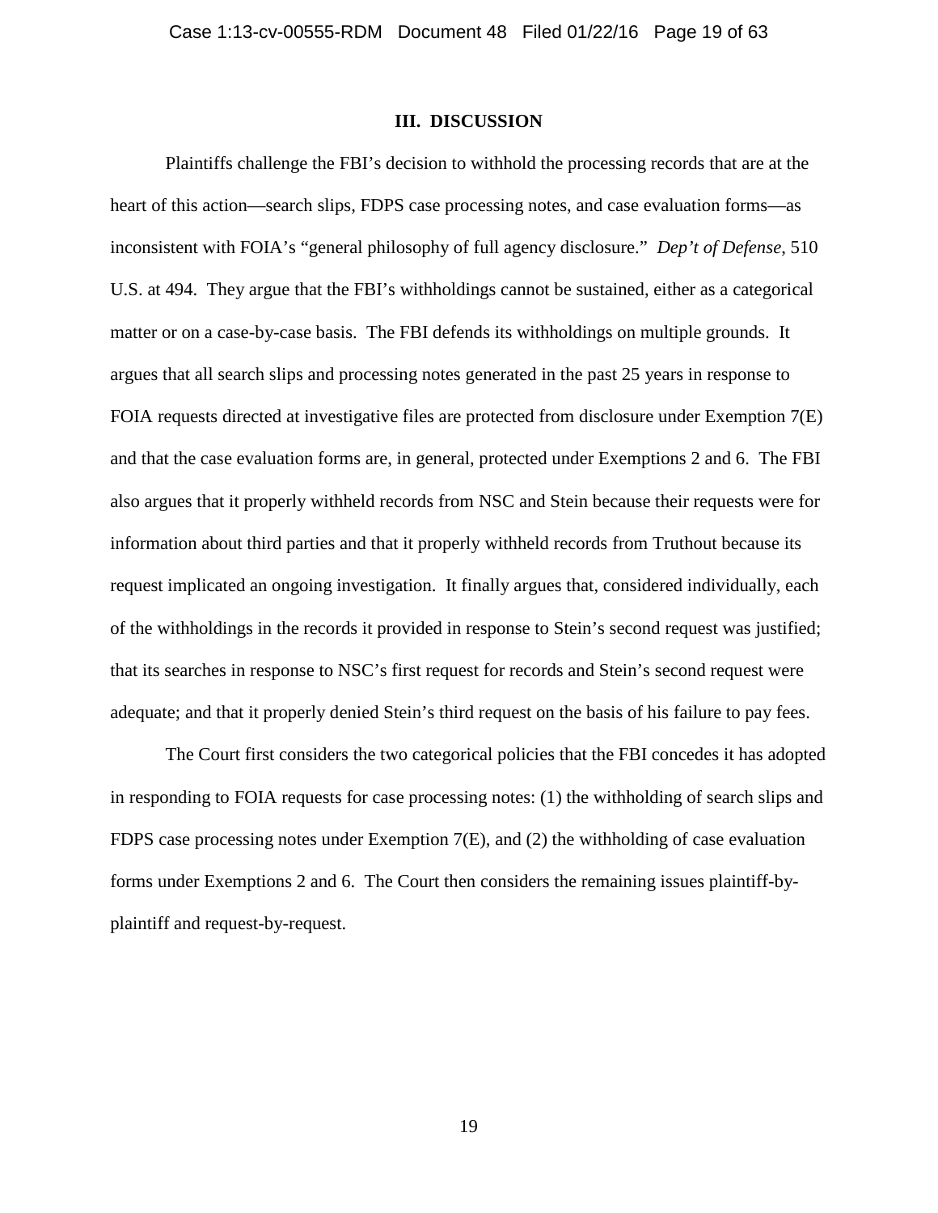## III. DISCUSSION

Plaintiffs challenge the FBI's decision to withhold the processing records that are at the heart of this action—search slips, FDPS case processing notes, and case evaluation forms—as inconsistent with FOIA's "general philosophy of full agency disclosure." *Dep't of Defense*, 510 U.S. at 494. They argue that the FBI's withholdings cannot be sustained, either as a categorical matter or on a case-by-case basis. The FBI defends its withholdings on multiple grounds. It argues that all search slips and processing notes generated in the past 25 years in response to FOIA requests directed at investigative files are protected from disclosure under Exemption 7(E) and that the case evaluation forms are, in general, protected under Exemptions 2 and 6. The FBI also argues that it properly withheld records from NSC and Stein because their requests were for information about third parties and that it properly withheld records from Truthout because its request implicated an ongoing investigation. It finally argues that, considered individually, each of the withholdings in the records it provided in response to Stein's second request was justified; that its searches in response to NSC's first request for records and Stein's second request were adequate; and that it properly denied Stein's third request on the basis of his failure to pay fees.

The Court first considers the two categorical policies that the FBI concedes it has adopted in responding to FOIA requests for case processing notes: (1) the withholding of search slips and FDPS case processing notes under Exemption 7(E), and (2) the withholding of case evaluation forms under Exemptions 2 and 6. The Court then considers the remaining issues plaintiff-by-plaintiff and request-by-request.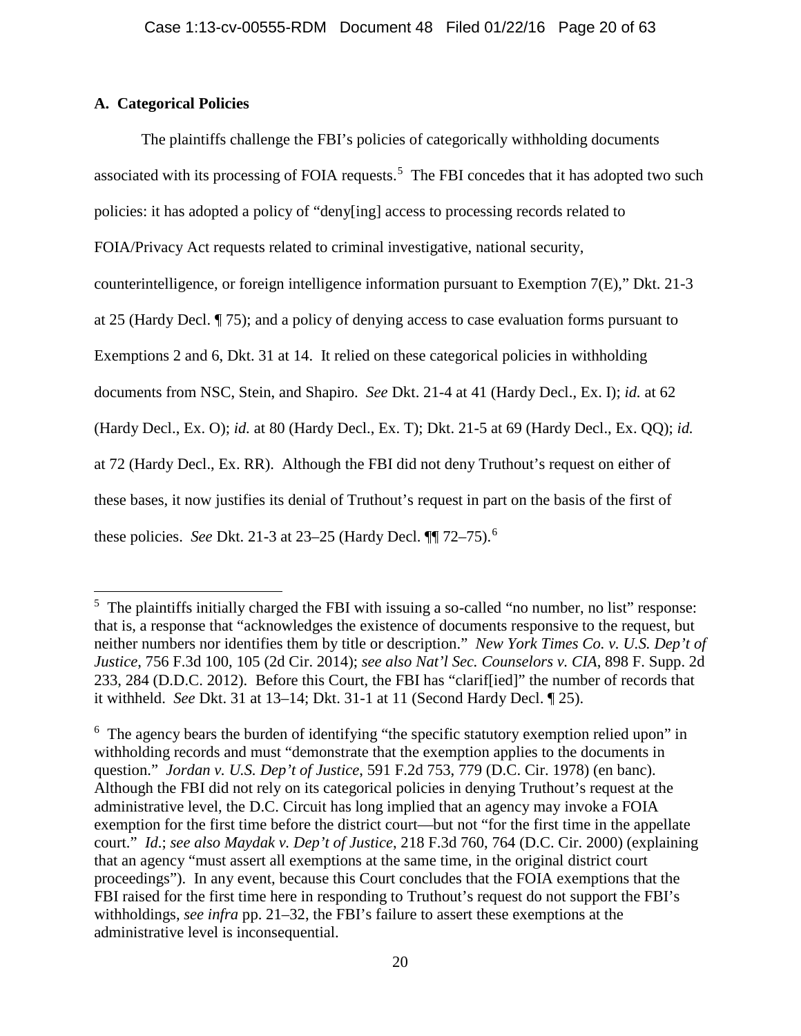### A. Categorical Policies

The plaintiffs challenge the FBI's policies of categorically withholding documents associated with its processing of FOIA requests.[5] The FBI concedes that it has adopted two such policies: it has adopted a policy of "deny[ing] access to processing records related to FOIA/Privacy Act requests related to criminal investigative, national security, counterintelligence, or foreign intelligence information pursuant to Exemption 7(E)," Dkt. 21-3 at 25 (Hardy Decl. ¶ 75); and a policy of denying access to case evaluation forms pursuant to Exemptions 2 and 6, Dkt. 31 at 14. It relied on these categorical policies in withholding documents from NSC, Stein, and Shapiro. *See* Dkt. 21-4 at 41 (Hardy Decl., Ex. I); *id.* at 62 (Hardy Decl., Ex. O); *id.* at 80 (Hardy Decl., Ex. T); Dkt. 21-5 at 69 (Hardy Decl., Ex. QQ); *id.* at 72 (Hardy Decl., Ex. RR). Although the FBI did not deny Truthout's request on either of these bases, it now justifies its denial of Truthout's request in part on the basis of the first of these policies. *See* Dkt. 21-3 at 23–25 (Hardy Decl. ¶¶ 72–75).[6]

---

[5] The plaintiffs initially charged the FBI with issuing a so-called "no number, no list" response: that is, a response that "acknowledges the existence of documents responsive to the request, but neither numbers nor identifies them by title or description." *New York Times Co. v. U.S. Dep't of Justice*, 756 F.3d 100, 105 (2d Cir. 2014); *see also Nat'l Sec. Counselors v. CIA*, 898 F. Supp. 2d 233, 284 (D.D.C. 2012). Before this Court, the FBI has "clarif[ied]" the number of records that it withheld. *See* Dkt. 31 at 13–14; Dkt. 31-1 at 11 (Second Hardy Decl. ¶ 25).

[6] The agency bears the burden of identifying "the specific statutory exemption relied upon" in withholding records and must "demonstrate that the exemption applies to the documents in question." *Jordan v. U.S. Dep't of Justice*, 591 F.2d 753, 779 (D.C. Cir. 1978) (en banc). Although the FBI did not rely on its categorical policies in denying Truthout's request at the administrative level, the D.C. Circuit has long implied that an agency may invoke a FOIA exemption for the first time before the district court—but not "for the first time in the appellate court." *Id*.; *see also Maydak v. Dep't of Justice*, 218 F.3d 760, 764 (D.C. Cir. 2000) (explaining that an agency "must assert all exemptions at the same time, in the original district court proceedings"). In any event, because this Court concludes that the FOIA exemptions that the FBI raised for the first time here in responding to Truthout's request do not support the FBI's withholdings, *see infra* pp. 21–32, the FBI's failure to assert these exemptions at the administrative level is inconsequential.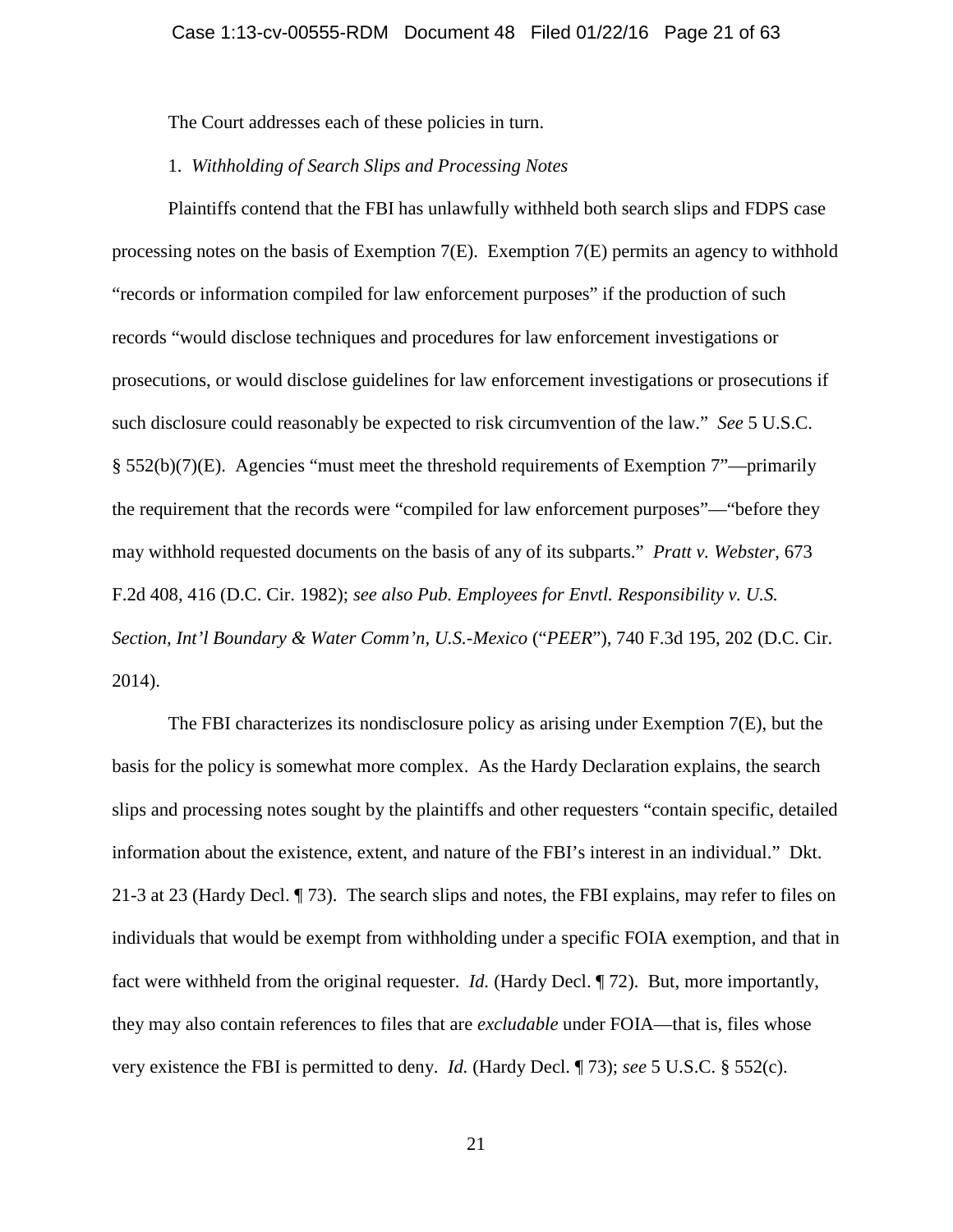The Court addresses each of these policies in turn.

1. *Withholding of Search Slips and Processing Notes*

Plaintiffs contend that the FBI has unlawfully withheld both search slips and FDPS case processing notes on the basis of Exemption 7(E). Exemption 7(E) permits an agency to withhold "records or information compiled for law enforcement purposes" if the production of such records "would disclose techniques and procedures for law enforcement investigations or prosecutions, or would disclose guidelines for law enforcement investigations or prosecutions if such disclosure could reasonably be expected to risk circumvention of the law." *See* 5 U.S.C. § 552(b)(7)(E). Agencies "must meet the threshold requirements of Exemption 7"—primarily the requirement that the records were "compiled for law enforcement purposes"—"before they may withhold requested documents on the basis of any of its subparts." *Pratt v. Webster*, 673 F.2d 408, 416 (D.C. Cir. 1982); *see also Pub. Employees for Envtl. Responsibility v. U.S. Section, Int'l Boundary & Water Comm'n, U.S.-Mexico* ("*PEER*"), 740 F.3d 195, 202 (D.C. Cir. 2014).

The FBI characterizes its nondisclosure policy as arising under Exemption 7(E), but the basis for the policy is somewhat more complex. As the Hardy Declaration explains, the search slips and processing notes sought by the plaintiffs and other requesters "contain specific, detailed information about the existence, extent, and nature of the FBI's interest in an individual." Dkt. 21-3 at 23 (Hardy Decl. ¶ 73). The search slips and notes, the FBI explains, may refer to files on individuals that would be exempt from withholding under a specific FOIA exemption, and that in fact were withheld from the original requester. *Id.* (Hardy Decl. ¶ 72). But, more importantly, they may also contain references to files that are *excludable* under FOIA—that is, files whose very existence the FBI is permitted to deny. *Id.* (Hardy Decl. ¶ 73); *see* 5 U.S.C. § 552(c).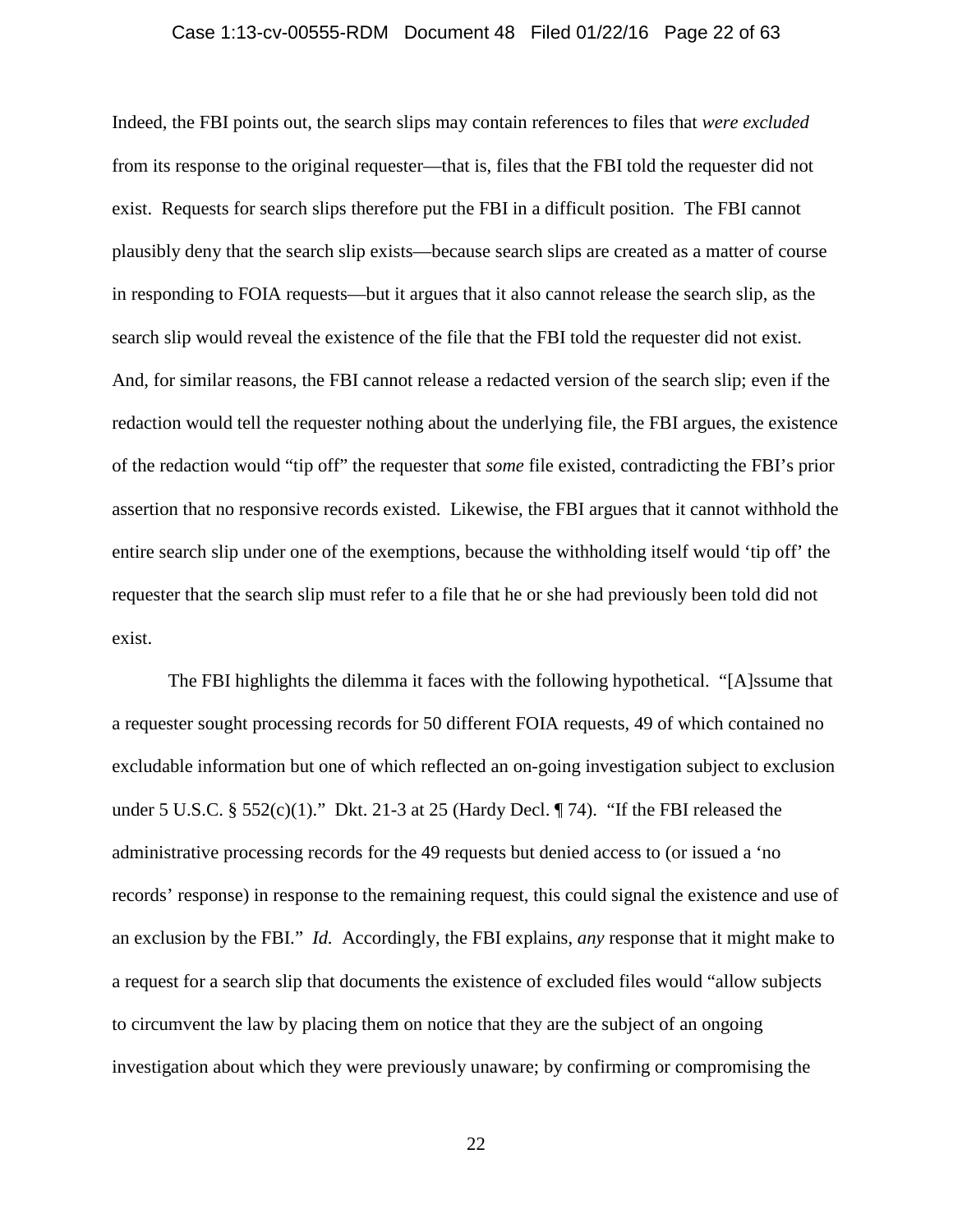Indeed, the FBI points out, the search slips may contain references to files that *were excluded* from its response to the original requester—that is, files that the FBI told the requester did not exist. Requests for search slips therefore put the FBI in a difficult position. The FBI cannot plausibly deny that the search slip exists—because search slips are created as a matter of course in responding to FOIA requests—but it argues that it also cannot release the search slip, as the search slip would reveal the existence of the file that the FBI told the requester did not exist. And, for similar reasons, the FBI cannot release a redacted version of the search slip; even if the redaction would tell the requester nothing about the underlying file, the FBI argues, the existence of the redaction would "tip off" the requester that *some* file existed, contradicting the FBI's prior assertion that no responsive records existed. Likewise, the FBI argues that it cannot withhold the entire search slip under one of the exemptions, because the withholding itself would 'tip off' the requester that the search slip must refer to a file that he or she had previously been told did not exist.

The FBI highlights the dilemma it faces with the following hypothetical. "[A]ssume that a requester sought processing records for 50 different FOIA requests, 49 of which contained no excludable information but one of which reflected an on-going investigation subject to exclusion under 5 U.S.C. § 552(c)(1)." Dkt. 21-3 at 25 (Hardy Decl. ¶ 74). "If the FBI released the administrative processing records for the 49 requests but denied access to (or issued a 'no records' response) in response to the remaining request, this could signal the existence and use of an exclusion by the FBI." *Id.* Accordingly, the FBI explains, *any* response that it might make to a request for a search slip that documents the existence of excluded files would "allow subjects to circumvent the law by placing them on notice that they are the subject of an ongoing investigation about which they were previously unaware; by confirming or compromising the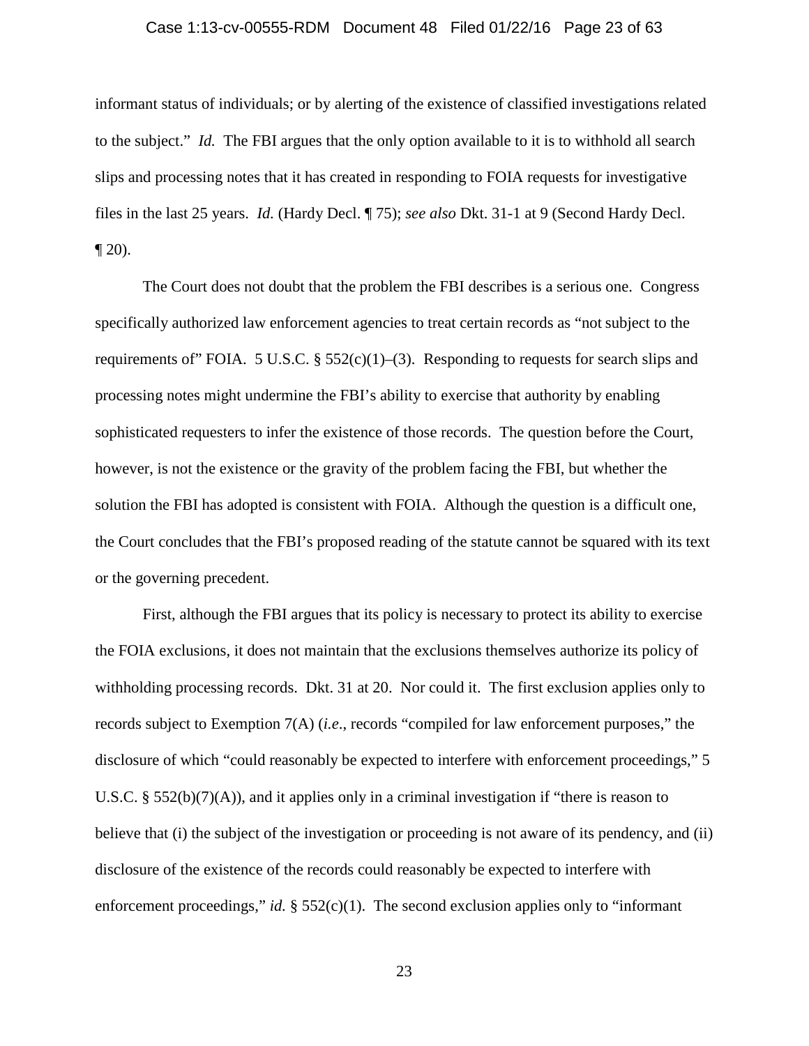informant status of individuals; or by alerting of the existence of classified investigations related to the subject." *Id.* The FBI argues that the only option available to it is to withhold all search slips and processing notes that it has created in responding to FOIA requests for investigative files in the last 25 years. *Id.* (Hardy Decl. ¶ 75); *see also* Dkt. 31-1 at 9 (Second Hardy Decl. ¶ 20).

The Court does not doubt that the problem the FBI describes is a serious one. Congress specifically authorized law enforcement agencies to treat certain records as "not subject to the requirements of" FOIA. 5 U.S.C. § 552(c)(1)–(3). Responding to requests for search slips and processing notes might undermine the FBI's ability to exercise that authority by enabling sophisticated requesters to infer the existence of those records. The question before the Court, however, is not the existence or the gravity of the problem facing the FBI, but whether the solution the FBI has adopted is consistent with FOIA. Although the question is a difficult one, the Court concludes that the FBI's proposed reading of the statute cannot be squared with its text or the governing precedent.

First, although the FBI argues that its policy is necessary to protect its ability to exercise the FOIA exclusions, it does not maintain that the exclusions themselves authorize its policy of withholding processing records. Dkt. 31 at 20. Nor could it. The first exclusion applies only to records subject to Exemption 7(A) (*i.e*., records "compiled for law enforcement purposes," the disclosure of which "could reasonably be expected to interfere with enforcement proceedings," 5 U.S.C. § 552(b)(7)(A)), and it applies only in a criminal investigation if "there is reason to believe that (i) the subject of the investigation or proceeding is not aware of its pendency, and (ii) disclosure of the existence of the records could reasonably be expected to interfere with enforcement proceedings," *id.* § 552(c)(1). The second exclusion applies only to "informant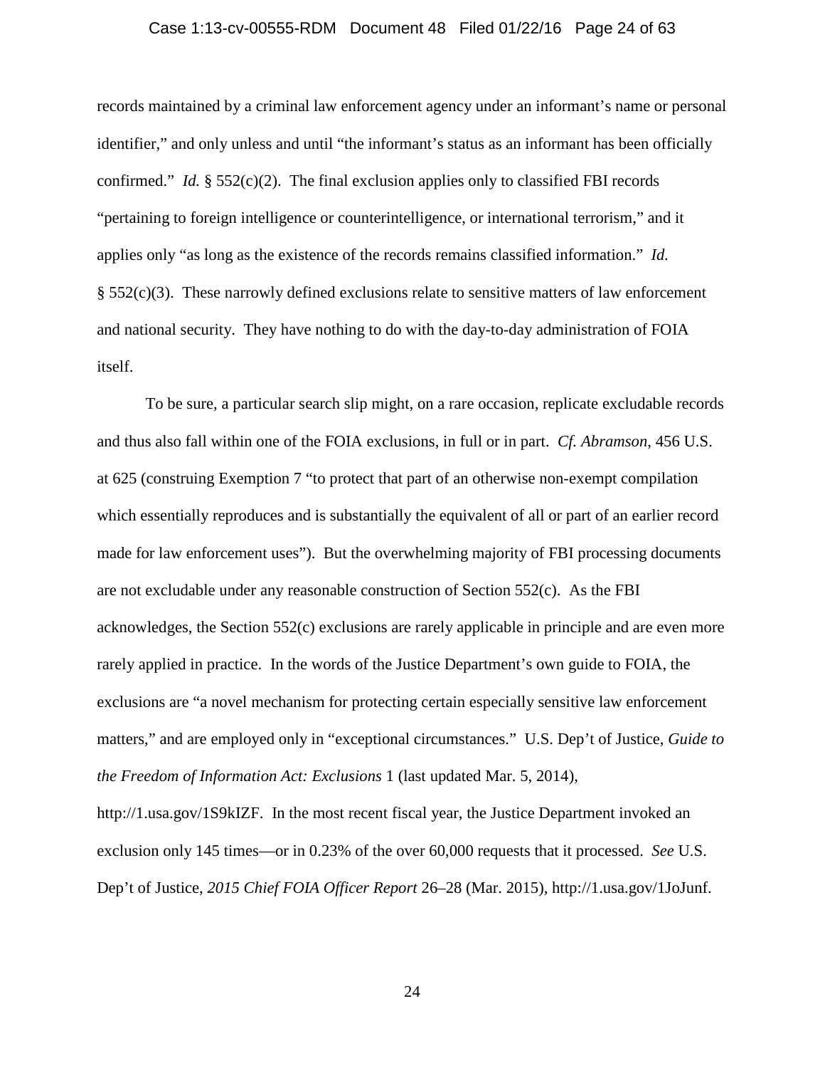records maintained by a criminal law enforcement agency under an informant's name or personal identifier," and only unless and until "the informant's status as an informant has been officially confirmed." *Id.* § 552(c)(2). The final exclusion applies only to classified FBI records "pertaining to foreign intelligence or counterintelligence, or international terrorism," and it applies only "as long as the existence of the records remains classified information." *Id.* § 552(c)(3). These narrowly defined exclusions relate to sensitive matters of law enforcement and national security. They have nothing to do with the day-to-day administration of FOIA itself.

To be sure, a particular search slip might, on a rare occasion, replicate excludable records and thus also fall within one of the FOIA exclusions, in full or in part. *Cf. Abramson*, 456 U.S. at 625 (construing Exemption 7 "to protect that part of an otherwise non-exempt compilation which essentially reproduces and is substantially the equivalent of all or part of an earlier record made for law enforcement uses"). But the overwhelming majority of FBI processing documents are not excludable under any reasonable construction of Section 552(c). As the FBI acknowledges, the Section 552(c) exclusions are rarely applicable in principle and are even more rarely applied in practice. In the words of the Justice Department's own guide to FOIA, the exclusions are "a novel mechanism for protecting certain especially sensitive law enforcement matters," and are employed only in "exceptional circumstances." U.S. Dep't of Justice, *Guide to the Freedom of Information Act: Exclusions* 1 (last updated Mar. 5, 2014), http://1.usa.gov/1S9kIZF. In the most recent fiscal year, the Justice Department invoked an exclusion only 145 times—or in 0.23% of the over 60,000 requests that it processed. *See* U.S. Dep't of Justice, *2015 Chief FOIA Officer Report* 26–28 (Mar. 2015), http://1.usa.gov/1JoJunf.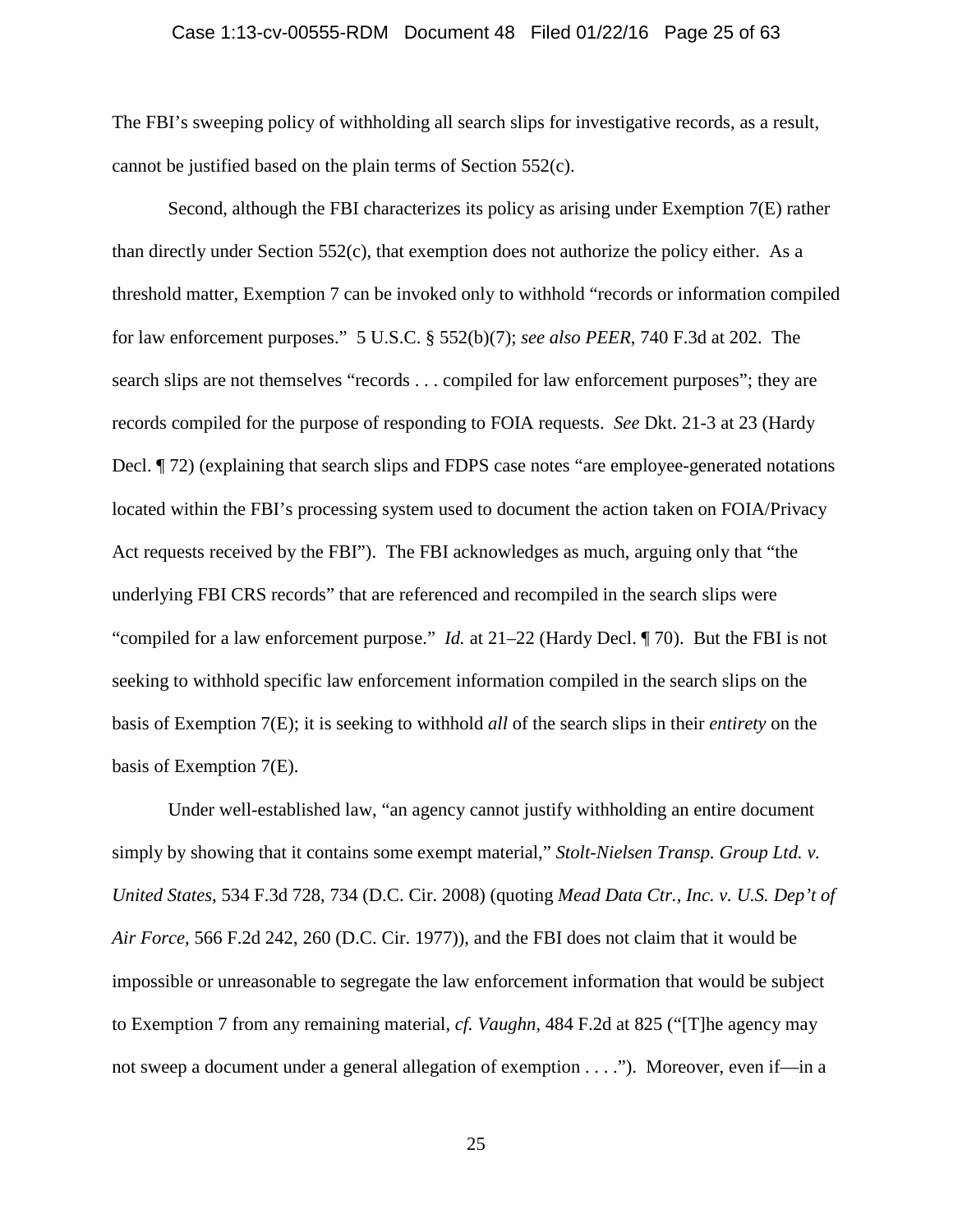The FBI's sweeping policy of withholding all search slips for investigative records, as a result, cannot be justified based on the plain terms of Section 552(c).

Second, although the FBI characterizes its policy as arising under Exemption 7(E) rather than directly under Section 552(c), that exemption does not authorize the policy either. As a threshold matter, Exemption 7 can be invoked only to withhold "records or information compiled for law enforcement purposes." 5 U.S.C. § 552(b)(7); *see also PEER*, 740 F.3d at 202. The search slips are not themselves "records . . . compiled for law enforcement purposes"; they are records compiled for the purpose of responding to FOIA requests. *See* Dkt. 21-3 at 23 (Hardy Decl. ¶ 72) (explaining that search slips and FDPS case notes "are employee-generated notations located within the FBI's processing system used to document the action taken on FOIA/Privacy Act requests received by the FBI"). The FBI acknowledges as much, arguing only that "the underlying FBI CRS records" that are referenced and recompiled in the search slips were "compiled for a law enforcement purpose." *Id.* at 21–22 (Hardy Decl. ¶ 70). But the FBI is not seeking to withhold specific law enforcement information compiled in the search slips on the basis of Exemption 7(E); it is seeking to withhold *all* of the search slips in their *entirety* on the basis of Exemption 7(E).

Under well-established law, "an agency cannot justify withholding an entire document simply by showing that it contains some exempt material," *Stolt-Nielsen Transp. Group Ltd. v. United States*, 534 F.3d 728, 734 (D.C. Cir. 2008) (quoting *Mead Data Ctr., Inc. v. U.S. Dep't of Air Force*, 566 F.2d 242, 260 (D.C. Cir. 1977)), and the FBI does not claim that it would be impossible or unreasonable to segregate the law enforcement information that would be subject to Exemption 7 from any remaining material, *cf. Vaughn*, 484 F.2d at 825 ("[T]he agency may not sweep a document under a general allegation of exemption . . . ."). Moreover, even if—in a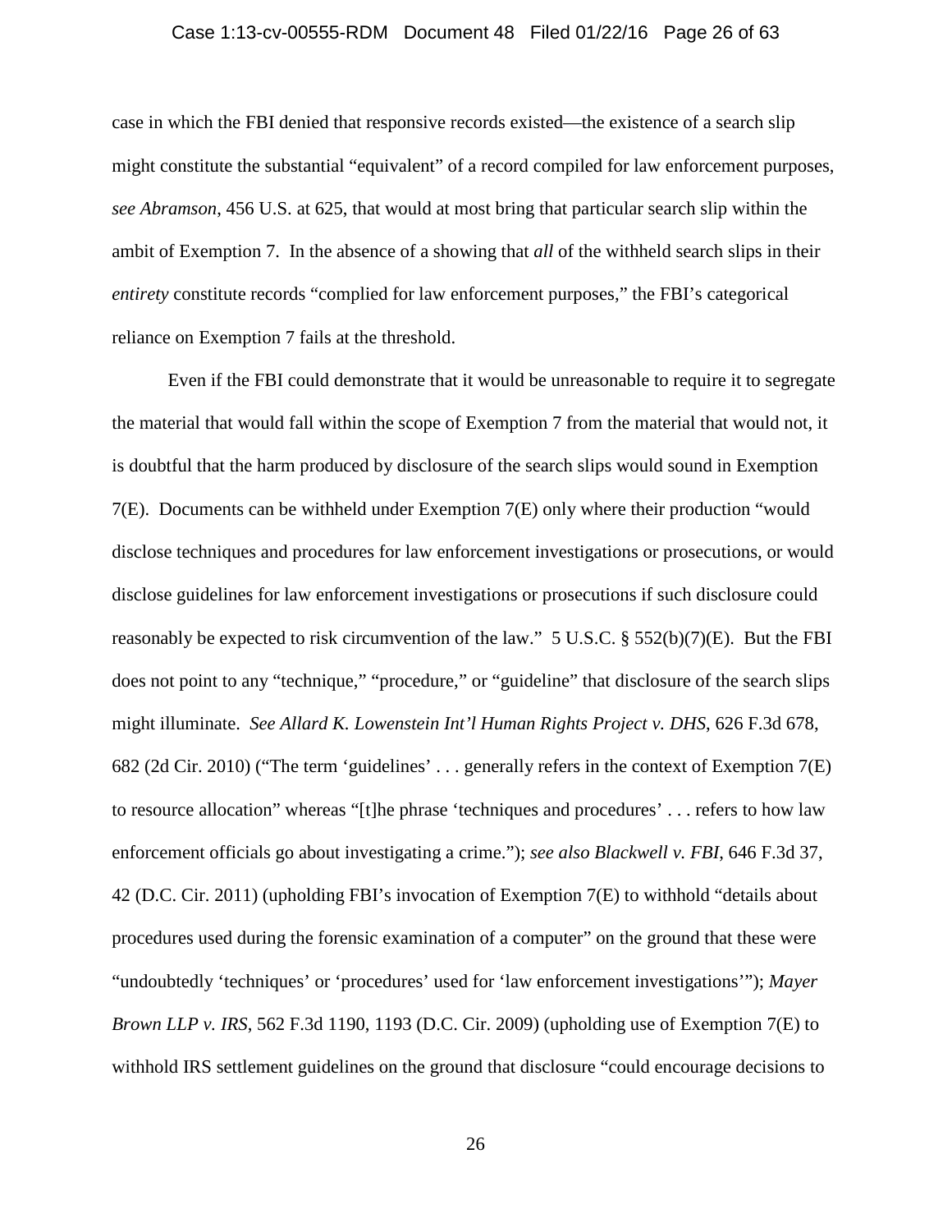case in which the FBI denied that responsive records existed—the existence of a search slip might constitute the substantial "equivalent" of a record compiled for law enforcement purposes, *see Abramson*, 456 U.S. at 625, that would at most bring that particular search slip within the ambit of Exemption 7. In the absence of a showing that *all* of the withheld search slips in their *entirety* constitute records "complied for law enforcement purposes," the FBI's categorical reliance on Exemption 7 fails at the threshold.

Even if the FBI could demonstrate that it would be unreasonable to require it to segregate the material that would fall within the scope of Exemption 7 from the material that would not, it is doubtful that the harm produced by disclosure of the search slips would sound in Exemption 7(E). Documents can be withheld under Exemption 7(E) only where their production "would disclose techniques and procedures for law enforcement investigations or prosecutions, or would disclose guidelines for law enforcement investigations or prosecutions if such disclosure could reasonably be expected to risk circumvention of the law." 5 U.S.C. § 552(b)(7)(E). But the FBI does not point to any "technique," "procedure," or "guideline" that disclosure of the search slips might illuminate. *See Allard K. Lowenstein Int'l Human Rights Project v. DHS*, 626 F.3d 678, 682 (2d Cir. 2010) ("The term 'guidelines' . . . generally refers in the context of Exemption 7(E) to resource allocation" whereas "[t]he phrase 'techniques and procedures' . . . refers to how law enforcement officials go about investigating a crime."); *see also Blackwell v. FBI*, 646 F.3d 37, 42 (D.C. Cir. 2011) (upholding FBI's invocation of Exemption 7(E) to withhold "details about procedures used during the forensic examination of a computer" on the ground that these were "undoubtedly 'techniques' or 'procedures' used for 'law enforcement investigations'"); *Mayer Brown LLP v. IRS*, 562 F.3d 1190, 1193 (D.C. Cir. 2009) (upholding use of Exemption 7(E) to withhold IRS settlement guidelines on the ground that disclosure "could encourage decisions to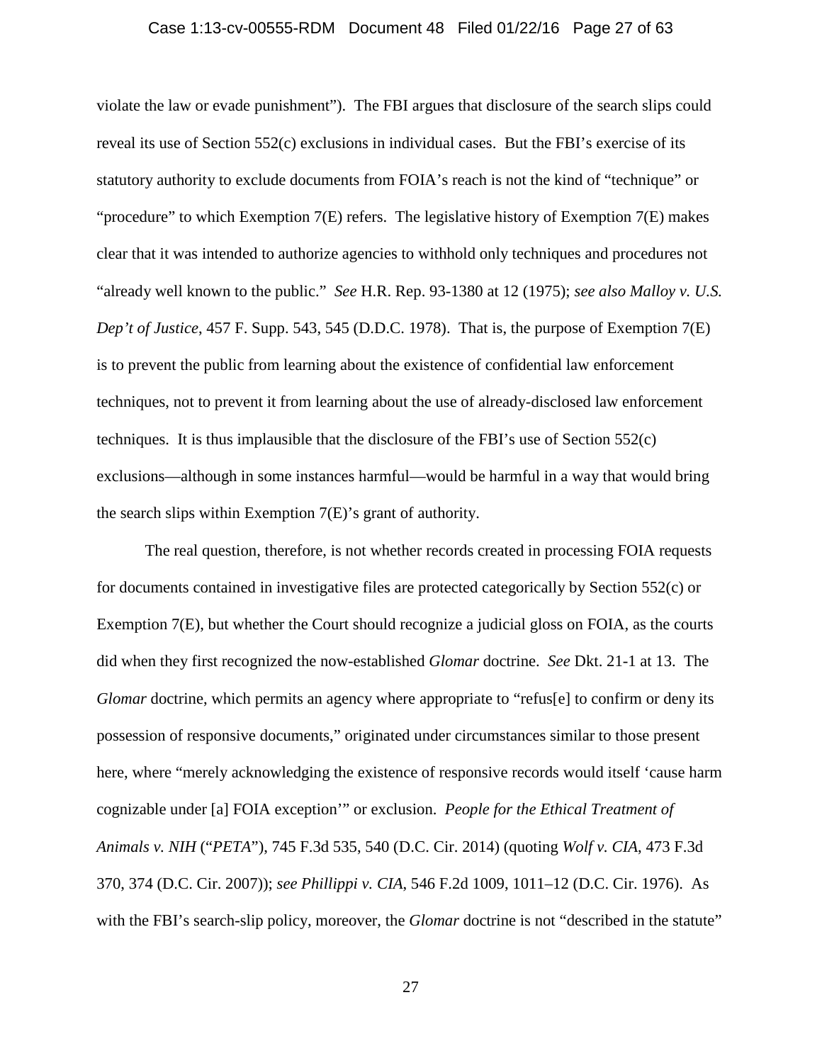violate the law or evade punishment"). The FBI argues that disclosure of the search slips could reveal its use of Section 552(c) exclusions in individual cases. But the FBI's exercise of its statutory authority to exclude documents from FOIA's reach is not the kind of "technique" or "procedure" to which Exemption 7(E) refers. The legislative history of Exemption 7(E) makes clear that it was intended to authorize agencies to withhold only techniques and procedures not "already well known to the public." *See* H.R. Rep. 93-1380 at 12 (1975); *see also Malloy v. U.S. Dep't of Justice*, 457 F. Supp. 543, 545 (D.D.C. 1978). That is, the purpose of Exemption 7(E) is to prevent the public from learning about the existence of confidential law enforcement techniques, not to prevent it from learning about the use of already-disclosed law enforcement techniques. It is thus implausible that the disclosure of the FBI's use of Section 552(c) exclusions—although in some instances harmful—would be harmful in a way that would bring the search slips within Exemption 7(E)'s grant of authority.

The real question, therefore, is not whether records created in processing FOIA requests for documents contained in investigative files are protected categorically by Section 552(c) or Exemption 7(E), but whether the Court should recognize a judicial gloss on FOIA, as the courts did when they first recognized the now-established *Glomar* doctrine. *See* Dkt. 21-1 at 13. The *Glomar* doctrine, which permits an agency where appropriate to "refus[e] to confirm or deny its possession of responsive documents," originated under circumstances similar to those present here, where "merely acknowledging the existence of responsive records would itself 'cause harm cognizable under [a] FOIA exception'" or exclusion. *People for the Ethical Treatment of Animals v. NIH* ("*PETA*"), 745 F.3d 535, 540 (D.C. Cir. 2014) (quoting *Wolf v. CIA*, 473 F.3d 370, 374 (D.C. Cir. 2007)); *see Phillippi v. CIA*, 546 F.2d 1009, 1011–12 (D.C. Cir. 1976). As with the FBI's search-slip policy, moreover, the *Glomar* doctrine is not "described in the statute"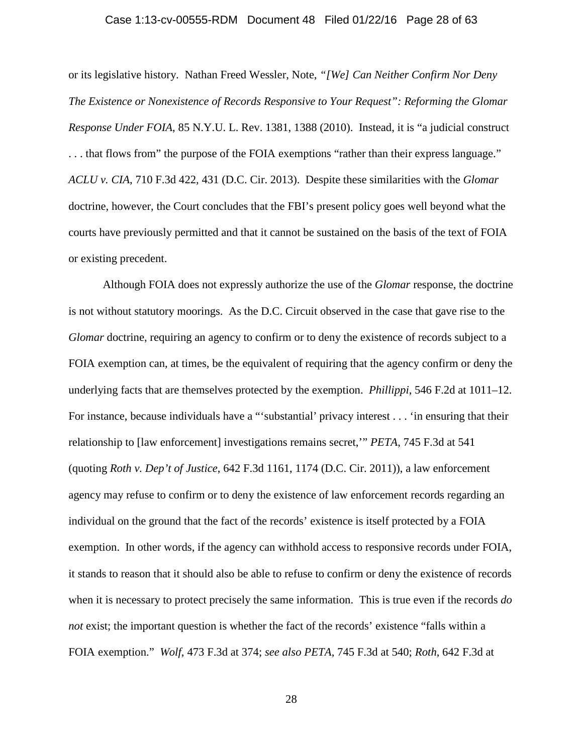or its legislative history. Nathan Freed Wessler, Note, *"[We] Can Neither Confirm Nor Deny The Existence or Nonexistence of Records Responsive to Your Request": Reforming the Glomar Response Under FOIA*, 85 N.Y.U. L. Rev. 1381, 1388 (2010). Instead, it is "a judicial construct . . . that flows from" the purpose of the FOIA exemptions "rather than their express language." *ACLU v. CIA*, 710 F.3d 422, 431 (D.C. Cir. 2013). Despite these similarities with the *Glomar* doctrine, however, the Court concludes that the FBI's present policy goes well beyond what the courts have previously permitted and that it cannot be sustained on the basis of the text of FOIA or existing precedent.

Although FOIA does not expressly authorize the use of the *Glomar* response, the doctrine is not without statutory moorings. As the D.C. Circuit observed in the case that gave rise to the *Glomar* doctrine, requiring an agency to confirm or to deny the existence of records subject to a FOIA exemption can, at times, be the equivalent of requiring that the agency confirm or deny the underlying facts that are themselves protected by the exemption. *Phillippi*, 546 F.2d at 1011–12. For instance, because individuals have a "'substantial' privacy interest . . . 'in ensuring that their relationship to [law enforcement] investigations remains secret,'" *PETA*, 745 F.3d at 541 (quoting *Roth v. Dep't of Justice*, 642 F.3d 1161, 1174 (D.C. Cir. 2011)), a law enforcement agency may refuse to confirm or to deny the existence of law enforcement records regarding an individual on the ground that the fact of the records' existence is itself protected by a FOIA exemption. In other words, if the agency can withhold access to responsive records under FOIA, it stands to reason that it should also be able to refuse to confirm or deny the existence of records when it is necessary to protect precisely the same information. This is true even if the records *do not* exist; the important question is whether the fact of the records' existence "falls within a FOIA exemption." *Wolf*, 473 F.3d at 374; *see also PETA*, 745 F.3d at 540; *Roth*, 642 F.3d at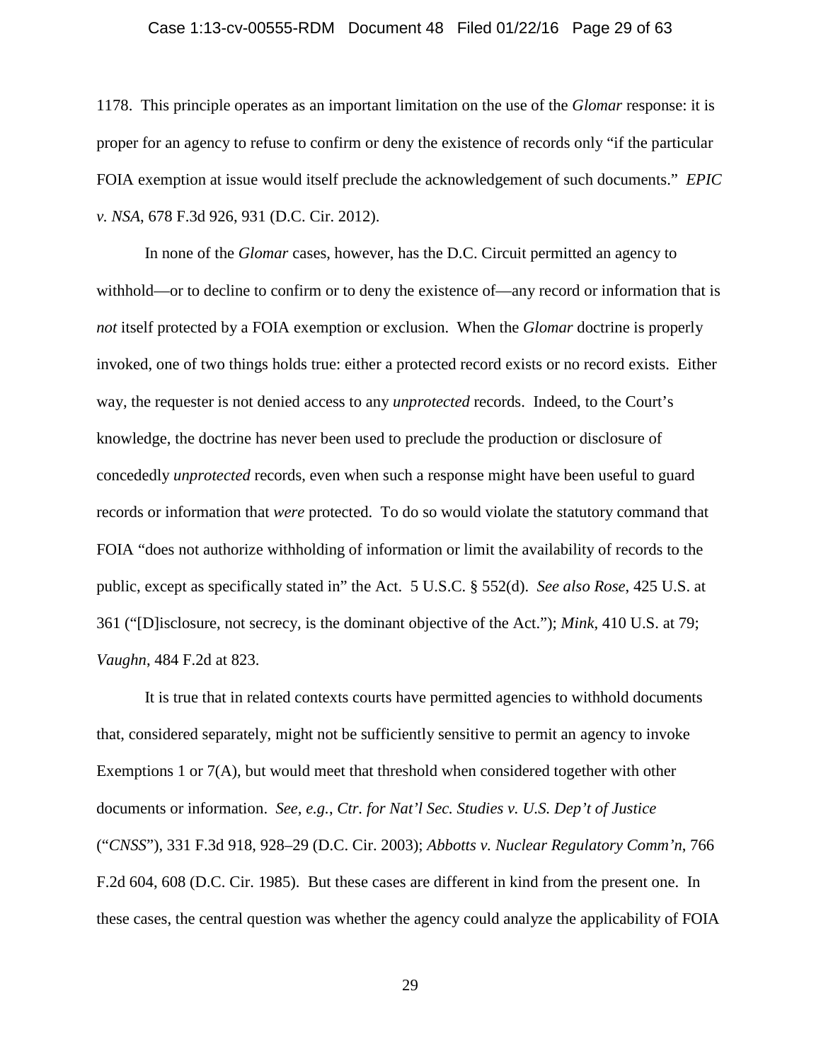1178. This principle operates as an important limitation on the use of the *Glomar* response: it is proper for an agency to refuse to confirm or deny the existence of records only "if the particular FOIA exemption at issue would itself preclude the acknowledgement of such documents." *EPIC v. NSA*, 678 F.3d 926, 931 (D.C. Cir. 2012).

In none of the *Glomar* cases, however, has the D.C. Circuit permitted an agency to withhold—or to decline to confirm or to deny the existence of—any record or information that is *not* itself protected by a FOIA exemption or exclusion. When the *Glomar* doctrine is properly invoked, one of two things holds true: either a protected record exists or no record exists. Either way, the requester is not denied access to any *unprotected* records. Indeed, to the Court's knowledge, the doctrine has never been used to preclude the production or disclosure of concededly *unprotected* records, even when such a response might have been useful to guard records or information that *were* protected. To do so would violate the statutory command that FOIA "does not authorize withholding of information or limit the availability of records to the public, except as specifically stated in" the Act. 5 U.S.C. § 552(d). *See also Rose*, 425 U.S. at 361 ("[D]isclosure, not secrecy, is the dominant objective of the Act."); *Mink*, 410 U.S. at 79; *Vaughn*, 484 F.2d at 823.

It is true that in related contexts courts have permitted agencies to withhold documents that, considered separately, might not be sufficiently sensitive to permit an agency to invoke Exemptions 1 or 7(A), but would meet that threshold when considered together with other documents or information. *See, e.g.*, *Ctr. for Nat'l Sec. Studies v. U.S. Dep't of Justice* ("*CNSS*"), 331 F.3d 918, 928–29 (D.C. Cir. 2003); *Abbotts v. Nuclear Regulatory Comm'n*, 766 F.2d 604, 608 (D.C. Cir. 1985). But these cases are different in kind from the present one. In these cases, the central question was whether the agency could analyze the applicability of FOIA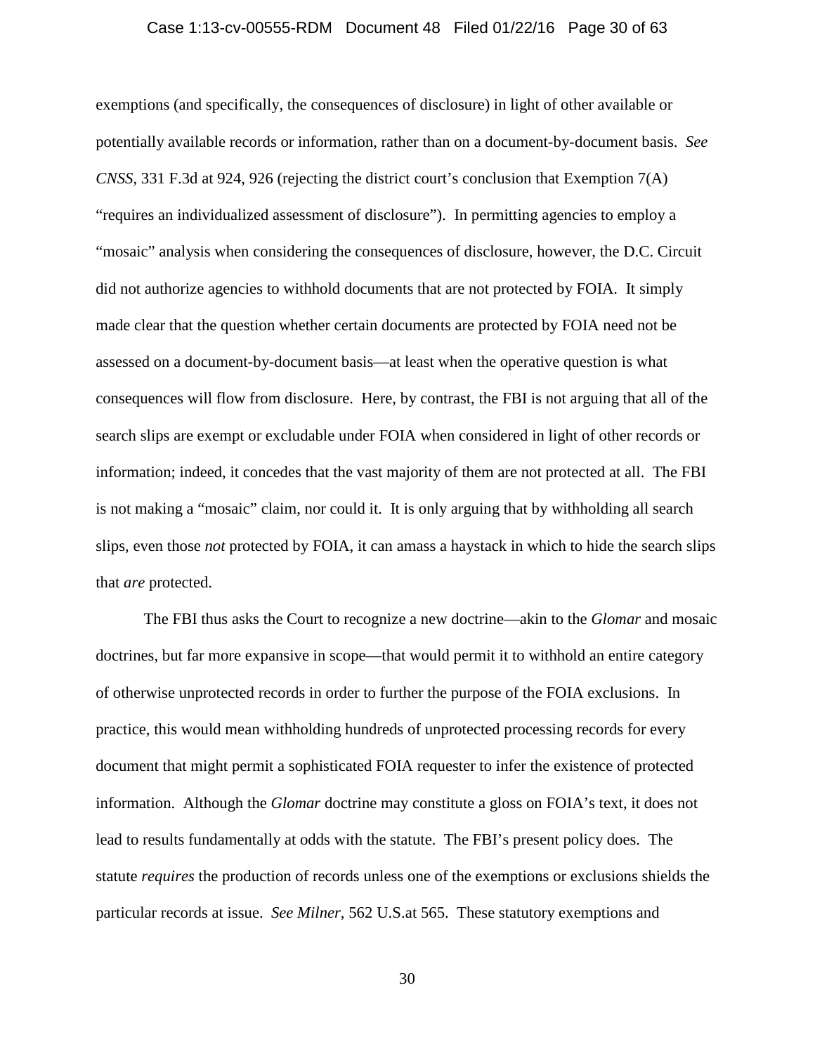exemptions (and specifically, the consequences of disclosure) in light of other available or potentially available records or information, rather than on a document-by-document basis. *See CNSS*, 331 F.3d at 924, 926 (rejecting the district court's conclusion that Exemption 7(A) "requires an individualized assessment of disclosure"). In permitting agencies to employ a "mosaic" analysis when considering the consequences of disclosure, however, the D.C. Circuit did not authorize agencies to withhold documents that are not protected by FOIA. It simply made clear that the question whether certain documents are protected by FOIA need not be assessed on a document-by-document basis—at least when the operative question is what consequences will flow from disclosure. Here, by contrast, the FBI is not arguing that all of the search slips are exempt or excludable under FOIA when considered in light of other records or information; indeed, it concedes that the vast majority of them are not protected at all. The FBI is not making a "mosaic" claim, nor could it. It is only arguing that by withholding all search slips, even those *not* protected by FOIA, it can amass a haystack in which to hide the search slips that *are* protected.

The FBI thus asks the Court to recognize a new doctrine—akin to the *Glomar* and mosaic doctrines, but far more expansive in scope—that would permit it to withhold an entire category of otherwise unprotected records in order to further the purpose of the FOIA exclusions. In practice, this would mean withholding hundreds of unprotected processing records for every document that might permit a sophisticated FOIA requester to infer the existence of protected information. Although the *Glomar* doctrine may constitute a gloss on FOIA's text, it does not lead to results fundamentally at odds with the statute. The FBI's present policy does. The statute *requires* the production of records unless one of the exemptions or exclusions shields the particular records at issue. *See Milner*, 562 U.S.at 565. These statutory exemptions and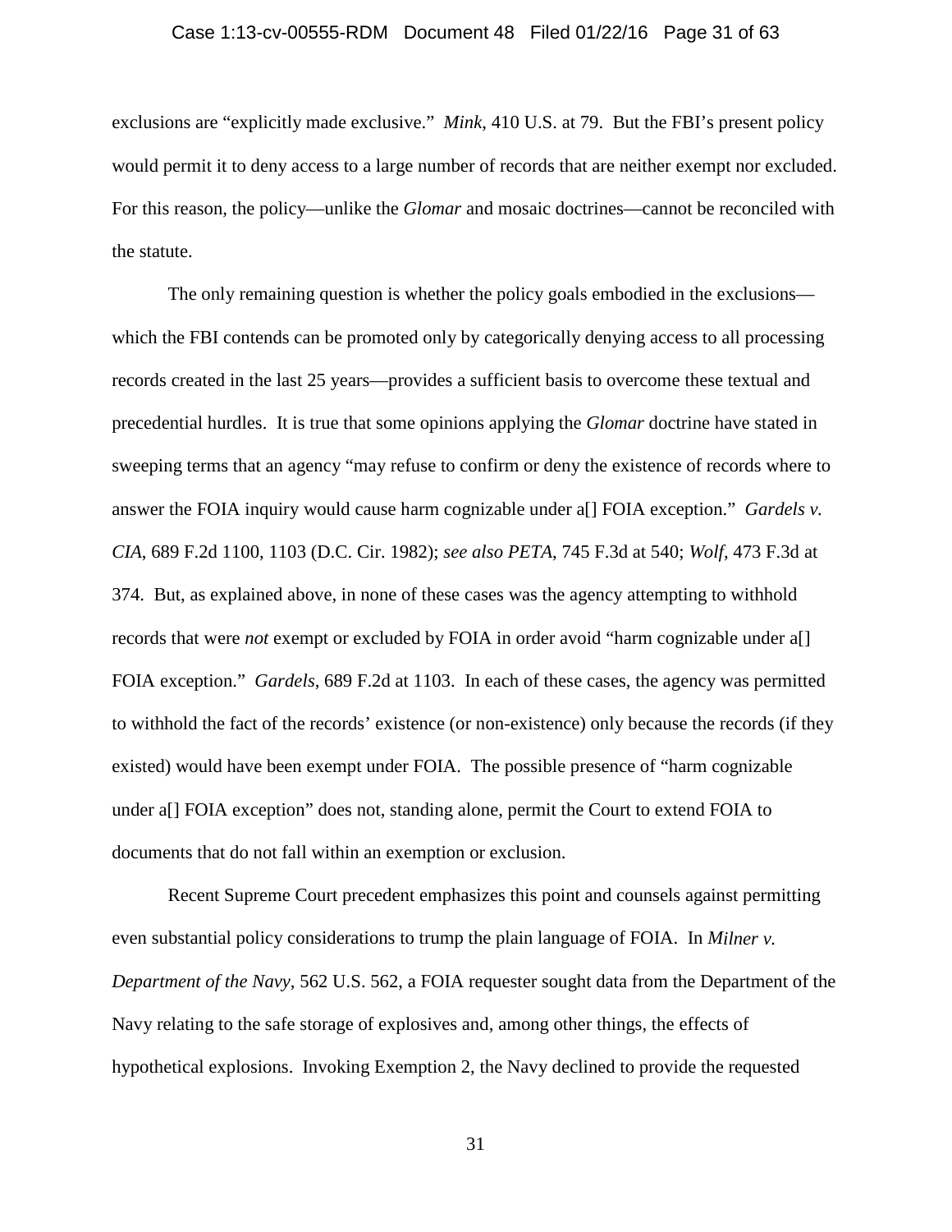exclusions are "explicitly made exclusive." *Mink*, 410 U.S. at 79. But the FBI's present policy would permit it to deny access to a large number of records that are neither exempt nor excluded. For this reason, the policy—unlike the *Glomar* and mosaic doctrines—cannot be reconciled with the statute.

The only remaining question is whether the policy goals embodied in the exclusions—which the FBI contends can be promoted only by categorically denying access to all processing records created in the last 25 years—provides a sufficient basis to overcome these textual and precedential hurdles. It is true that some opinions applying the *Glomar* doctrine have stated in sweeping terms that an agency "may refuse to confirm or deny the existence of records where to answer the FOIA inquiry would cause harm cognizable under a[] FOIA exception." *Gardels v. CIA*, 689 F.2d 1100, 1103 (D.C. Cir. 1982); *see also PETA*, 745 F.3d at 540; *Wolf*, 473 F.3d at 374. But, as explained above, in none of these cases was the agency attempting to withhold records that were *not* exempt or excluded by FOIA in order avoid "harm cognizable under a[] FOIA exception." *Gardels*, 689 F.2d at 1103. In each of these cases, the agency was permitted to withhold the fact of the records' existence (or non-existence) only because the records (if they existed) would have been exempt under FOIA. The possible presence of "harm cognizable under a[] FOIA exception" does not, standing alone, permit the Court to extend FOIA to documents that do not fall within an exemption or exclusion.

Recent Supreme Court precedent emphasizes this point and counsels against permitting even substantial policy considerations to trump the plain language of FOIA. In *Milner v. Department of the Navy*, 562 U.S. 562, a FOIA requester sought data from the Department of the Navy relating to the safe storage of explosives and, among other things, the effects of hypothetical explosions. Invoking Exemption 2, the Navy declined to provide the requested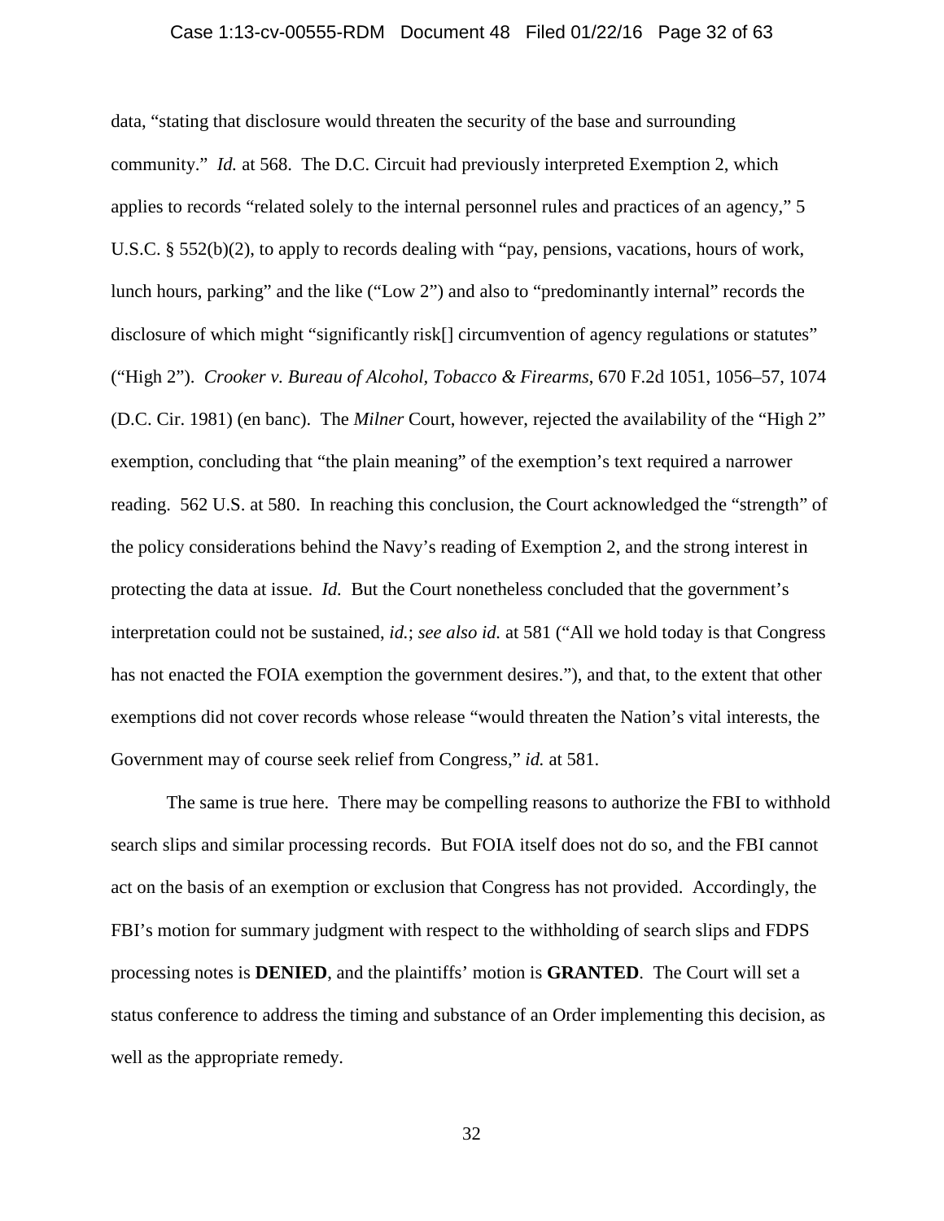data, "stating that disclosure would threaten the security of the base and surrounding community." *Id.* at 568. The D.C. Circuit had previously interpreted Exemption 2, which applies to records "related solely to the internal personnel rules and practices of an agency," 5 U.S.C. § 552(b)(2), to apply to records dealing with "pay, pensions, vacations, hours of work, lunch hours, parking" and the like ("Low 2") and also to "predominantly internal" records the disclosure of which might "significantly risk[] circumvention of agency regulations or statutes" ("High 2"). *Crooker v. Bureau of Alcohol, Tobacco & Firearms*, 670 F.2d 1051, 1056–57, 1074 (D.C. Cir. 1981) (en banc). The *Milner* Court, however, rejected the availability of the "High 2" exemption, concluding that "the plain meaning" of the exemption's text required a narrower reading. 562 U.S. at 580. In reaching this conclusion, the Court acknowledged the "strength" of the policy considerations behind the Navy's reading of Exemption 2, and the strong interest in protecting the data at issue. *Id.* But the Court nonetheless concluded that the government's interpretation could not be sustained, *id.*; *see also id.* at 581 ("All we hold today is that Congress has not enacted the FOIA exemption the government desires."), and that, to the extent that other exemptions did not cover records whose release "would threaten the Nation's vital interests, the Government may of course seek relief from Congress," *id.* at 581.

The same is true here. There may be compelling reasons to authorize the FBI to withhold search slips and similar processing records. But FOIA itself does not do so, and the FBI cannot act on the basis of an exemption or exclusion that Congress has not provided. Accordingly, the FBI's motion for summary judgment with respect to the withholding of search slips and FDPS processing notes is **DENIED**, and the plaintiffs' motion is **GRANTED**. The Court will set a status conference to address the timing and substance of an Order implementing this decision, as well as the appropriate remedy.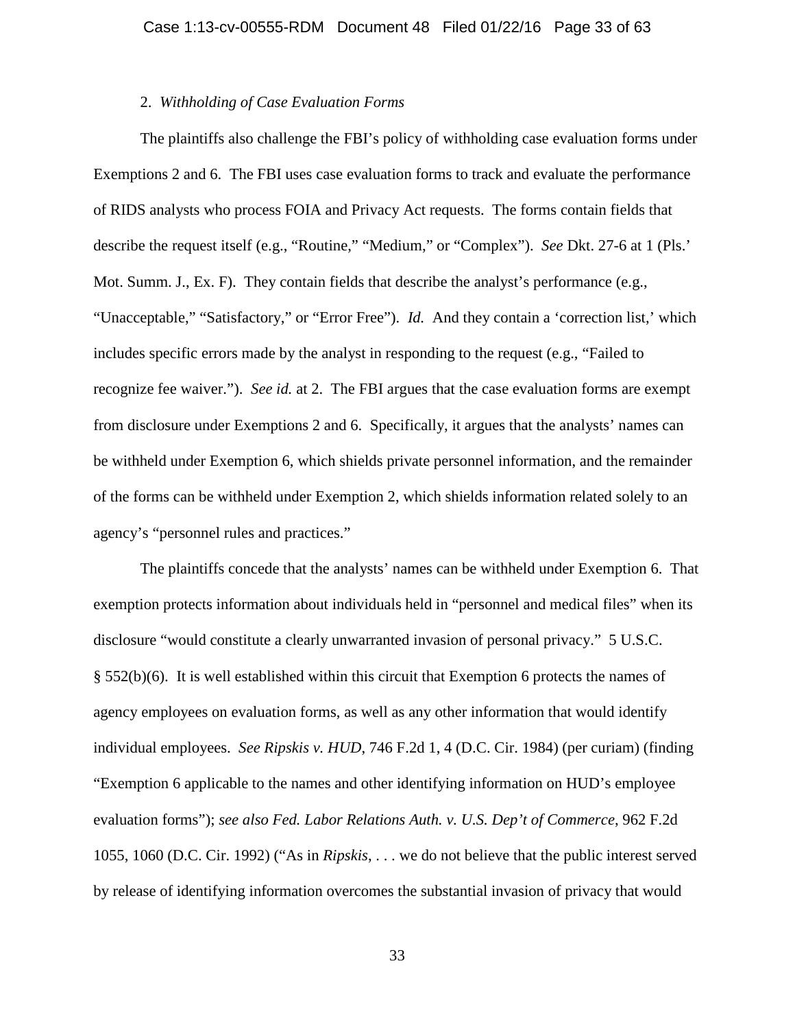2. *Withholding of Case Evaluation Forms*

The plaintiffs also challenge the FBI's policy of withholding case evaluation forms under Exemptions 2 and 6. The FBI uses case evaluation forms to track and evaluate the performance of RIDS analysts who process FOIA and Privacy Act requests. The forms contain fields that describe the request itself (e.g., "Routine," "Medium," or "Complex"). *See* Dkt. 27-6 at 1 (Pls.' Mot. Summ. J., Ex. F). They contain fields that describe the analyst's performance (e.g., "Unacceptable," "Satisfactory," or "Error Free"). *Id.* And they contain a 'correction list,' which includes specific errors made by the analyst in responding to the request (e.g., "Failed to recognize fee waiver."). *See id.* at 2. The FBI argues that the case evaluation forms are exempt from disclosure under Exemptions 2 and 6. Specifically, it argues that the analysts' names can be withheld under Exemption 6, which shields private personnel information, and the remainder of the forms can be withheld under Exemption 2, which shields information related solely to an agency's "personnel rules and practices."

The plaintiffs concede that the analysts' names can be withheld under Exemption 6. That exemption protects information about individuals held in "personnel and medical files" when its disclosure "would constitute a clearly unwarranted invasion of personal privacy." 5 U.S.C. § 552(b)(6). It is well established within this circuit that Exemption 6 protects the names of agency employees on evaluation forms, as well as any other information that would identify individual employees. *See Ripskis v. HUD*, 746 F.2d 1, 4 (D.C. Cir. 1984) (per curiam) (finding "Exemption 6 applicable to the names and other identifying information on HUD's employee evaluation forms"); *see also Fed. Labor Relations Auth. v. U.S. Dep't of Commerce*, 962 F.2d 1055, 1060 (D.C. Cir. 1992) ("As in *Ripskis*, . . . we do not believe that the public interest served by release of identifying information overcomes the substantial invasion of privacy that would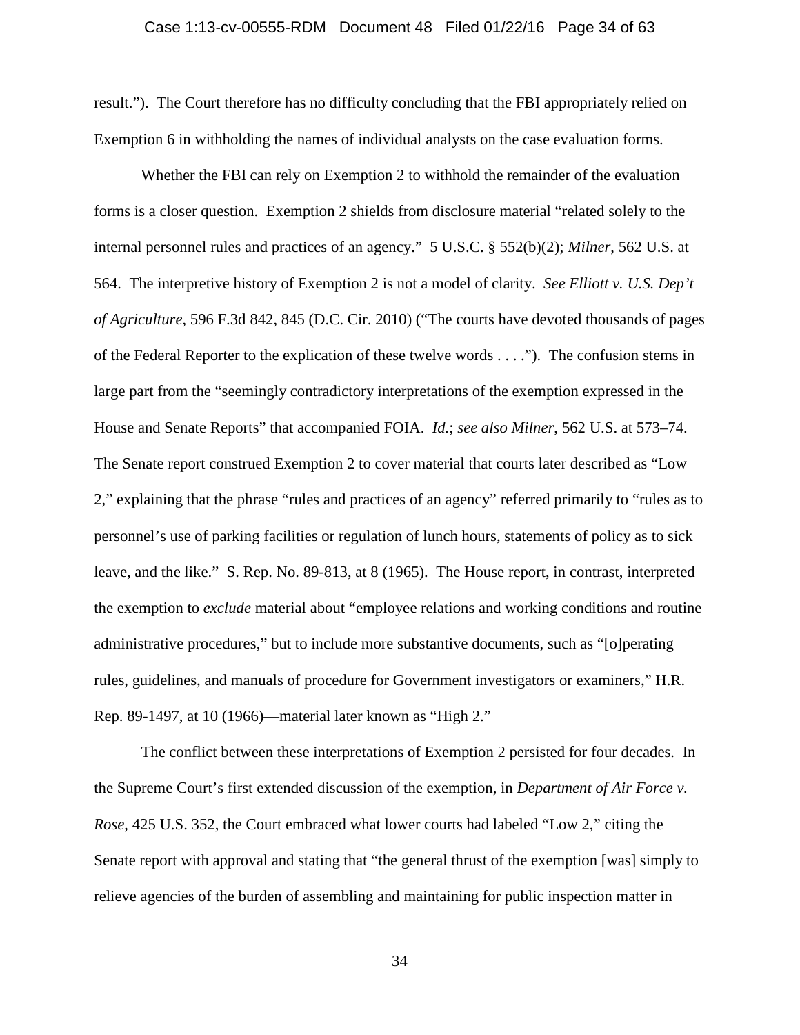result."). The Court therefore has no difficulty concluding that the FBI appropriately relied on Exemption 6 in withholding the names of individual analysts on the case evaluation forms.

Whether the FBI can rely on Exemption 2 to withhold the remainder of the evaluation forms is a closer question. Exemption 2 shields from disclosure material "related solely to the internal personnel rules and practices of an agency." 5 U.S.C. § 552(b)(2); *Milner*, 562 U.S. at 564. The interpretive history of Exemption 2 is not a model of clarity. *See Elliott v. U.S. Dep't of Agriculture*, 596 F.3d 842, 845 (D.C. Cir. 2010) ("The courts have devoted thousands of pages of the Federal Reporter to the explication of these twelve words . . . ."). The confusion stems in large part from the "seemingly contradictory interpretations of the exemption expressed in the House and Senate Reports" that accompanied FOIA. *Id.*; *see also Milner*, 562 U.S. at 573–74. The Senate report construed Exemption 2 to cover material that courts later described as "Low 2," explaining that the phrase "rules and practices of an agency" referred primarily to "rules as to personnel's use of parking facilities or regulation of lunch hours, statements of policy as to sick leave, and the like." S. Rep. No. 89-813, at 8 (1965). The House report, in contrast, interpreted the exemption to *exclude* material about "employee relations and working conditions and routine administrative procedures," but to include more substantive documents, such as "[o]perating rules, guidelines, and manuals of procedure for Government investigators or examiners," H.R. Rep. 89-1497, at 10 (1966)—material later known as "High 2."

The conflict between these interpretations of Exemption 2 persisted for four decades. In the Supreme Court's first extended discussion of the exemption, in *Department of Air Force v. Rose*, 425 U.S. 352, the Court embraced what lower courts had labeled "Low 2," citing the Senate report with approval and stating that "the general thrust of the exemption [was] simply to relieve agencies of the burden of assembling and maintaining for public inspection matter in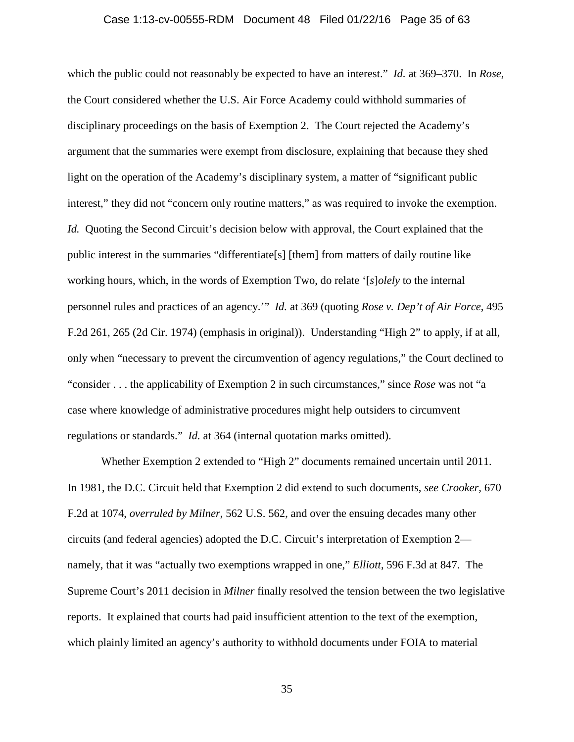which the public could not reasonably be expected to have an interest." *Id.* at 369–370. In *Rose*, the Court considered whether the U.S. Air Force Academy could withhold summaries of disciplinary proceedings on the basis of Exemption 2. The Court rejected the Academy's argument that the summaries were exempt from disclosure, explaining that because they shed light on the operation of the Academy's disciplinary system, a matter of "significant public interest," they did not "concern only routine matters," as was required to invoke the exemption. *Id.* Quoting the Second Circuit's decision below with approval, the Court explained that the public interest in the summaries "differentiate[s] [them] from matters of daily routine like working hours, which, in the words of Exemption Two, do relate '[*s*]*olely* to the internal personnel rules and practices of an agency.'" *Id.* at 369 (quoting *Rose v. Dep't of Air Force*, 495 F.2d 261, 265 (2d Cir. 1974) (emphasis in original)). Understanding "High 2" to apply, if at all, only when "necessary to prevent the circumvention of agency regulations," the Court declined to "consider . . . the applicability of Exemption 2 in such circumstances," since *Rose* was not "a case where knowledge of administrative procedures might help outsiders to circumvent regulations or standards." *Id.* at 364 (internal quotation marks omitted).

Whether Exemption 2 extended to "High 2" documents remained uncertain until 2011. In 1981, the D.C. Circuit held that Exemption 2 did extend to such documents, *see Crooker*, 670 F.2d at 1074, *overruled by Milner*, 562 U.S. 562, and over the ensuing decades many other circuits (and federal agencies) adopted the D.C. Circuit's interpretation of Exemption 2—namely, that it was "actually two exemptions wrapped in one," *Elliott*, 596 F.3d at 847. The Supreme Court's 2011 decision in *Milner* finally resolved the tension between the two legislative reports. It explained that courts had paid insufficient attention to the text of the exemption, which plainly limited an agency's authority to withhold documents under FOIA to material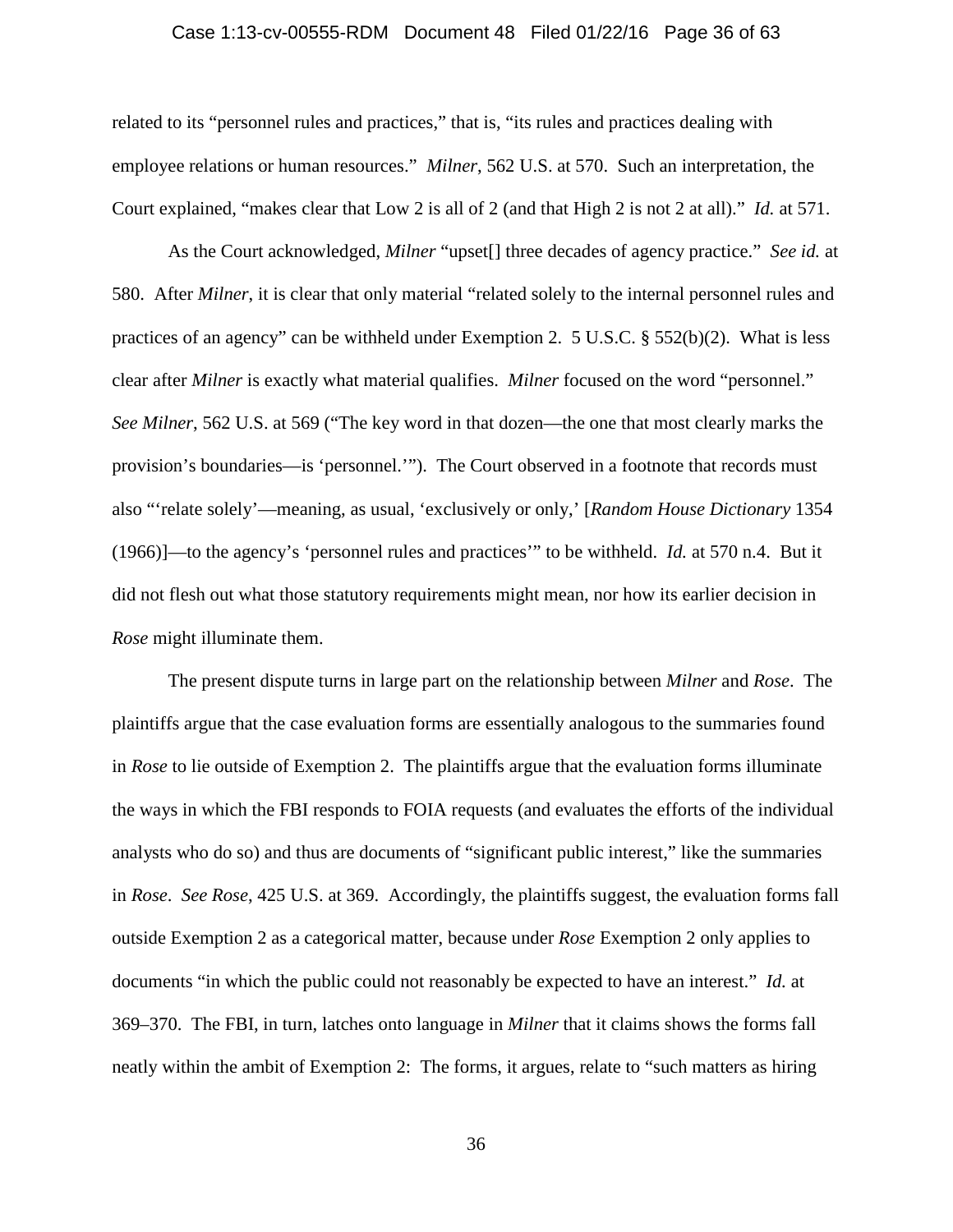related to its "personnel rules and practices," that is, "its rules and practices dealing with employee relations or human resources." *Milner*, 562 U.S. at 570. Such an interpretation, the Court explained, "makes clear that Low 2 is all of 2 (and that High 2 is not 2 at all)." *Id.* at 571.

As the Court acknowledged, *Milner* "upset[] three decades of agency practice." *See id.* at 580. After *Milner*, it is clear that only material "related solely to the internal personnel rules and practices of an agency" can be withheld under Exemption 2. 5 U.S.C. § 552(b)(2). What is less clear after *Milner* is exactly what material qualifies. *Milner* focused on the word "personnel." *See Milner*, 562 U.S. at 569 ("The key word in that dozen—the one that most clearly marks the provision's boundaries—is 'personnel.'"). The Court observed in a footnote that records must also "'relate solely'—meaning, as usual, 'exclusively or only,' [*Random House Dictionary* 1354 (1966)]—to the agency's 'personnel rules and practices'" to be withheld. *Id.* at 570 n.4. But it did not flesh out what those statutory requirements might mean, nor how its earlier decision in *Rose* might illuminate them.

The present dispute turns in large part on the relationship between *Milner* and *Rose*. The plaintiffs argue that the case evaluation forms are essentially analogous to the summaries found in *Rose* to lie outside of Exemption 2. The plaintiffs argue that the evaluation forms illuminate the ways in which the FBI responds to FOIA requests (and evaluates the efforts of the individual analysts who do so) and thus are documents of "significant public interest," like the summaries in *Rose*. *See Rose*, 425 U.S. at 369. Accordingly, the plaintiffs suggest, the evaluation forms fall outside Exemption 2 as a categorical matter, because under *Rose* Exemption 2 only applies to documents "in which the public could not reasonably be expected to have an interest." *Id.* at 369–370. The FBI, in turn, latches onto language in *Milner* that it claims shows the forms fall neatly within the ambit of Exemption 2: The forms, it argues, relate to "such matters as hiring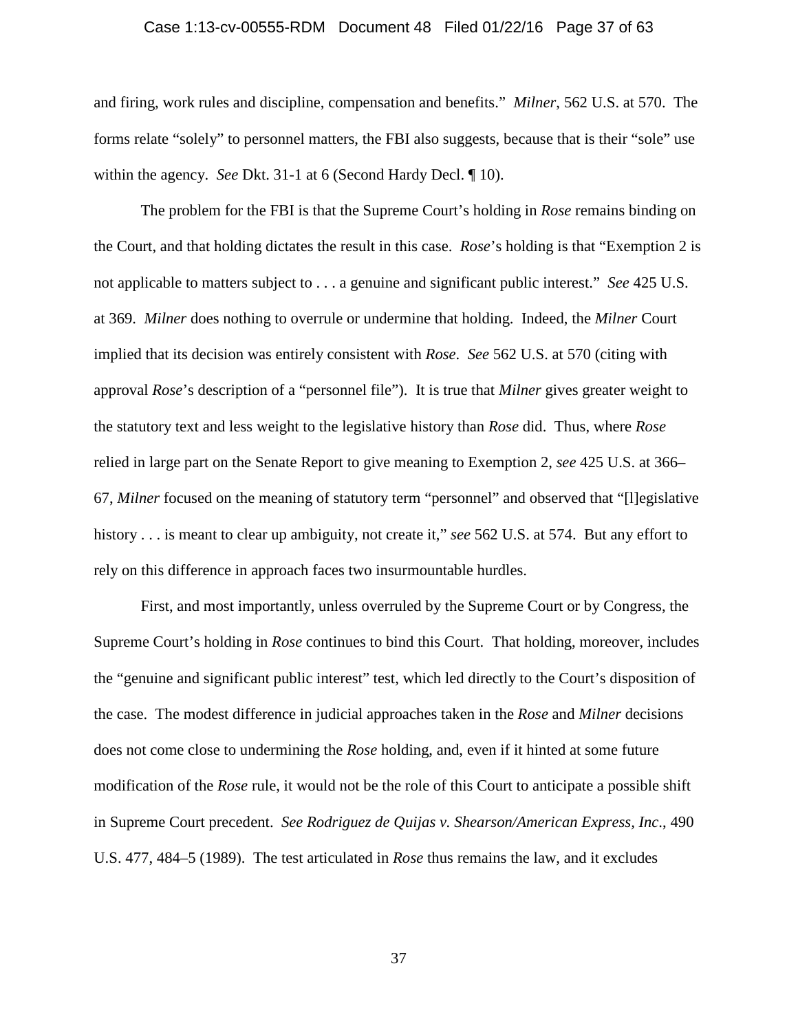and firing, work rules and discipline, compensation and benefits." *Milner*, 562 U.S. at 570. The forms relate "solely" to personnel matters, the FBI also suggests, because that is their "sole" use within the agency. *See* Dkt. 31-1 at 6 (Second Hardy Decl. ¶ 10).

The problem for the FBI is that the Supreme Court's holding in *Rose* remains binding on the Court, and that holding dictates the result in this case. *Rose*'s holding is that "Exemption 2 is not applicable to matters subject to . . . a genuine and significant public interest." *See* 425 U.S. at 369. *Milner* does nothing to overrule or undermine that holding. Indeed, the *Milner* Court implied that its decision was entirely consistent with *Rose*. *See* 562 U.S. at 570 (citing with approval *Rose*'s description of a "personnel file"). It is true that *Milner* gives greater weight to the statutory text and less weight to the legislative history than *Rose* did. Thus, where *Rose* relied in large part on the Senate Report to give meaning to Exemption 2, *see* 425 U.S. at 366–67, *Milner* focused on the meaning of statutory term "personnel" and observed that "[l]egislative history . . . is meant to clear up ambiguity, not create it," *see* 562 U.S. at 574. But any effort to rely on this difference in approach faces two insurmountable hurdles.

First, and most importantly, unless overruled by the Supreme Court or by Congress, the Supreme Court's holding in *Rose* continues to bind this Court. That holding, moreover, includes the "genuine and significant public interest" test, which led directly to the Court's disposition of the case. The modest difference in judicial approaches taken in the *Rose* and *Milner* decisions does not come close to undermining the *Rose* holding, and, even if it hinted at some future modification of the *Rose* rule, it would not be the role of this Court to anticipate a possible shift in Supreme Court precedent. *See Rodriguez de Quijas v. Shearson/American Express, Inc.*, 490 U.S. 477, 484–5 (1989). The test articulated in *Rose* thus remains the law, and it excludes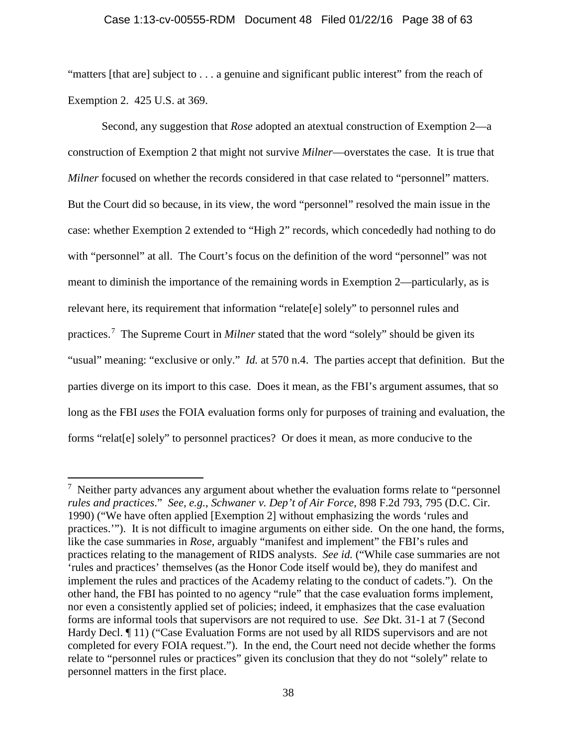"matters [that are] subject to . . . a genuine and significant public interest" from the reach of Exemption 2. 425 U.S. at 369.

Second, any suggestion that *Rose* adopted an atextual construction of Exemption 2—a construction of Exemption 2 that might not survive *Milner*—overstates the case. It is true that *Milner* focused on whether the records considered in that case related to "personnel" matters. But the Court did so because, in its view, the word "personnel" resolved the main issue in the case: whether Exemption 2 extended to "High 2" records, which concededly had nothing to do with "personnel" at all. The Court's focus on the definition of the word "personnel" was not meant to diminish the importance of the remaining words in Exemption 2—particularly, as is relevant here, its requirement that information "relate[e] solely" to personnel rules and practices.[7] The Supreme Court in *Milner* stated that the word "solely" should be given its "usual" meaning: "exclusive or only." *Id.* at 570 n.4. The parties accept that definition. But the parties diverge on its import to this case. Does it mean, as the FBI's argument assumes, that so long as the FBI *uses* the FOIA evaluation forms only for purposes of training and evaluation, the forms "relat[e] solely" to personnel practices? Or does it mean, as more conducive to the

[7] Neither party advances any argument about whether the evaluation forms relate to "personnel *rules and practices*." *See, e.g.*, *Schwaner v. Dep't of Air Force*, 898 F.2d 793, 795 (D.C. Cir. 1990) ("We have often applied [Exemption 2] without emphasizing the words 'rules and practices.'"). It is not difficult to imagine arguments on either side. On the one hand, the forms, like the case summaries in *Rose*, arguably "manifest and implement" the FBI's rules and practices relating to the management of RIDS analysts. *See id.* ("While case summaries are not 'rules and practices' themselves (as the Honor Code itself would be), they do manifest and implement the rules and practices of the Academy relating to the conduct of cadets."). On the other hand, the FBI has pointed to no agency "rule" that the case evaluation forms implement, nor even a consistently applied set of policies; indeed, it emphasizes that the case evaluation forms are informal tools that supervisors are not required to use. *See* Dkt. 31-1 at 7 (Second Hardy Decl. ¶ 11) ("Case Evaluation Forms are not used by all RIDS supervisors and are not completed for every FOIA request."). In the end, the Court need not decide whether the forms relate to "personnel rules or practices" given its conclusion that they do not "solely" relate to personnel matters in the first place.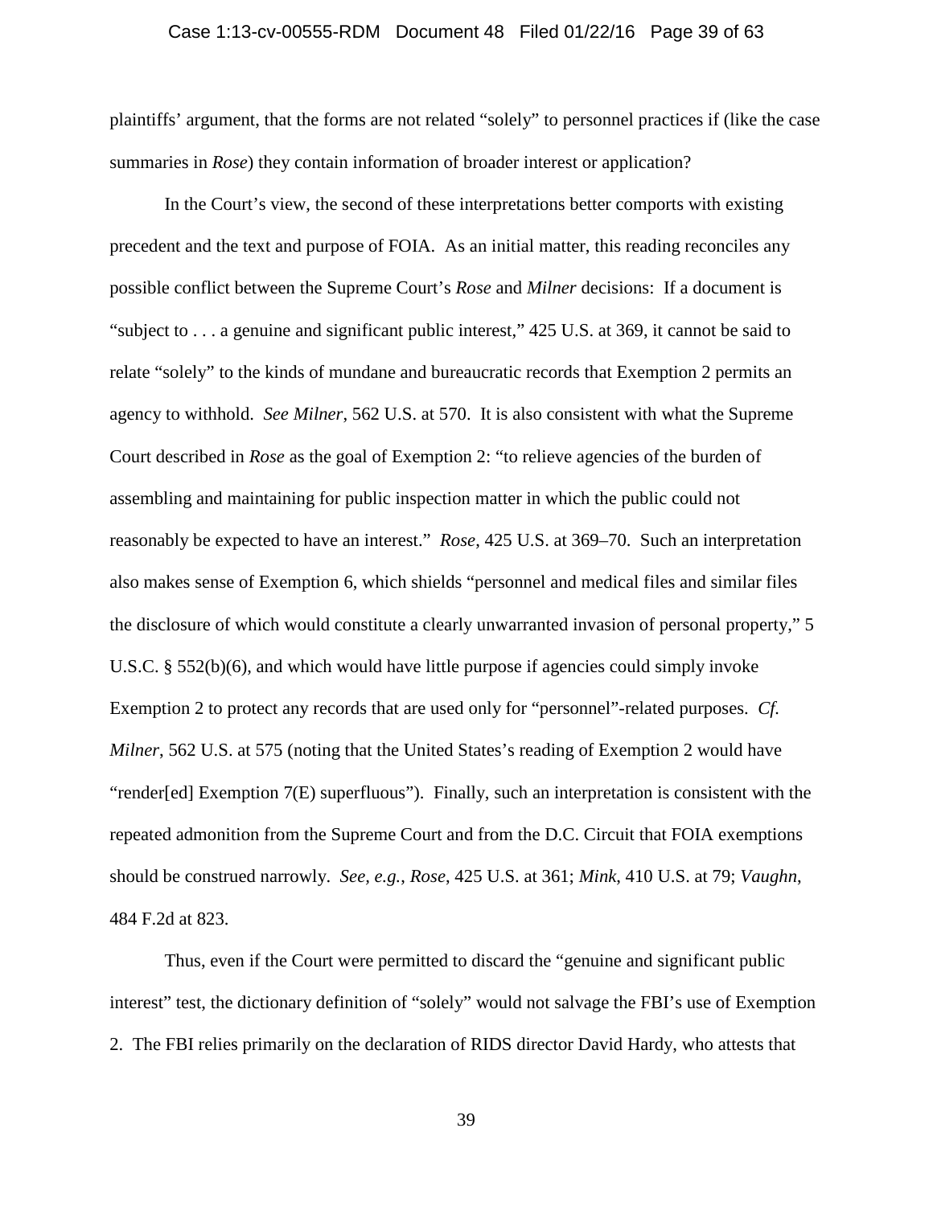plaintiffs' argument, that the forms are not related "solely" to personnel practices if (like the case summaries in *Rose*) they contain information of broader interest or application?

In the Court's view, the second of these interpretations better comports with existing precedent and the text and purpose of FOIA. As an initial matter, this reading reconciles any possible conflict between the Supreme Court's *Rose* and *Milner* decisions: If a document is "subject to . . . a genuine and significant public interest," 425 U.S. at 369, it cannot be said to relate "solely" to the kinds of mundane and bureaucratic records that Exemption 2 permits an agency to withhold. *See Milner*, 562 U.S. at 570. It is also consistent with what the Supreme Court described in *Rose* as the goal of Exemption 2: "to relieve agencies of the burden of assembling and maintaining for public inspection matter in which the public could not reasonably be expected to have an interest." *Rose*, 425 U.S. at 369–70. Such an interpretation also makes sense of Exemption 6, which shields "personnel and medical files and similar files the disclosure of which would constitute a clearly unwarranted invasion of personal property," 5 U.S.C. § 552(b)(6), and which would have little purpose if agencies could simply invoke Exemption 2 to protect any records that are used only for "personnel"-related purposes. *Cf. Milner*, 562 U.S. at 575 (noting that the United States's reading of Exemption 2 would have "render[ed] Exemption 7(E) superfluous"). Finally, such an interpretation is consistent with the repeated admonition from the Supreme Court and from the D.C. Circuit that FOIA exemptions should be construed narrowly. *See, e.g.*, *Rose*, 425 U.S. at 361; *Mink*, 410 U.S. at 79; *Vaughn*, 484 F.2d at 823.

Thus, even if the Court were permitted to discard the "genuine and significant public interest" test, the dictionary definition of "solely" would not salvage the FBI's use of Exemption 2. The FBI relies primarily on the declaration of RIDS director David Hardy, who attests that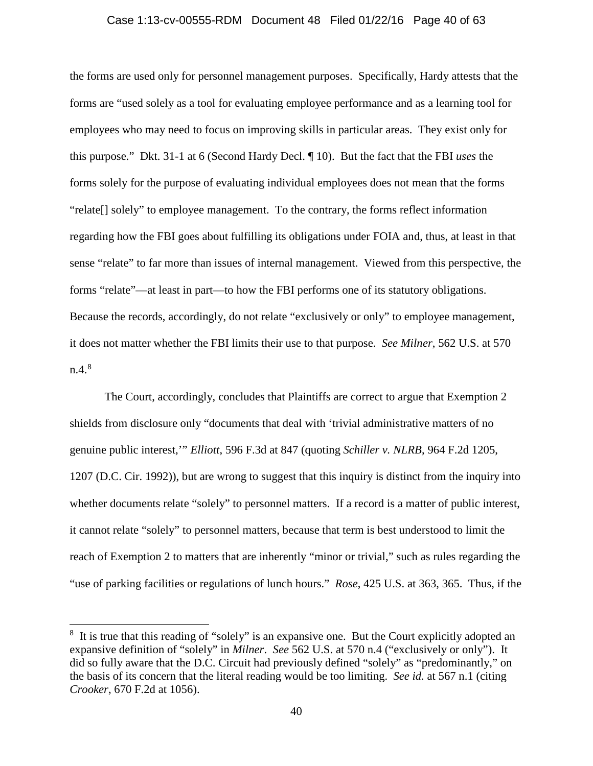the forms are used only for personnel management purposes. Specifically, Hardy attests that the forms are "used solely as a tool for evaluating employee performance and as a learning tool for employees who may need to focus on improving skills in particular areas. They exist only for this purpose." Dkt. 31-1 at 6 (Second Hardy Decl. ¶ 10). But the fact that the FBI *uses* the forms solely for the purpose of evaluating individual employees does not mean that the forms "relate[] solely" to employee management. To the contrary, the forms reflect information regarding how the FBI goes about fulfilling its obligations under FOIA and, thus, at least in that sense "relate" to far more than issues of internal management. Viewed from this perspective, the forms "relate"—at least in part—to how the FBI performs one of its statutory obligations. Because the records, accordingly, do not relate "exclusively or only" to employee management, it does not matter whether the FBI limits their use to that purpose. *See Milner*, 562 U.S. at 570 n.4.[8]

The Court, accordingly, concludes that Plaintiffs are correct to argue that Exemption 2 shields from disclosure only "documents that deal with 'trivial administrative matters of no genuine public interest,'" *Elliott*, 596 F.3d at 847 (quoting *Schiller v. NLRB*, 964 F.2d 1205, 1207 (D.C. Cir. 1992)), but are wrong to suggest that this inquiry is distinct from the inquiry into whether documents relate "solely" to personnel matters. If a record is a matter of public interest, it cannot relate "solely" to personnel matters, because that term is best understood to limit the reach of Exemption 2 to matters that are inherently "minor or trivial," such as rules regarding the "use of parking facilities or regulations of lunch hours." *Rose*, 425 U.S. at 363, 365. Thus, if the

[8] It is true that this reading of "solely" is an expansive one. But the Court explicitly adopted an expansive definition of "solely" in *Milner*. *See* 562 U.S. at 570 n.4 ("exclusively or only"). It did so fully aware that the D.C. Circuit had previously defined "solely" as "predominantly," on the basis of its concern that the literal reading would be too limiting. *See id.* at 567 n.1 (citing *Crooker*, 670 F.2d at 1056).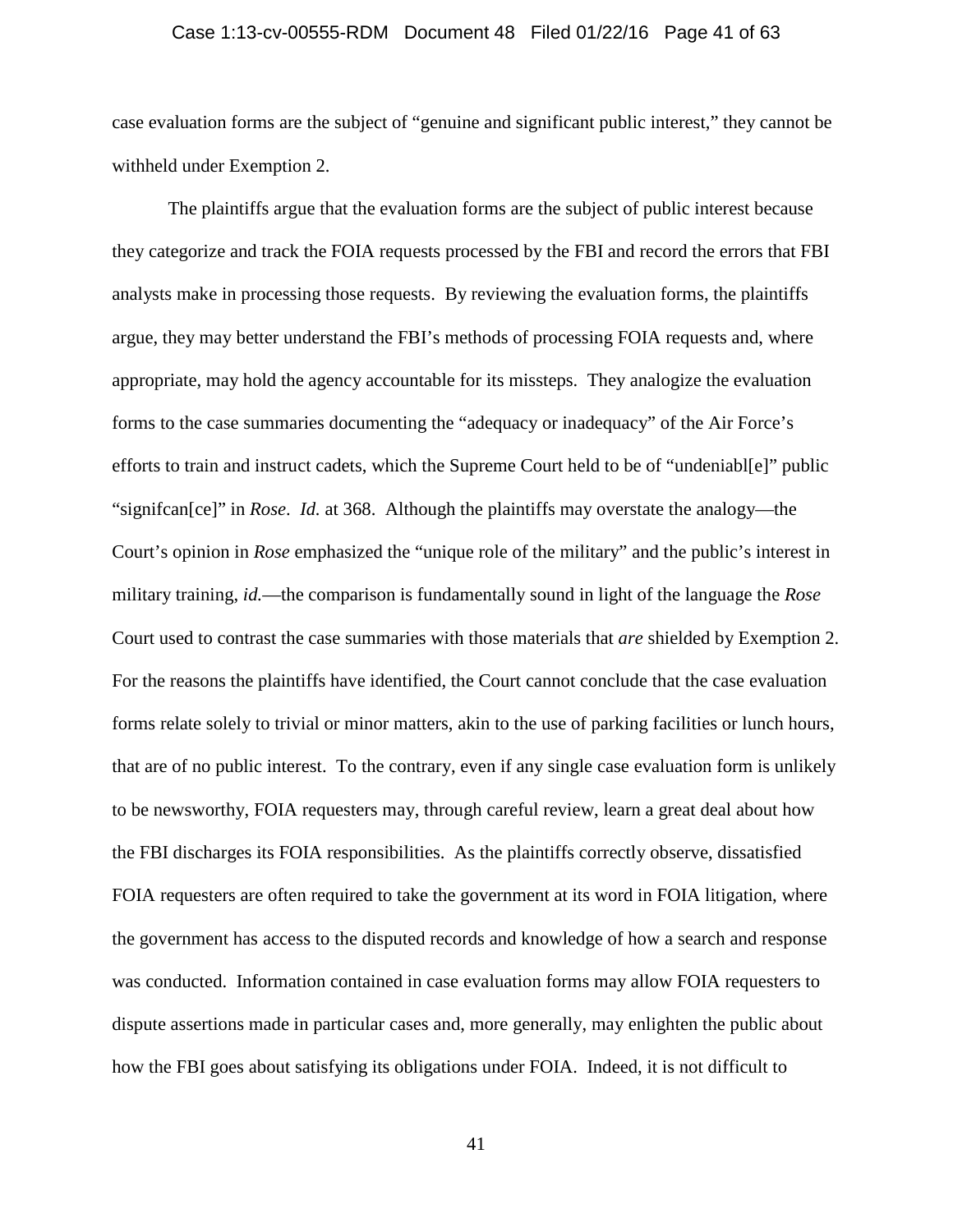case evaluation forms are the subject of "genuine and significant public interest," they cannot be withheld under Exemption 2.

The plaintiffs argue that the evaluation forms are the subject of public interest because they categorize and track the FOIA requests processed by the FBI and record the errors that FBI analysts make in processing those requests. By reviewing the evaluation forms, the plaintiffs argue, they may better understand the FBI's methods of processing FOIA requests and, where appropriate, may hold the agency accountable for its missteps. They analogize the evaluation forms to the case summaries documenting the "adequacy or inadequacy" of the Air Force's efforts to train and instruct cadets, which the Supreme Court held to be of "undeniabl[e]" public "signifcan[ce]" in *Rose*. *Id.* at 368. Although the plaintiffs may overstate the analogy—the Court's opinion in *Rose* emphasized the "unique role of the military" and the public's interest in military training, *id.*—the comparison is fundamentally sound in light of the language the *Rose* Court used to contrast the case summaries with those materials that *are* shielded by Exemption 2. For the reasons the plaintiffs have identified, the Court cannot conclude that the case evaluation forms relate solely to trivial or minor matters, akin to the use of parking facilities or lunch hours, that are of no public interest. To the contrary, even if any single case evaluation form is unlikely to be newsworthy, FOIA requesters may, through careful review, learn a great deal about how the FBI discharges its FOIA responsibilities. As the plaintiffs correctly observe, dissatisfied FOIA requesters are often required to take the government at its word in FOIA litigation, where the government has access to the disputed records and knowledge of how a search and response was conducted. Information contained in case evaluation forms may allow FOIA requesters to dispute assertions made in particular cases and, more generally, may enlighten the public about how the FBI goes about satisfying its obligations under FOIA. Indeed, it is not difficult to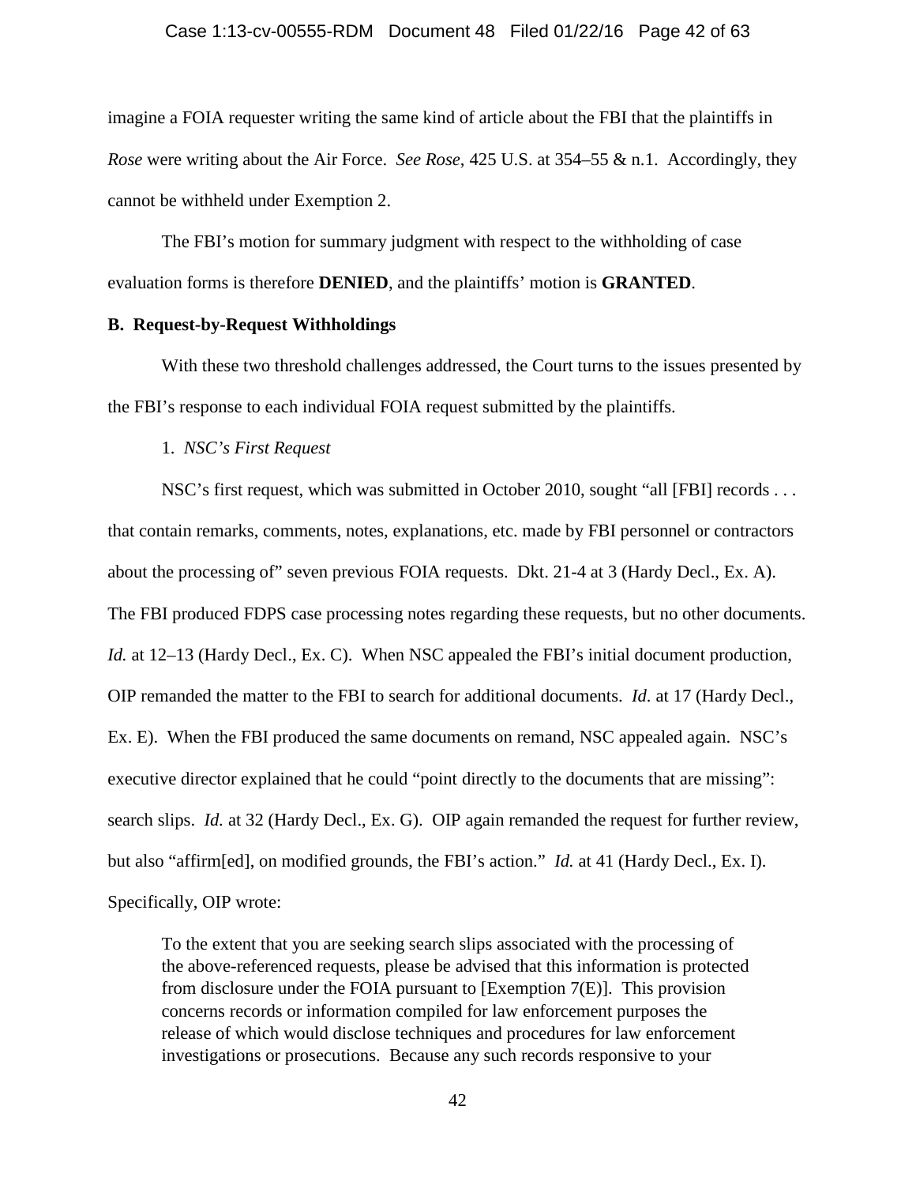imagine a FOIA requester writing the same kind of article about the FBI that the plaintiffs in *Rose* were writing about the Air Force. *See Rose*, 425 U.S. at 354–55 & n.1. Accordingly, they cannot be withheld under Exemption 2.

The FBI's motion for summary judgment with respect to the withholding of case evaluation forms is therefore **DENIED**, and the plaintiffs' motion is **GRANTED**.

**B. Request-by-Request Withholdings**

With these two threshold challenges addressed, the Court turns to the issues presented by the FBI's response to each individual FOIA request submitted by the plaintiffs.

1. *NSC's First Request*

NSC's first request, which was submitted in October 2010, sought "all [FBI] records . . . that contain remarks, comments, notes, explanations, etc. made by FBI personnel or contractors about the processing of" seven previous FOIA requests. Dkt. 21-4 at 3 (Hardy Decl., Ex. A). The FBI produced FDPS case processing notes regarding these requests, but no other documents. *Id.* at 12–13 (Hardy Decl., Ex. C). When NSC appealed the FBI's initial document production, OIP remanded the matter to the FBI to search for additional documents. *Id*. at 17 (Hardy Decl., Ex. E). When the FBI produced the same documents on remand, NSC appealed again. NSC's executive director explained that he could "point directly to the documents that are missing": search slips. *Id.* at 32 (Hardy Decl., Ex. G). OIP again remanded the request for further review, but also "affirm[ed], on modified grounds, the FBI's action." *Id.* at 41 (Hardy Decl., Ex. I). Specifically, OIP wrote:

> To the extent that you are seeking search slips associated with the processing of the above-referenced requests, please be advised that this information is protected from disclosure under the FOIA pursuant to [Exemption 7(E)]. This provision concerns records or information compiled for law enforcement purposes the release of which would disclose techniques and procedures for law enforcement investigations or prosecutions. Because any such records responsive to your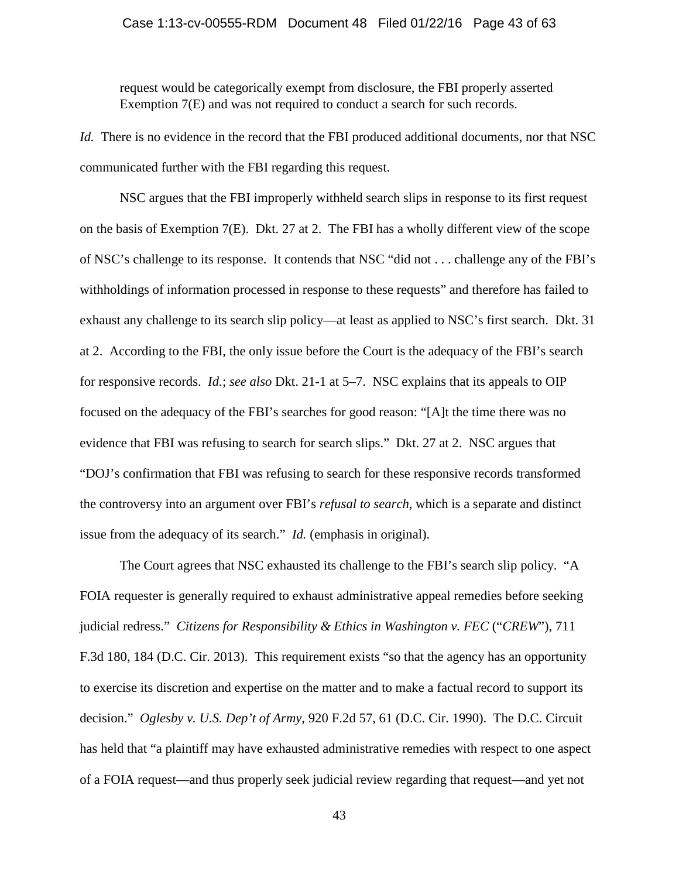request would be categorically exempt from disclosure, the FBI properly asserted Exemption 7(E) and was not required to conduct a search for such records.

*Id.* There is no evidence in the record that the FBI produced additional documents, nor that NSC communicated further with the FBI regarding this request.

NSC argues that the FBI improperly withheld search slips in response to its first request on the basis of Exemption 7(E). Dkt. 27 at 2. The FBI has a wholly different view of the scope of NSC's challenge to its response. It contends that NSC "did not . . . challenge any of the FBI's withholdings of information processed in response to these requests" and therefore has failed to exhaust any challenge to its search slip policy—at least as applied to NSC's first search. Dkt. 31 at 2. According to the FBI, the only issue before the Court is the adequacy of the FBI's search for responsive records. *Id.*; *see also* Dkt. 21-1 at 5–7. NSC explains that its appeals to OIP focused on the adequacy of the FBI's searches for good reason: "[A]t the time there was no evidence that FBI was refusing to search for search slips." Dkt. 27 at 2. NSC argues that "DOJ's confirmation that FBI was refusing to search for these responsive records transformed the controversy into an argument over FBI's *refusal to search*, which is a separate and distinct issue from the adequacy of its search." *Id.* (emphasis in original).

The Court agrees that NSC exhausted its challenge to the FBI's search slip policy. "A FOIA requester is generally required to exhaust administrative appeal remedies before seeking judicial redress." *Citizens for Responsibility & Ethics in Washington v. FEC* ("*CREW*"), 711 F.3d 180, 184 (D.C. Cir. 2013). This requirement exists "so that the agency has an opportunity to exercise its discretion and expertise on the matter and to make a factual record to support its decision." *Oglesby v. U.S. Dep't of Army*, 920 F.2d 57, 61 (D.C. Cir. 1990). The D.C. Circuit has held that "a plaintiff may have exhausted administrative remedies with respect to one aspect of a FOIA request—and thus properly seek judicial review regarding that request—and yet not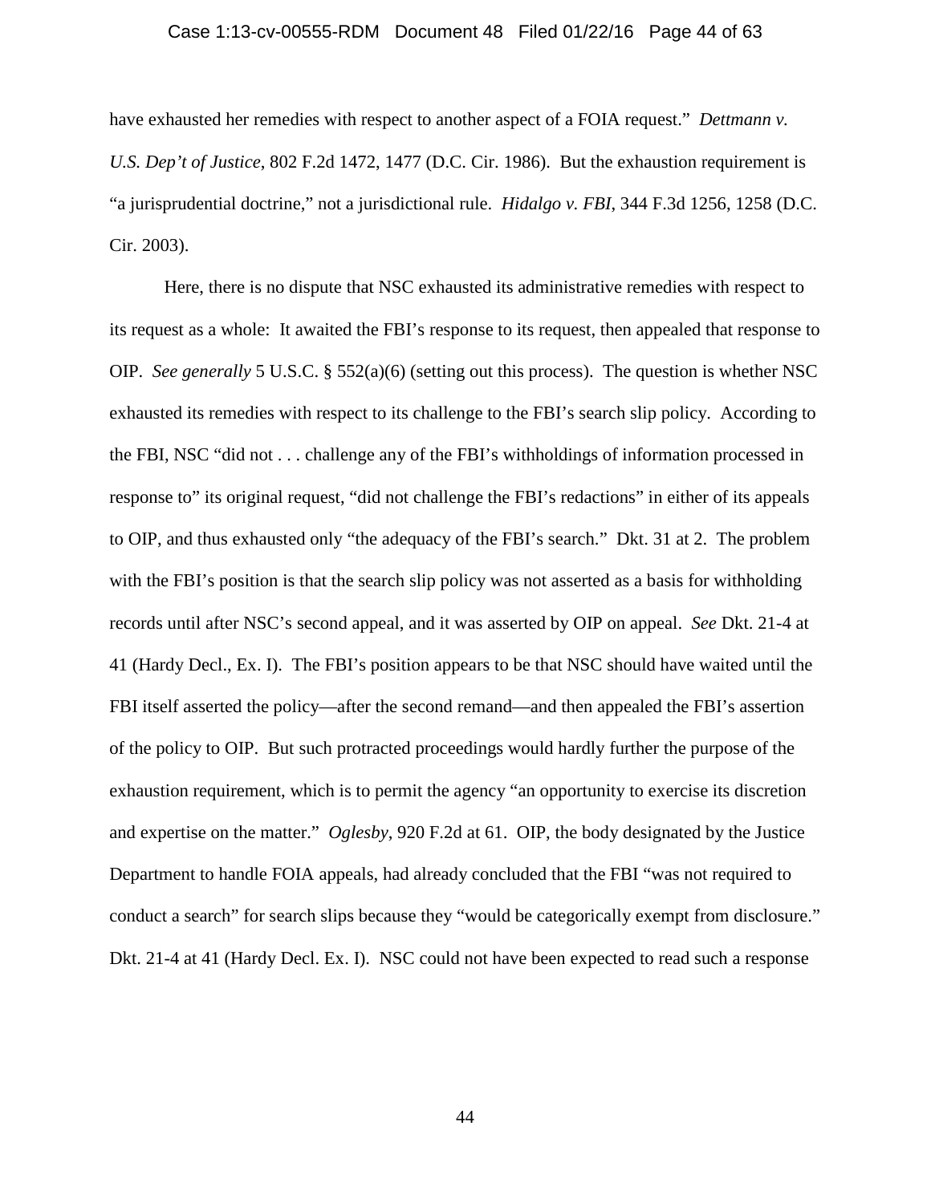have exhausted her remedies with respect to another aspect of a FOIA request." *Dettmann v. U.S. Dep't of Justice*, 802 F.2d 1472, 1477 (D.C. Cir. 1986). But the exhaustion requirement is "a jurisprudential doctrine," not a jurisdictional rule. *Hidalgo v. FBI*, 344 F.3d 1256, 1258 (D.C. Cir. 2003).

Here, there is no dispute that NSC exhausted its administrative remedies with respect to its request as a whole: It awaited the FBI's response to its request, then appealed that response to OIP. *See generally* 5 U.S.C. § 552(a)(6) (setting out this process). The question is whether NSC exhausted its remedies with respect to its challenge to the FBI's search slip policy. According to the FBI, NSC "did not . . . challenge any of the FBI's withholdings of information processed in response to" its original request, "did not challenge the FBI's redactions" in either of its appeals to OIP, and thus exhausted only "the adequacy of the FBI's search." Dkt. 31 at 2. The problem with the FBI's position is that the search slip policy was not asserted as a basis for withholding records until after NSC's second appeal, and it was asserted by OIP on appeal. *See* Dkt. 21-4 at 41 (Hardy Decl., Ex. I). The FBI's position appears to be that NSC should have waited until the FBI itself asserted the policy—after the second remand—and then appealed the FBI's assertion of the policy to OIP. But such protracted proceedings would hardly further the purpose of the exhaustion requirement, which is to permit the agency "an opportunity to exercise its discretion and expertise on the matter." *Oglesby*, 920 F.2d at 61. OIP, the body designated by the Justice Department to handle FOIA appeals, had already concluded that the FBI "was not required to conduct a search" for search slips because they "would be categorically exempt from disclosure." Dkt. 21-4 at 41 (Hardy Decl. Ex. I). NSC could not have been expected to read such a response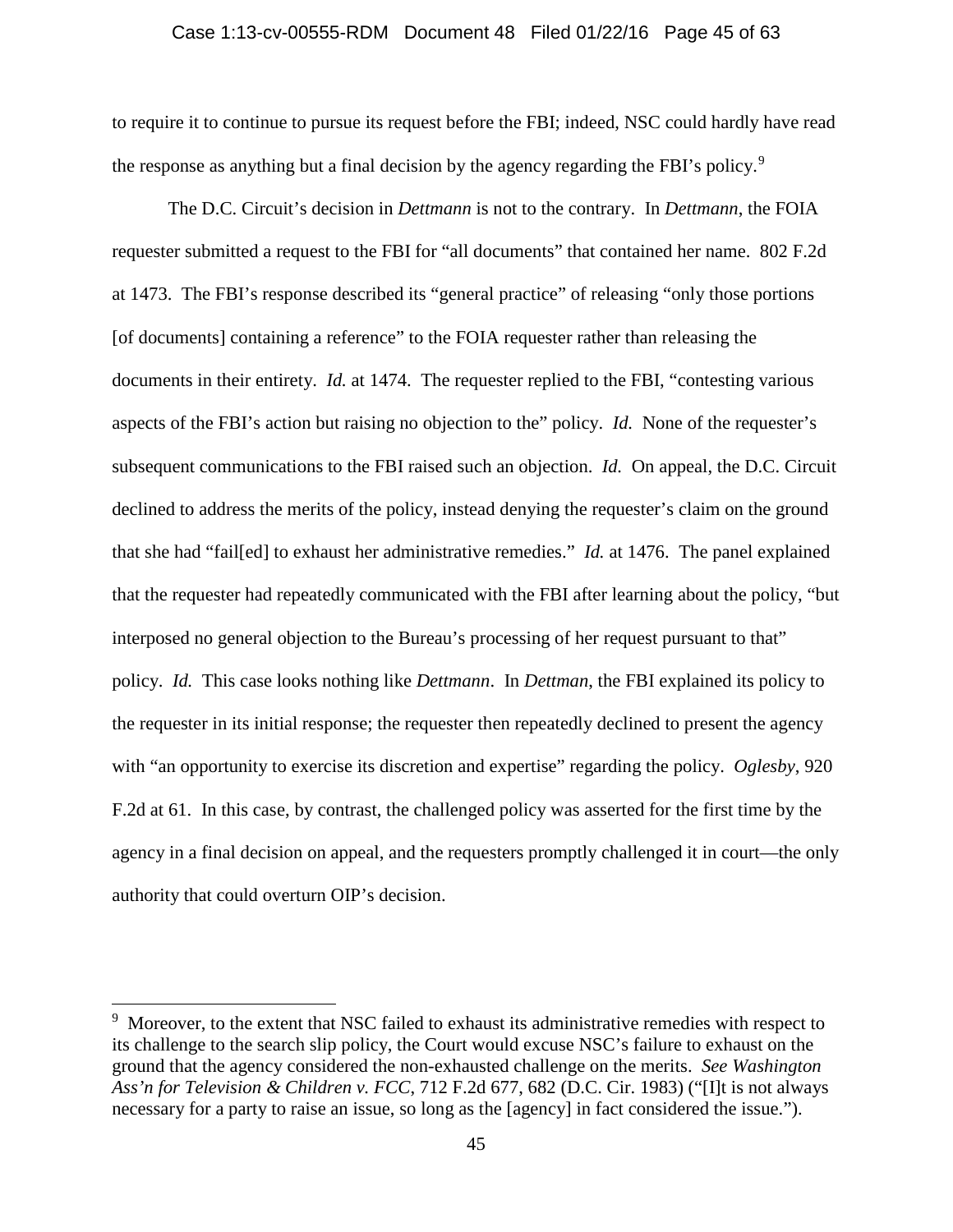to require it to continue to pursue its request before the FBI; indeed, NSC could hardly have read the response as anything but a final decision by the agency regarding the FBI's policy.[9]

The D.C. Circuit's decision in *Dettmann* is not to the contrary. In *Dettmann*, the FOIA requester submitted a request to the FBI for "all documents" that contained her name. 802 F.2d at 1473. The FBI's response described its "general practice" of releasing "only those portions [of documents] containing a reference" to the FOIA requester rather than releasing the documents in their entirety. *Id.* at 1474. The requester replied to the FBI, "contesting various aspects of the FBI's action but raising no objection to the" policy. *Id.* None of the requester's subsequent communications to the FBI raised such an objection. *Id.* On appeal, the D.C. Circuit declined to address the merits of the policy, instead denying the requester's claim on the ground that she had "fail[ed] to exhaust her administrative remedies." *Id.* at 1476. The panel explained that the requester had repeatedly communicated with the FBI after learning about the policy, "but interposed no general objection to the Bureau's processing of her request pursuant to that" policy. *Id.* This case looks nothing like *Dettmann*. In *Dettman*, the FBI explained its policy to the requester in its initial response; the requester then repeatedly declined to present the agency with "an opportunity to exercise its discretion and expertise" regarding the policy. *Oglesby*, 920 F.2d at 61. In this case, by contrast, the challenged policy was asserted for the first time by the agency in a final decision on appeal, and the requesters promptly challenged it in court—the only authority that could overturn OIP's decision.

[9] Moreover, to the extent that NSC failed to exhaust its administrative remedies with respect to its challenge to the search slip policy, the Court would excuse NSC's failure to exhaust on the ground that the agency considered the non-exhausted challenge on the merits. *See Washington Ass'n for Television & Children v. FCC*, 712 F.2d 677, 682 (D.C. Cir. 1983) ("[I]t is not always necessary for a party to raise an issue, so long as the [agency] in fact considered the issue.").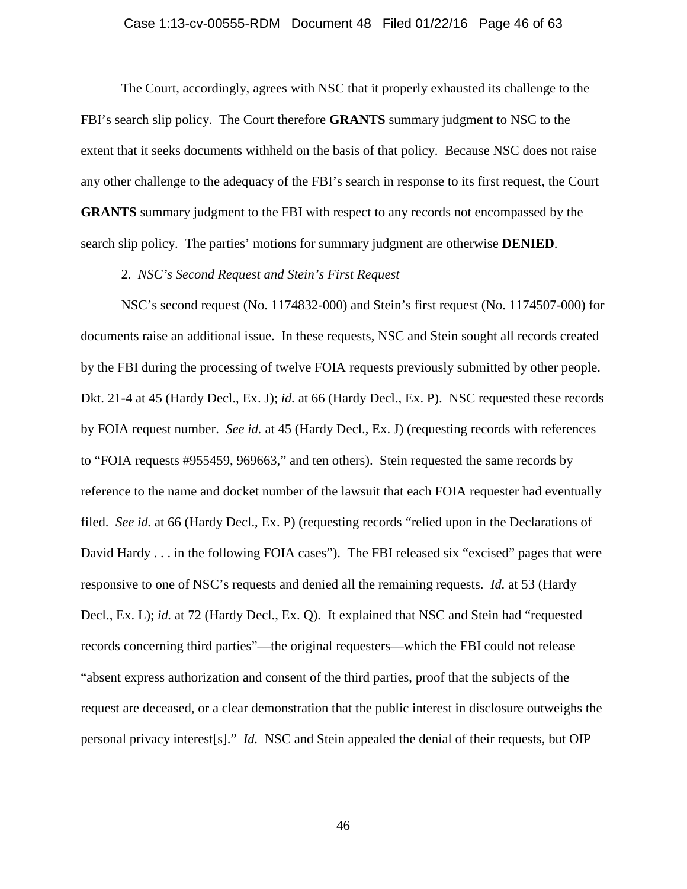The Court, accordingly, agrees with NSC that it properly exhausted its challenge to the FBI's search slip policy. The Court therefore **GRANTS** summary judgment to NSC to the extent that it seeks documents withheld on the basis of that policy. Because NSC does not raise any other challenge to the adequacy of the FBI's search in response to its first request, the Court **GRANTS** summary judgment to the FBI with respect to any records not encompassed by the search slip policy. The parties' motions for summary judgment are otherwise **DENIED**.

2. *NSC's Second Request and Stein's First Request*

NSC's second request (No. 1174832-000) and Stein's first request (No. 1174507-000) for documents raise an additional issue. In these requests, NSC and Stein sought all records created by the FBI during the processing of twelve FOIA requests previously submitted by other people. Dkt. 21-4 at 45 (Hardy Decl., Ex. J); *id.* at 66 (Hardy Decl., Ex. P). NSC requested these records by FOIA request number. *See id.* at 45 (Hardy Decl., Ex. J) (requesting records with references to "FOIA requests #955459, 969663," and ten others). Stein requested the same records by reference to the name and docket number of the lawsuit that each FOIA requester had eventually filed. *See id.* at 66 (Hardy Decl., Ex. P) (requesting records "relied upon in the Declarations of David Hardy . . . in the following FOIA cases"). The FBI released six "excised" pages that were responsive to one of NSC's requests and denied all the remaining requests. *Id.* at 53 (Hardy Decl., Ex. L); *id.* at 72 (Hardy Decl., Ex. Q). It explained that NSC and Stein had "requested records concerning third parties"—the original requesters—which the FBI could not release "absent express authorization and consent of the third parties, proof that the subjects of the request are deceased, or a clear demonstration that the public interest in disclosure outweighs the personal privacy interest[s]." *Id.* NSC and Stein appealed the denial of their requests, but OIP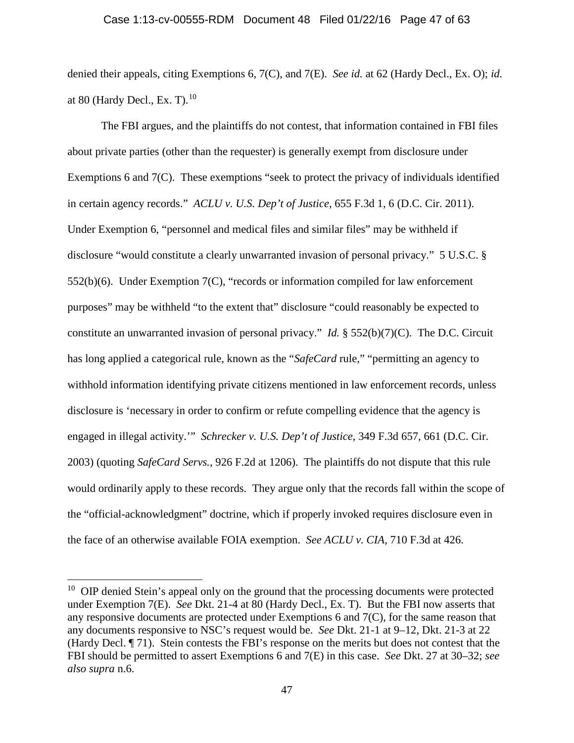denied their appeals, citing Exemptions 6, 7(C), and 7(E). *See id.* at 62 (Hardy Decl., Ex. O); *id.* at 80 (Hardy Decl., Ex. T).[10]

The FBI argues, and the plaintiffs do not contest, that information contained in FBI files about private parties (other than the requester) is generally exempt from disclosure under Exemptions 6 and 7(C). These exemptions "seek to protect the privacy of individuals identified in certain agency records." *ACLU v. U.S. Dep't of Justice*, 655 F.3d 1, 6 (D.C. Cir. 2011). Under Exemption 6, "personnel and medical files and similar files" may be withheld if disclosure "would constitute a clearly unwarranted invasion of personal privacy." 5 U.S.C. § 552(b)(6). Under Exemption 7(C), "records or information compiled for law enforcement purposes" may be withheld "to the extent that" disclosure "could reasonably be expected to constitute an unwarranted invasion of personal privacy." *Id.* § 552(b)(7)(C). The D.C. Circuit has long applied a categorical rule, known as the "*SafeCard* rule," "permitting an agency to withhold information identifying private citizens mentioned in law enforcement records, unless disclosure is 'necessary in order to confirm or refute compelling evidence that the agency is engaged in illegal activity.'" *Schrecker v. U.S. Dep't of Justice*, 349 F.3d 657, 661 (D.C. Cir. 2003) (quoting *SafeCard Servs.*, 926 F.2d at 1206). The plaintiffs do not dispute that this rule would ordinarily apply to these records. They argue only that the records fall within the scope of the "official-acknowledgment" doctrine, which if properly invoked requires disclosure even in the face of an otherwise available FOIA exemption. *See ACLU v. CIA*, 710 F.3d at 426.

---

[10] OIP denied Stein's appeal only on the ground that the processing documents were protected under Exemption 7(E). *See* Dkt. 21-4 at 80 (Hardy Decl., Ex. T). But the FBI now asserts that any responsive documents are protected under Exemptions 6 and 7(C), for the same reason that any documents responsive to NSC's request would be. *See* Dkt. 21-1 at 9–12, Dkt. 21-3 at 22 (Hardy Decl. ¶ 71). Stein contests the FBI's response on the merits but does not contest that the FBI should be permitted to assert Exemptions 6 and 7(E) in this case. *See* Dkt. 27 at 30–32; *see also supra* n.6.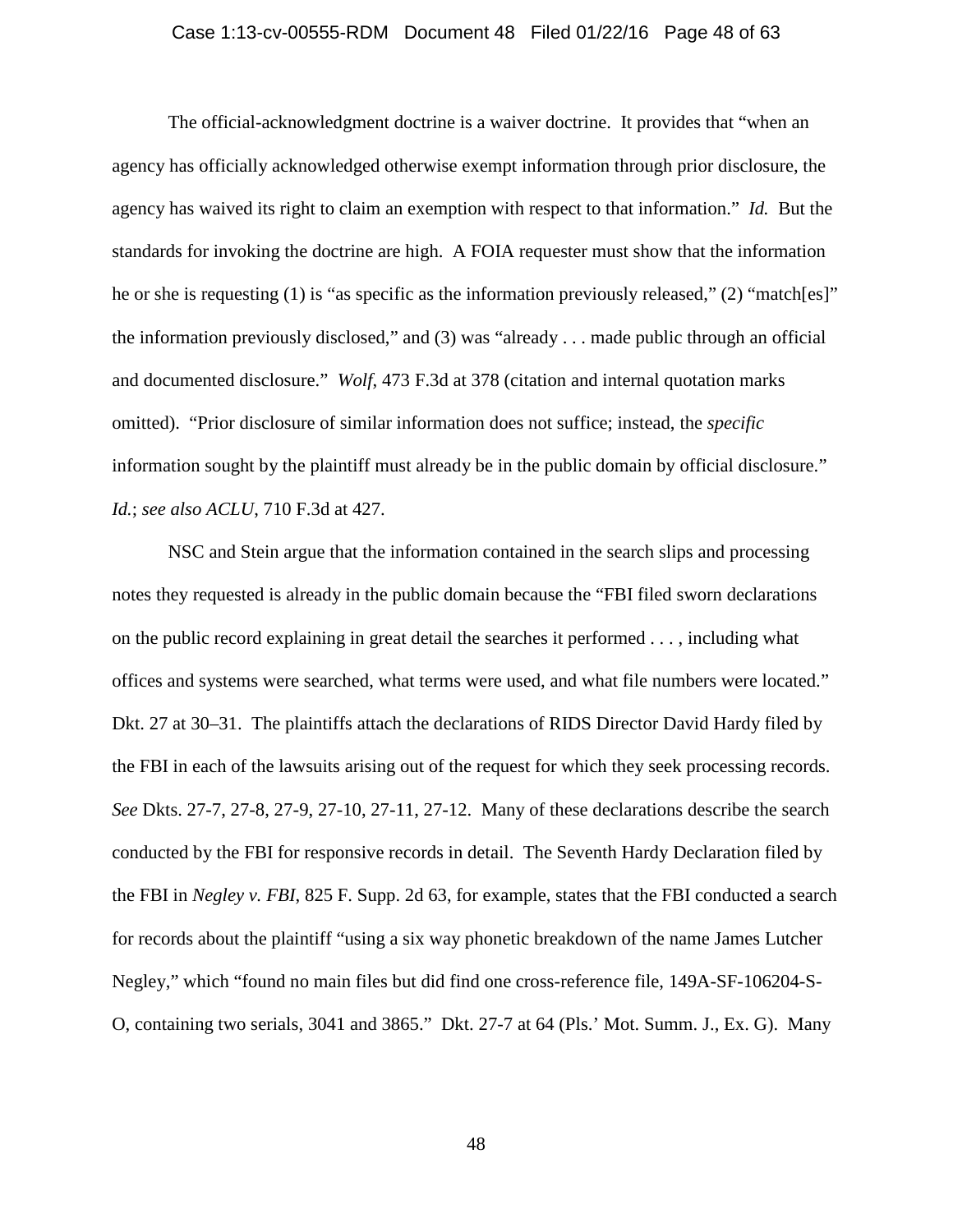The official-acknowledgment doctrine is a waiver doctrine. It provides that "when an agency has officially acknowledged otherwise exempt information through prior disclosure, the agency has waived its right to claim an exemption with respect to that information." *Id.* But the standards for invoking the doctrine are high. A FOIA requester must show that the information he or she is requesting (1) is "as specific as the information previously released," (2) "match[es]" the information previously disclosed," and (3) was "already . . . made public through an official and documented disclosure." *Wolf*, 473 F.3d at 378 (citation and internal quotation marks omitted). "Prior disclosure of similar information does not suffice; instead, the *specific* information sought by the plaintiff must already be in the public domain by official disclosure." *Id.*; *see also ACLU*, 710 F.3d at 427.

NSC and Stein argue that the information contained in the search slips and processing notes they requested is already in the public domain because the "FBI filed sworn declarations on the public record explaining in great detail the searches it performed . . . , including what offices and systems were searched, what terms were used, and what file numbers were located." Dkt. 27 at 30–31. The plaintiffs attach the declarations of RIDS Director David Hardy filed by the FBI in each of the lawsuits arising out of the request for which they seek processing records. *See* Dkts. 27-7, 27-8, 27-9, 27-10, 27-11, 27-12. Many of these declarations describe the search conducted by the FBI for responsive records in detail. The Seventh Hardy Declaration filed by the FBI in *Negley v. FBI*, 825 F. Supp. 2d 63, for example, states that the FBI conducted a search for records about the plaintiff "using a six way phonetic breakdown of the name James Lutcher Negley," which "found no main files but did find one cross-reference file, 149A-SF-106204-S-O, containing two serials, 3041 and 3865." Dkt. 27-7 at 64 (Pls.' Mot. Summ. J., Ex. G). Many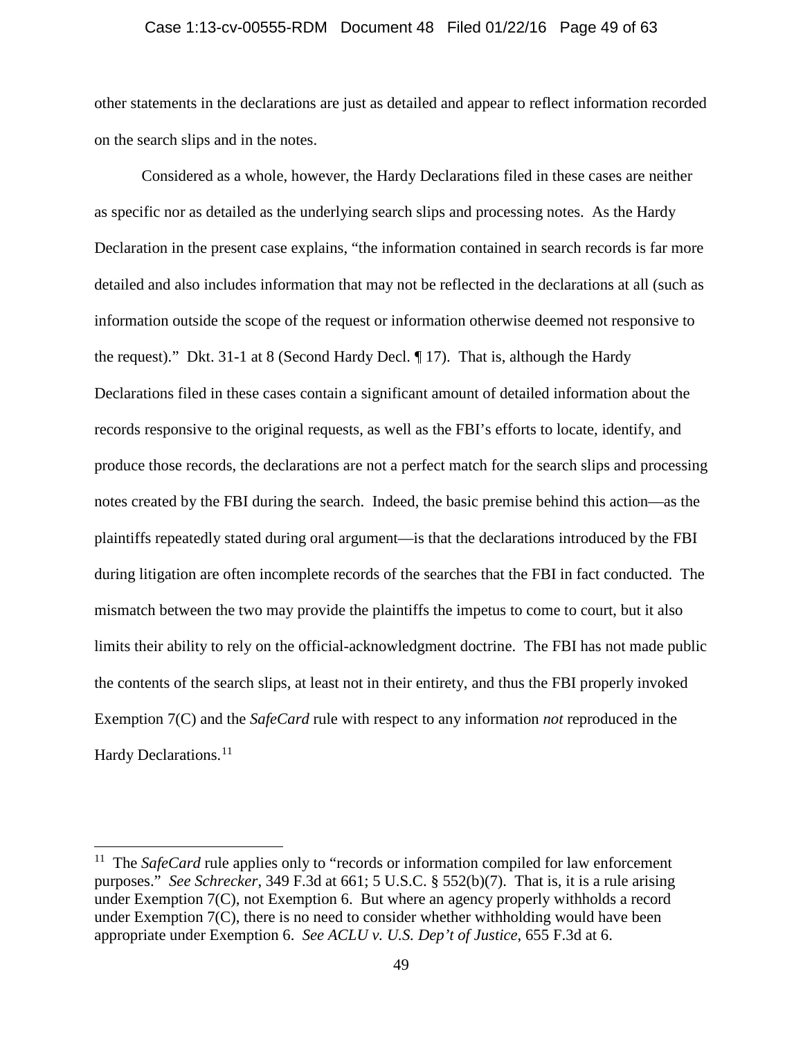other statements in the declarations are just as detailed and appear to reflect information recorded on the search slips and in the notes.

Considered as a whole, however, the Hardy Declarations filed in these cases are neither as specific nor as detailed as the underlying search slips and processing notes. As the Hardy Declaration in the present case explains, "the information contained in search records is far more detailed and also includes information that may not be reflected in the declarations at all (such as information outside the scope of the request or information otherwise deemed not responsive to the request)." Dkt. 31-1 at 8 (Second Hardy Decl. ¶ 17). That is, although the Hardy Declarations filed in these cases contain a significant amount of detailed information about the records responsive to the original requests, as well as the FBI's efforts to locate, identify, and produce those records, the declarations are not a perfect match for the search slips and processing notes created by the FBI during the search. Indeed, the basic premise behind this action—as the plaintiffs repeatedly stated during oral argument—is that the declarations introduced by the FBI during litigation are often incomplete records of the searches that the FBI in fact conducted. The mismatch between the two may provide the plaintiffs the impetus to come to court, but it also limits their ability to rely on the official-acknowledgment doctrine. The FBI has not made public the contents of the search slips, at least not in their entirety, and thus the FBI properly invoked Exemption 7(C) and the *SafeCard* rule with respect to any information *not* reproduced in the Hardy Declarations.[11]

---

[11] The *SafeCard* rule applies only to "records or information compiled for law enforcement purposes." *See Schrecker*, 349 F.3d at 661; 5 U.S.C. § 552(b)(7). That is, it is a rule arising under Exemption 7(C), not Exemption 6. But where an agency properly withholds a record under Exemption 7(C), there is no need to consider whether withholding would have been appropriate under Exemption 6. *See ACLU v. U.S. Dep't of Justice*, 655 F.3d at 6.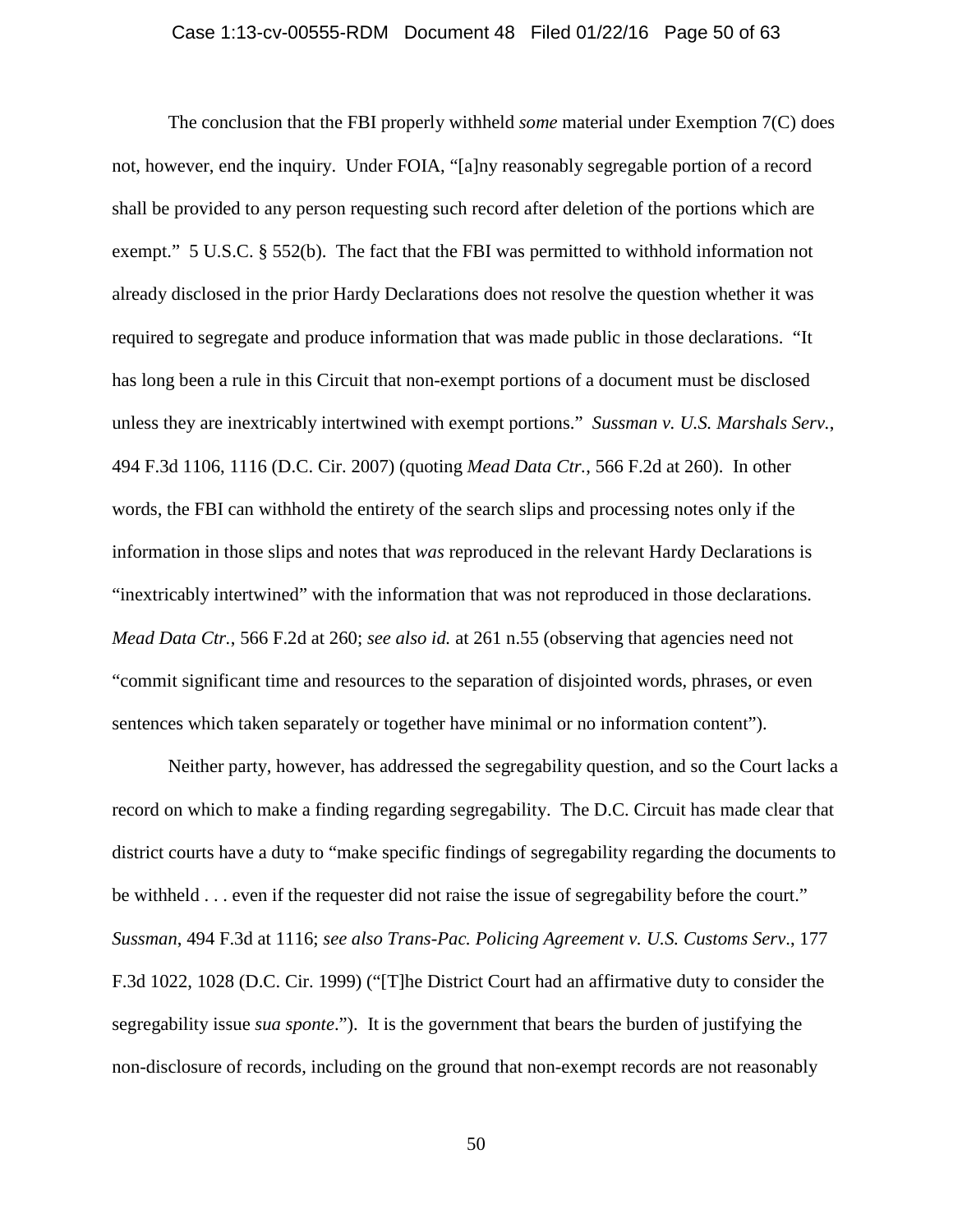The conclusion that the FBI properly withheld *some* material under Exemption 7(C) does not, however, end the inquiry. Under FOIA, "[a]ny reasonably segregable portion of a record shall be provided to any person requesting such record after deletion of the portions which are exempt." 5 U.S.C. § 552(b). The fact that the FBI was permitted to withhold information not already disclosed in the prior Hardy Declarations does not resolve the question whether it was required to segregate and produce information that was made public in those declarations. "It has long been a rule in this Circuit that non-exempt portions of a document must be disclosed unless they are inextricably intertwined with exempt portions." *Sussman v. U.S. Marshals Serv.*, 494 F.3d 1106, 1116 (D.C. Cir. 2007) (quoting *Mead Data Ctr.*, 566 F.2d at 260). In other words, the FBI can withhold the entirety of the search slips and processing notes only if the information in those slips and notes that *was* reproduced in the relevant Hardy Declarations is "inextricably intertwined" with the information that was not reproduced in those declarations. *Mead Data Ctr.*, 566 F.2d at 260; *see also id.* at 261 n.55 (observing that agencies need not "commit significant time and resources to the separation of disjointed words, phrases, or even sentences which taken separately or together have minimal or no information content").

Neither party, however, has addressed the segregability question, and so the Court lacks a record on which to make a finding regarding segregability. The D.C. Circuit has made clear that district courts have a duty to "make specific findings of segregability regarding the documents to be withheld . . . even if the requester did not raise the issue of segregability before the court." *Sussman*, 494 F.3d at 1116; *see also Trans-Pac. Policing Agreement v. U.S. Customs Serv*., 177 F.3d 1022, 1028 (D.C. Cir. 1999) ("[T]he District Court had an affirmative duty to consider the segregability issue *sua sponte*."). It is the government that bears the burden of justifying the non-disclosure of records, including on the ground that non-exempt records are not reasonably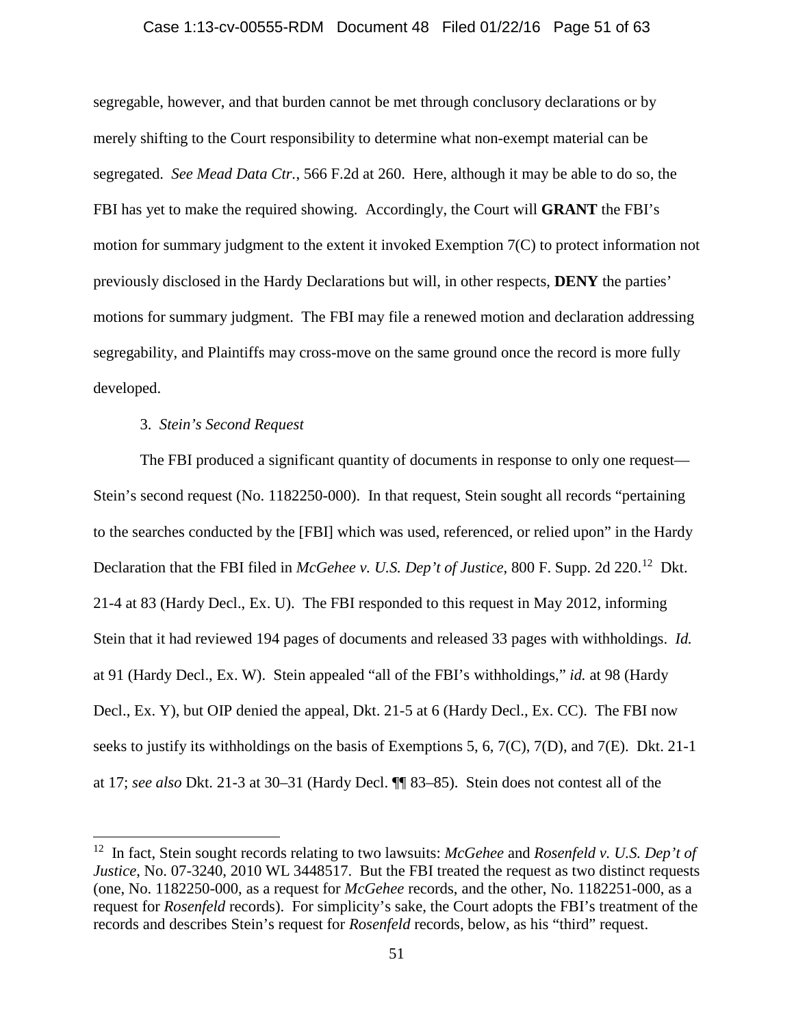segregable, however, and that burden cannot be met through conclusory declarations or by merely shifting to the Court responsibility to determine what non-exempt material can be segregated. *See Mead Data Ctr.*, 566 F.2d at 260. Here, although it may be able to do so, the FBI has yet to make the required showing. Accordingly, the Court will **GRANT** the FBI's motion for summary judgment to the extent it invoked Exemption 7(C) to protect information not previously disclosed in the Hardy Declarations but will, in other respects, **DENY** the parties' motions for summary judgment. The FBI may file a renewed motion and declaration addressing segregability, and Plaintiffs may cross-move on the same ground once the record is more fully developed.

3. *Stein's Second Request*

The FBI produced a significant quantity of documents in response to only one request—Stein's second request (No. 1182250-000). In that request, Stein sought all records "pertaining to the searches conducted by the [FBI] which was used, referenced, or relied upon" in the Hardy Declaration that the FBI filed in *McGehee v. U.S. Dep't of Justice*, 800 F. Supp. 2d 220.[12] Dkt. 21-4 at 83 (Hardy Decl., Ex. U). The FBI responded to this request in May 2012, informing Stein that it had reviewed 194 pages of documents and released 33 pages with withholdings. *Id.* at 91 (Hardy Decl., Ex. W). Stein appealed "all of the FBI's withholdings," *id.* at 98 (Hardy Decl., Ex. Y), but OIP denied the appeal, Dkt. 21-5 at 6 (Hardy Decl., Ex. CC). The FBI now seeks to justify its withholdings on the basis of Exemptions 5, 6, 7(C), 7(D), and 7(E). Dkt. 21-1 at 17; *see also* Dkt. 21-3 at 30–31 (Hardy Decl. ¶¶ 83–85). Stein does not contest all of the

[12] In fact, Stein sought records relating to two lawsuits: *McGehee* and *Rosenfeld v. U.S. Dep't of Justice*, No. 07-3240, 2010 WL 3448517. But the FBI treated the request as two distinct requests (one, No. 1182250-000, as a request for *McGehee* records, and the other, No. 1182251-000, as a request for *Rosenfeld* records). For simplicity's sake, the Court adopts the FBI's treatment of the records and describes Stein's request for *Rosenfeld* records, below, as his "third" request.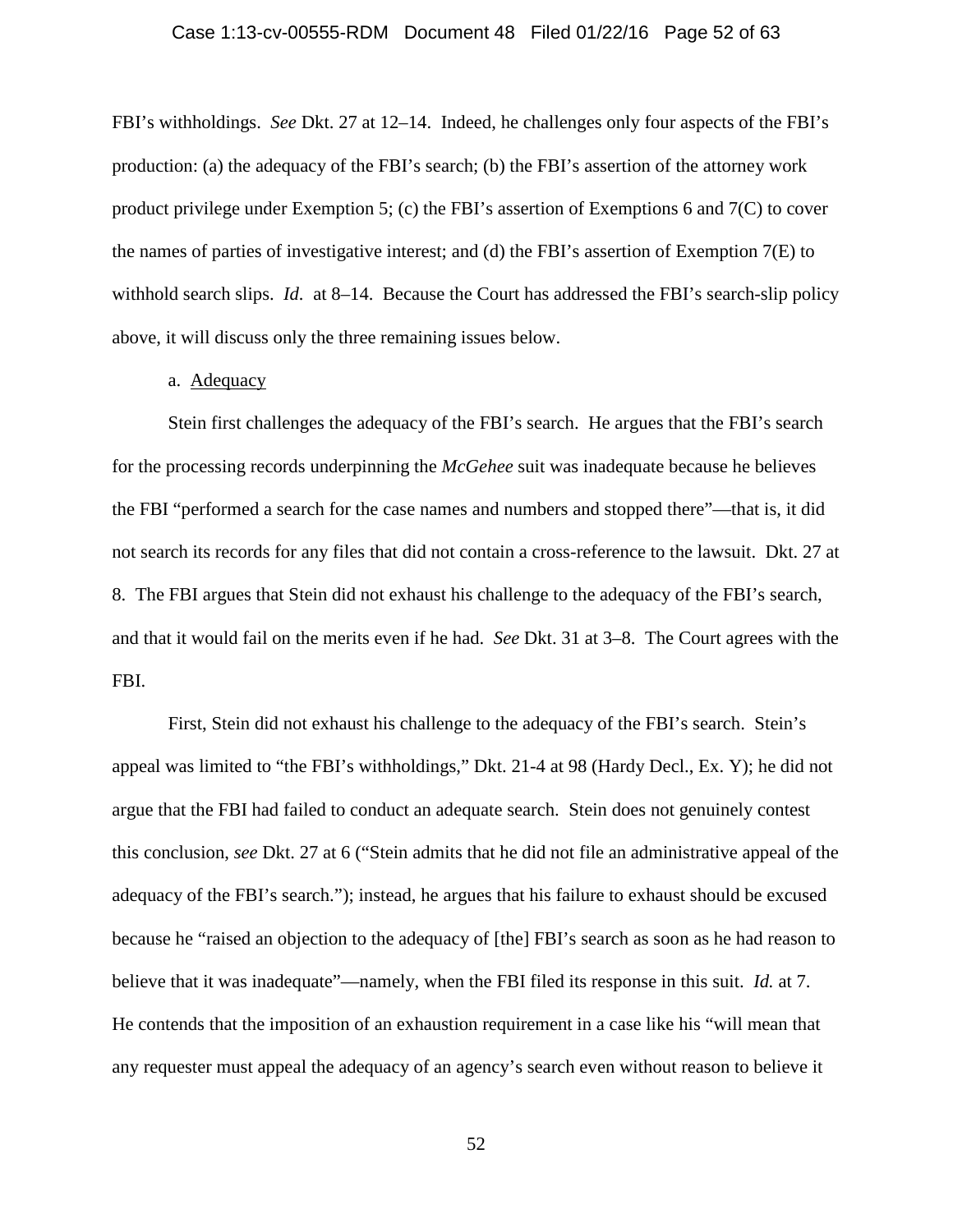FBI's withholdings. *See* Dkt. 27 at 12–14. Indeed, he challenges only four aspects of the FBI's production: (a) the adequacy of the FBI's search; (b) the FBI's assertion of the attorney work product privilege under Exemption 5; (c) the FBI's assertion of Exemptions 6 and 7(C) to cover the names of parties of investigative interest; and (d) the FBI's assertion of Exemption 7(E) to withhold search slips. *Id.* at 8–14. Because the Court has addressed the FBI's search-slip policy above, it will discuss only the three remaining issues below.

a. <u>Adequacy</u>

Stein first challenges the adequacy of the FBI's search. He argues that the FBI's search for the processing records underpinning the *McGehee* suit was inadequate because he believes the FBI "performed a search for the case names and numbers and stopped there"—that is, it did not search its records for any files that did not contain a cross-reference to the lawsuit. Dkt. 27 at 8. The FBI argues that Stein did not exhaust his challenge to the adequacy of the FBI's search, and that it would fail on the merits even if he had. *See* Dkt. 31 at 3–8. The Court agrees with the FBI.

First, Stein did not exhaust his challenge to the adequacy of the FBI's search. Stein's appeal was limited to "the FBI's withholdings," Dkt. 21-4 at 98 (Hardy Decl., Ex. Y); he did not argue that the FBI had failed to conduct an adequate search. Stein does not genuinely contest this conclusion, *see* Dkt. 27 at 6 ("Stein admits that he did not file an administrative appeal of the adequacy of the FBI's search."); instead, he argues that his failure to exhaust should be excused because he "raised an objection to the adequacy of [the] FBI's search as soon as he had reason to believe that it was inadequate"—namely, when the FBI filed its response in this suit. *Id.* at 7. He contends that the imposition of an exhaustion requirement in a case like his "will mean that any requester must appeal the adequacy of an agency's search even without reason to believe it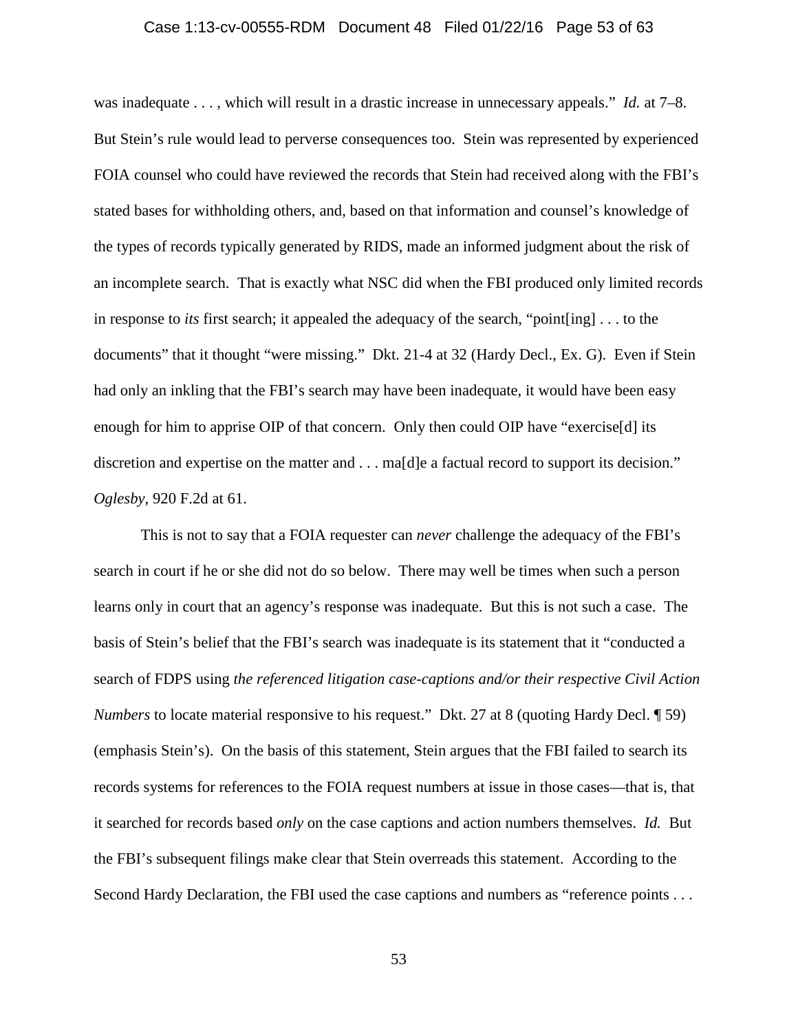was inadequate . . . , which will result in a drastic increase in unnecessary appeals." *Id.* at 7–8. But Stein's rule would lead to perverse consequences too. Stein was represented by experienced FOIA counsel who could have reviewed the records that Stein had received along with the FBI's stated bases for withholding others, and, based on that information and counsel's knowledge of the types of records typically generated by RIDS, made an informed judgment about the risk of an incomplete search. That is exactly what NSC did when the FBI produced only limited records in response to *its* first search; it appealed the adequacy of the search, "point[ing] . . . to the documents" that it thought "were missing." Dkt. 21-4 at 32 (Hardy Decl., Ex. G). Even if Stein had only an inkling that the FBI's search may have been inadequate, it would have been easy enough for him to apprise OIP of that concern. Only then could OIP have "exercise[d] its discretion and expertise on the matter and . . . ma[d]e a factual record to support its decision." *Oglesby*, 920 F.2d at 61.

This is not to say that a FOIA requester can *never* challenge the adequacy of the FBI's search in court if he or she did not do so below. There may well be times when such a person learns only in court that an agency's response was inadequate. But this is not such a case. The basis of Stein's belief that the FBI's search was inadequate is its statement that it "conducted a search of FDPS using *the referenced litigation case-captions and/or their respective Civil Action Numbers* to locate material responsive to his request." Dkt. 27 at 8 (quoting Hardy Decl. ¶ 59) (emphasis Stein's). On the basis of this statement, Stein argues that the FBI failed to search its records systems for references to the FOIA request numbers at issue in those cases—that is, that it searched for records based *only* on the case captions and action numbers themselves. *Id.* But the FBI's subsequent filings make clear that Stein overreads this statement. According to the Second Hardy Declaration, the FBI used the case captions and numbers as "reference points . . .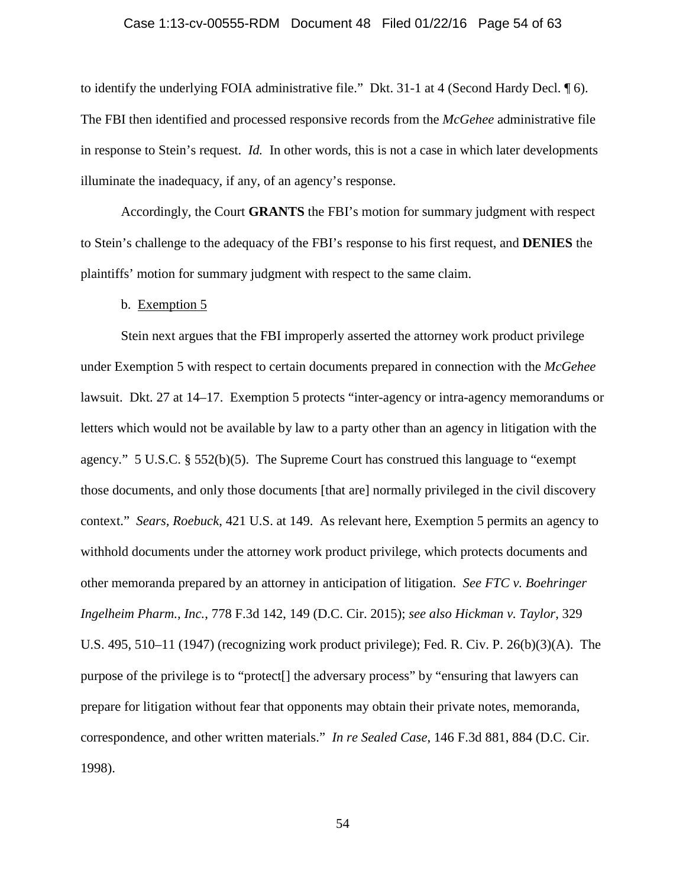to identify the underlying FOIA administrative file." Dkt. 31-1 at 4 (Second Hardy Decl. ¶ 6). The FBI then identified and processed responsive records from the *McGehee* administrative file in response to Stein's request. *Id.* In other words, this is not a case in which later developments illuminate the inadequacy, if any, of an agency's response.

Accordingly, the Court **GRANTS** the FBI's motion for summary judgment with respect to Stein's challenge to the adequacy of the FBI's response to his first request, and **DENIES** the plaintiffs' motion for summary judgment with respect to the same claim.

b. <u>Exemption 5</u>

Stein next argues that the FBI improperly asserted the attorney work product privilege under Exemption 5 with respect to certain documents prepared in connection with the *McGehee* lawsuit. Dkt. 27 at 14–17. Exemption 5 protects "inter-agency or intra-agency memorandums or letters which would not be available by law to a party other than an agency in litigation with the agency." 5 U.S.C. § 552(b)(5). The Supreme Court has construed this language to "exempt those documents, and only those documents [that are] normally privileged in the civil discovery context." *Sears, Roebuck*, 421 U.S. at 149. As relevant here, Exemption 5 permits an agency to withhold documents under the attorney work product privilege, which protects documents and other memoranda prepared by an attorney in anticipation of litigation. *See FTC v. Boehringer Ingelheim Pharm., Inc.*, 778 F.3d 142, 149 (D.C. Cir. 2015); *see also Hickman v. Taylor*, 329 U.S. 495, 510–11 (1947) (recognizing work product privilege); Fed. R. Civ. P. 26(b)(3)(A). The purpose of the privilege is to "protect[] the adversary process" by "ensuring that lawyers can prepare for litigation without fear that opponents may obtain their private notes, memoranda, correspondence, and other written materials." *In re Sealed Case*, 146 F.3d 881, 884 (D.C. Cir. 1998).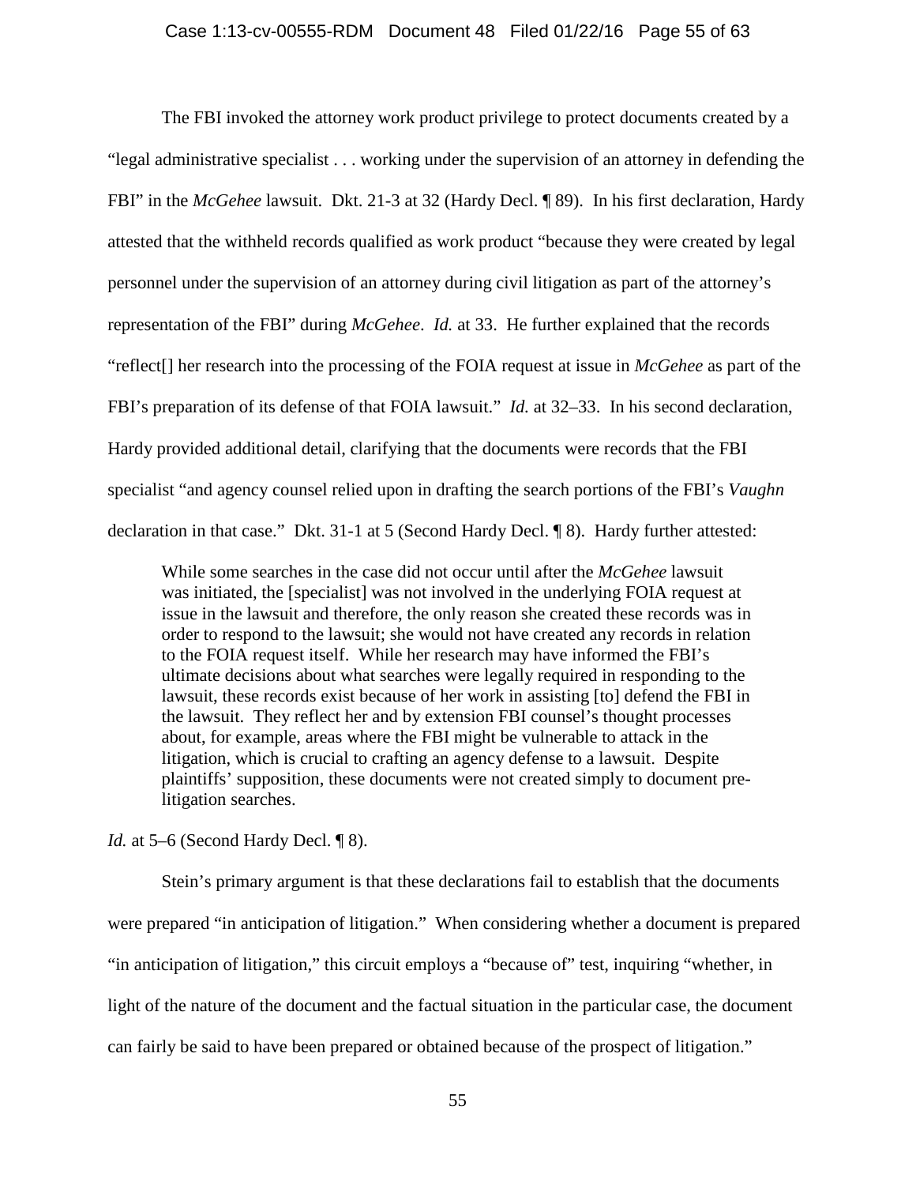The FBI invoked the attorney work product privilege to protect documents created by a "legal administrative specialist . . . working under the supervision of an attorney in defending the FBI" in the *McGehee* lawsuit. Dkt. 21-3 at 32 (Hardy Decl. ¶ 89). In his first declaration, Hardy attested that the withheld records qualified as work product "because they were created by legal personnel under the supervision of an attorney during civil litigation as part of the attorney's representation of the FBI" during *McGehee*. *Id.* at 33. He further explained that the records "reflect[] her research into the processing of the FOIA request at issue in *McGehee* as part of the FBI's preparation of its defense of that FOIA lawsuit." *Id.* at 32–33. In his second declaration, Hardy provided additional detail, clarifying that the documents were records that the FBI specialist "and agency counsel relied upon in drafting the search portions of the FBI's *Vaughn* declaration in that case." Dkt. 31-1 at 5 (Second Hardy Decl. ¶ 8). Hardy further attested:

> While some searches in the case did not occur until after the *McGehee* lawsuit was initiated, the [specialist] was not involved in the underlying FOIA request at issue in the lawsuit and therefore, the only reason she created these records was in order to respond to the lawsuit; she would not have created any records in relation to the FOIA request itself. While her research may have informed the FBI's ultimate decisions about what searches were legally required in responding to the lawsuit, these records exist because of her work in assisting [to] defend the FBI in the lawsuit. They reflect her and by extension FBI counsel's thought processes about, for example, areas where the FBI might be vulnerable to attack in the litigation, which is crucial to crafting an agency defense to a lawsuit. Despite plaintiffs' supposition, these documents were not created simply to document pre-litigation searches.

*Id.* at 5–6 (Second Hardy Decl. ¶ 8).

Stein's primary argument is that these declarations fail to establish that the documents were prepared "in anticipation of litigation." When considering whether a document is prepared "in anticipation of litigation," this circuit employs a "because of" test, inquiring "whether, in light of the nature of the document and the factual situation in the particular case, the document can fairly be said to have been prepared or obtained because of the prospect of litigation."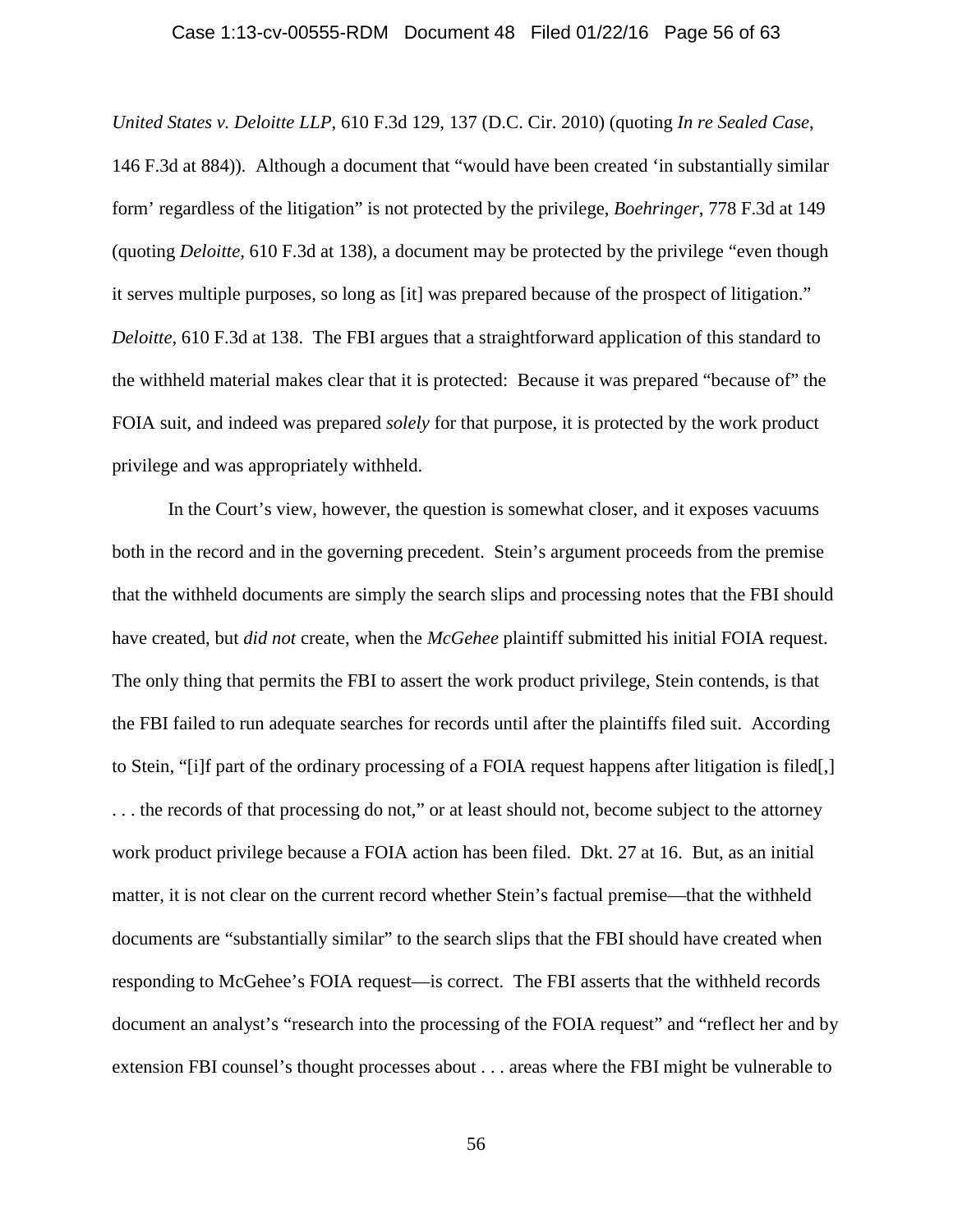*United States v. Deloitte LLP*, 610 F.3d 129, 137 (D.C. Cir. 2010) (quoting *In re Sealed Case*, 146 F.3d at 884)). Although a document that "would have been created 'in substantially similar form' regardless of the litigation" is not protected by the privilege, *Boehringer*, 778 F.3d at 149 (quoting *Deloitte*, 610 F.3d at 138), a document may be protected by the privilege "even though it serves multiple purposes, so long as [it] was prepared because of the prospect of litigation." *Deloitte*, 610 F.3d at 138. The FBI argues that a straightforward application of this standard to the withheld material makes clear that it is protected: Because it was prepared "because of" the FOIA suit, and indeed was prepared *solely* for that purpose, it is protected by the work product privilege and was appropriately withheld.

In the Court's view, however, the question is somewhat closer, and it exposes vacuums both in the record and in the governing precedent. Stein's argument proceeds from the premise that the withheld documents are simply the search slips and processing notes that the FBI should have created, but *did not* create, when the *McGehee* plaintiff submitted his initial FOIA request. The only thing that permits the FBI to assert the work product privilege, Stein contends, is that the FBI failed to run adequate searches for records until after the plaintiffs filed suit. According to Stein, "[i]f part of the ordinary processing of a FOIA request happens after litigation is filed[,] . . . the records of that processing do not," or at least should not, become subject to the attorney work product privilege because a FOIA action has been filed. Dkt. 27 at 16. But, as an initial matter, it is not clear on the current record whether Stein's factual premise—that the withheld documents are "substantially similar" to the search slips that the FBI should have created when responding to McGehee's FOIA request—is correct. The FBI asserts that the withheld records document an analyst's "research into the processing of the FOIA request" and "reflect her and by extension FBI counsel's thought processes about . . . areas where the FBI might be vulnerable to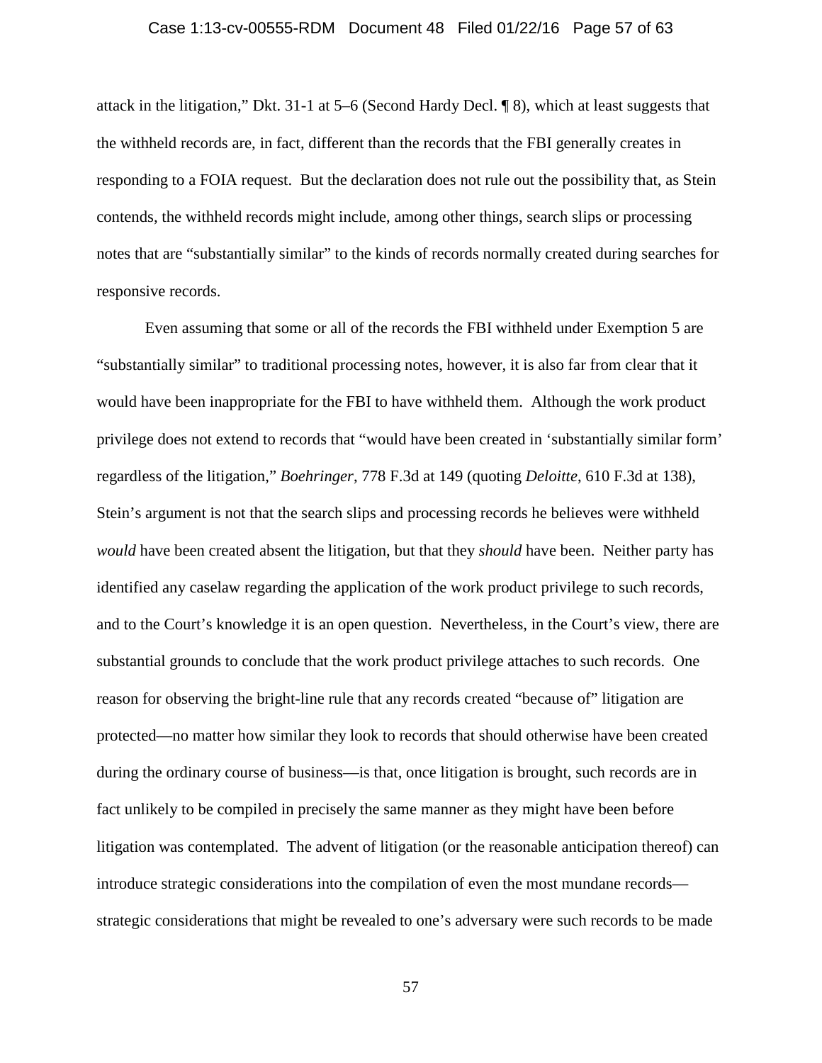attack in the litigation," Dkt. 31-1 at 5–6 (Second Hardy Decl. ¶ 8), which at least suggests that the withheld records are, in fact, different than the records that the FBI generally creates in responding to a FOIA request. But the declaration does not rule out the possibility that, as Stein contends, the withheld records might include, among other things, search slips or processing notes that are "substantially similar" to the kinds of records normally created during searches for responsive records.

Even assuming that some or all of the records the FBI withheld under Exemption 5 are "substantially similar" to traditional processing notes, however, it is also far from clear that it would have been inappropriate for the FBI to have withheld them. Although the work product privilege does not extend to records that "would have been created in 'substantially similar form' regardless of the litigation," *Boehringer*, 778 F.3d at 149 (quoting *Deloitte*, 610 F.3d at 138), Stein's argument is not that the search slips and processing records he believes were withheld *would* have been created absent the litigation, but that they *should* have been. Neither party has identified any caselaw regarding the application of the work product privilege to such records, and to the Court's knowledge it is an open question. Nevertheless, in the Court's view, there are substantial grounds to conclude that the work product privilege attaches to such records. One reason for observing the bright-line rule that any records created "because of" litigation are protected—no matter how similar they look to records that should otherwise have been created during the ordinary course of business—is that, once litigation is brought, such records are in fact unlikely to be compiled in precisely the same manner as they might have been before litigation was contemplated. The advent of litigation (or the reasonable anticipation thereof) can introduce strategic considerations into the compilation of even the most mundane records—strategic considerations that might be revealed to one's adversary were such records to be made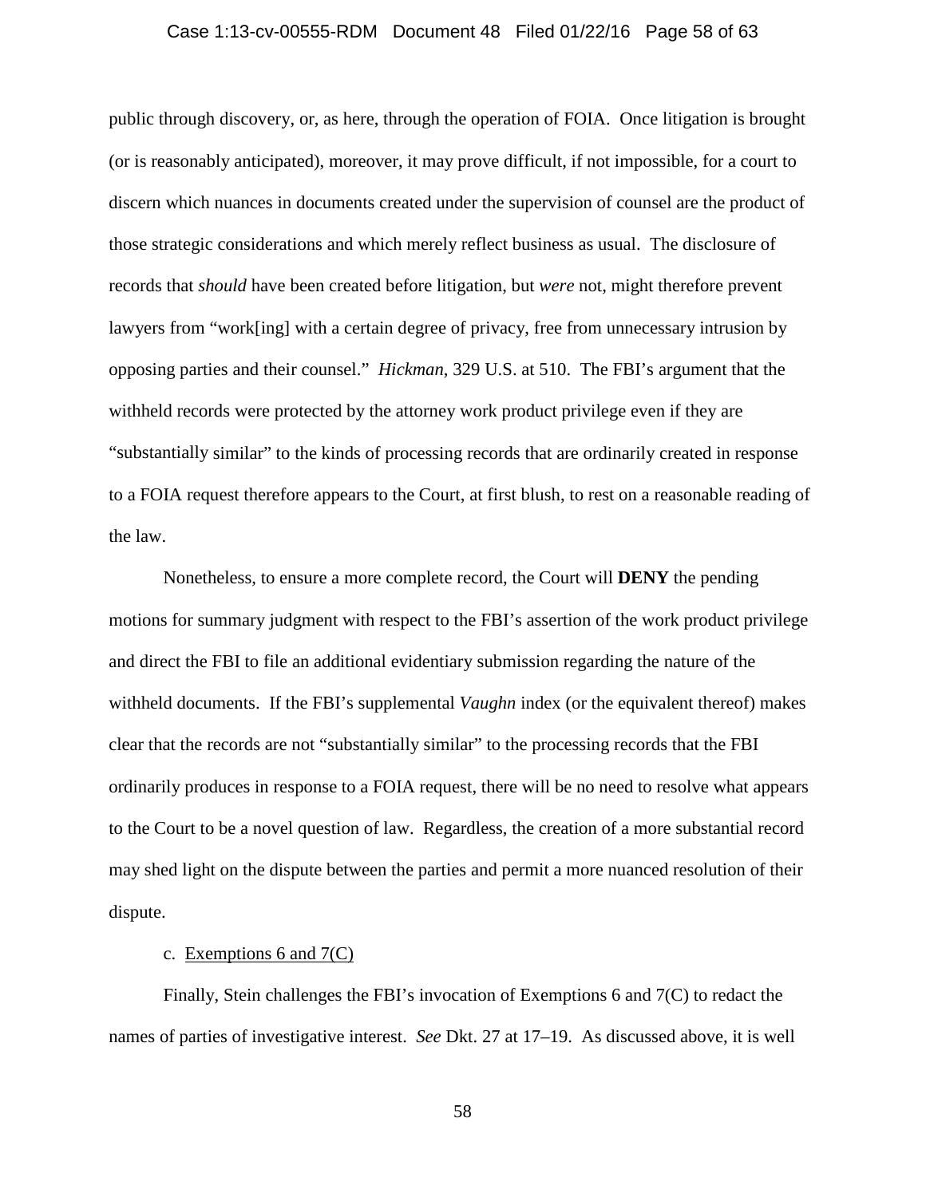public through discovery, or, as here, through the operation of FOIA. Once litigation is brought (or is reasonably anticipated), moreover, it may prove difficult, if not impossible, for a court to discern which nuances in documents created under the supervision of counsel are the product of those strategic considerations and which merely reflect business as usual. The disclosure of records that *should* have been created before litigation, but *were* not, might therefore prevent lawyers from "work[ing] with a certain degree of privacy, free from unnecessary intrusion by opposing parties and their counsel." *Hickman*, 329 U.S. at 510. The FBI's argument that the withheld records were protected by the attorney work product privilege even if they are "substantially similar" to the kinds of processing records that are ordinarily created in response to a FOIA request therefore appears to the Court, at first blush, to rest on a reasonable reading of the law.

Nonetheless, to ensure a more complete record, the Court will **DENY** the pending motions for summary judgment with respect to the FBI's assertion of the work product privilege and direct the FBI to file an additional evidentiary submission regarding the nature of the withheld documents. If the FBI's supplemental *Vaughn* index (or the equivalent thereof) makes clear that the records are not "substantially similar" to the processing records that the FBI ordinarily produces in response to a FOIA request, there will be no need to resolve what appears to the Court to be a novel question of law. Regardless, the creation of a more substantial record may shed light on the dispute between the parties and permit a more nuanced resolution of their dispute.

c. Exemptions 6 and 7(C)

Finally, Stein challenges the FBI's invocation of Exemptions 6 and 7(C) to redact the names of parties of investigative interest. *See* Dkt. 27 at 17–19. As discussed above, it is well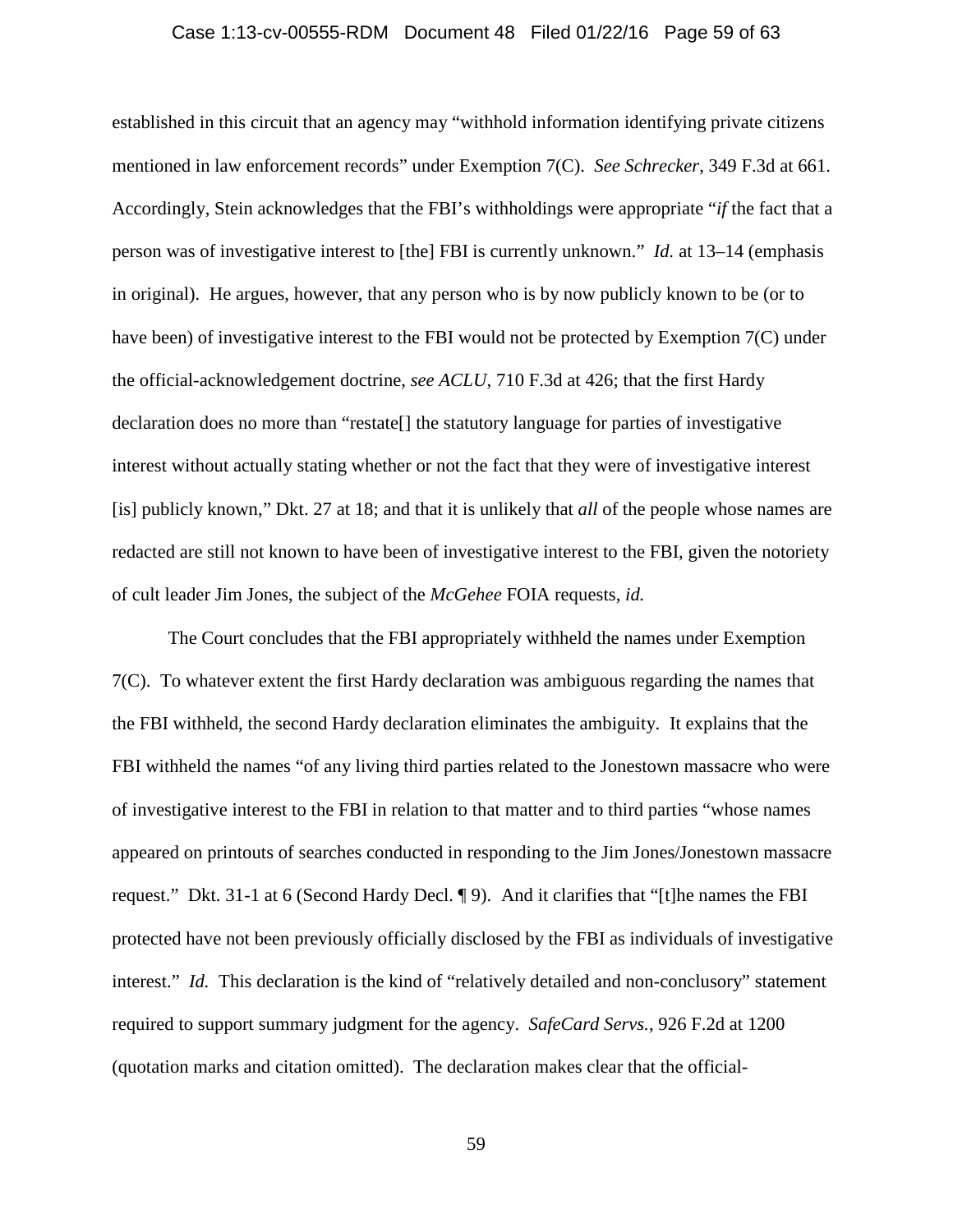established in this circuit that an agency may "withhold information identifying private citizens mentioned in law enforcement records" under Exemption 7(C). *See Schrecker*, 349 F.3d at 661. Accordingly, Stein acknowledges that the FBI's withholdings were appropriate "*if* the fact that a person was of investigative interest to [the] FBI is currently unknown." *Id.* at 13–14 (emphasis in original). He argues, however, that any person who is by now publicly known to be (or to have been) of investigative interest to the FBI would not be protected by Exemption 7(C) under the official-acknowledgement doctrine, *see ACLU*, 710 F.3d at 426; that the first Hardy declaration does no more than "restate[] the statutory language for parties of investigative interest without actually stating whether or not the fact that they were of investigative interest [is] publicly known," Dkt. 27 at 18; and that it is unlikely that *all* of the people whose names are redacted are still not known to have been of investigative interest to the FBI, given the notoriety of cult leader Jim Jones, the subject of the *McGehee* FOIA requests, *id.*

The Court concludes that the FBI appropriately withheld the names under Exemption 7(C). To whatever extent the first Hardy declaration was ambiguous regarding the names that the FBI withheld, the second Hardy declaration eliminates the ambiguity. It explains that the FBI withheld the names "of any living third parties related to the Jonestown massacre who were of investigative interest to the FBI in relation to that matter and to third parties "whose names appeared on printouts of searches conducted in responding to the Jim Jones/Jonestown massacre request." Dkt. 31-1 at 6 (Second Hardy Decl. ¶ 9). And it clarifies that "[t]he names the FBI protected have not been previously officially disclosed by the FBI as individuals of investigative interest." *Id.* This declaration is the kind of "relatively detailed and non-conclusory" statement required to support summary judgment for the agency. *SafeCard Servs.*, 926 F.2d at 1200 (quotation marks and citation omitted). The declaration makes clear that the official-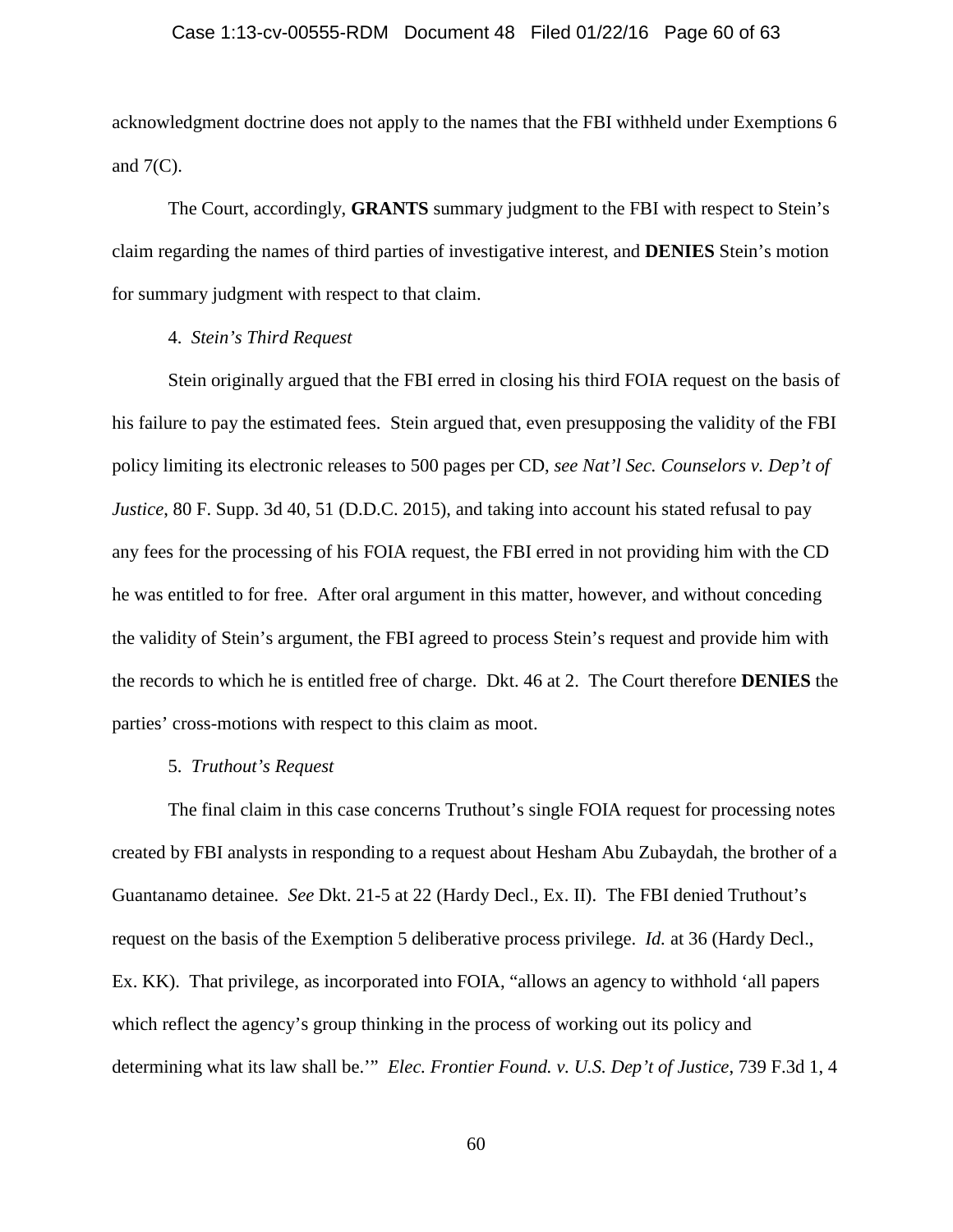acknowledgment doctrine does not apply to the names that the FBI withheld under Exemptions 6 and 7(C).

The Court, accordingly, **GRANTS** summary judgment to the FBI with respect to Stein's claim regarding the names of third parties of investigative interest, and **DENIES** Stein's motion for summary judgment with respect to that claim.

4. *Stein's Third Request*

Stein originally argued that the FBI erred in closing his third FOIA request on the basis of his failure to pay the estimated fees. Stein argued that, even presupposing the validity of the FBI policy limiting its electronic releases to 500 pages per CD, *see Nat'l Sec. Counselors v. Dep't of Justice*, 80 F. Supp. 3d 40, 51 (D.D.C. 2015), and taking into account his stated refusal to pay any fees for the processing of his FOIA request, the FBI erred in not providing him with the CD he was entitled to for free. After oral argument in this matter, however, and without conceding the validity of Stein's argument, the FBI agreed to process Stein's request and provide him with the records to which he is entitled free of charge. Dkt. 46 at 2. The Court therefore **DENIES** the parties' cross-motions with respect to this claim as moot.

5. *Truthout's Request*

The final claim in this case concerns Truthout's single FOIA request for processing notes created by FBI analysts in responding to a request about Hesham Abu Zubaydah, the brother of a Guantanamo detainee. *See* Dkt. 21-5 at 22 (Hardy Decl., Ex. II). The FBI denied Truthout's request on the basis of the Exemption 5 deliberative process privilege. *Id.* at 36 (Hardy Decl., Ex. KK). That privilege, as incorporated into FOIA, "allows an agency to withhold 'all papers which reflect the agency's group thinking in the process of working out its policy and determining what its law shall be.'" *Elec. Frontier Found. v. U.S. Dep't of Justice*, 739 F.3d 1, 4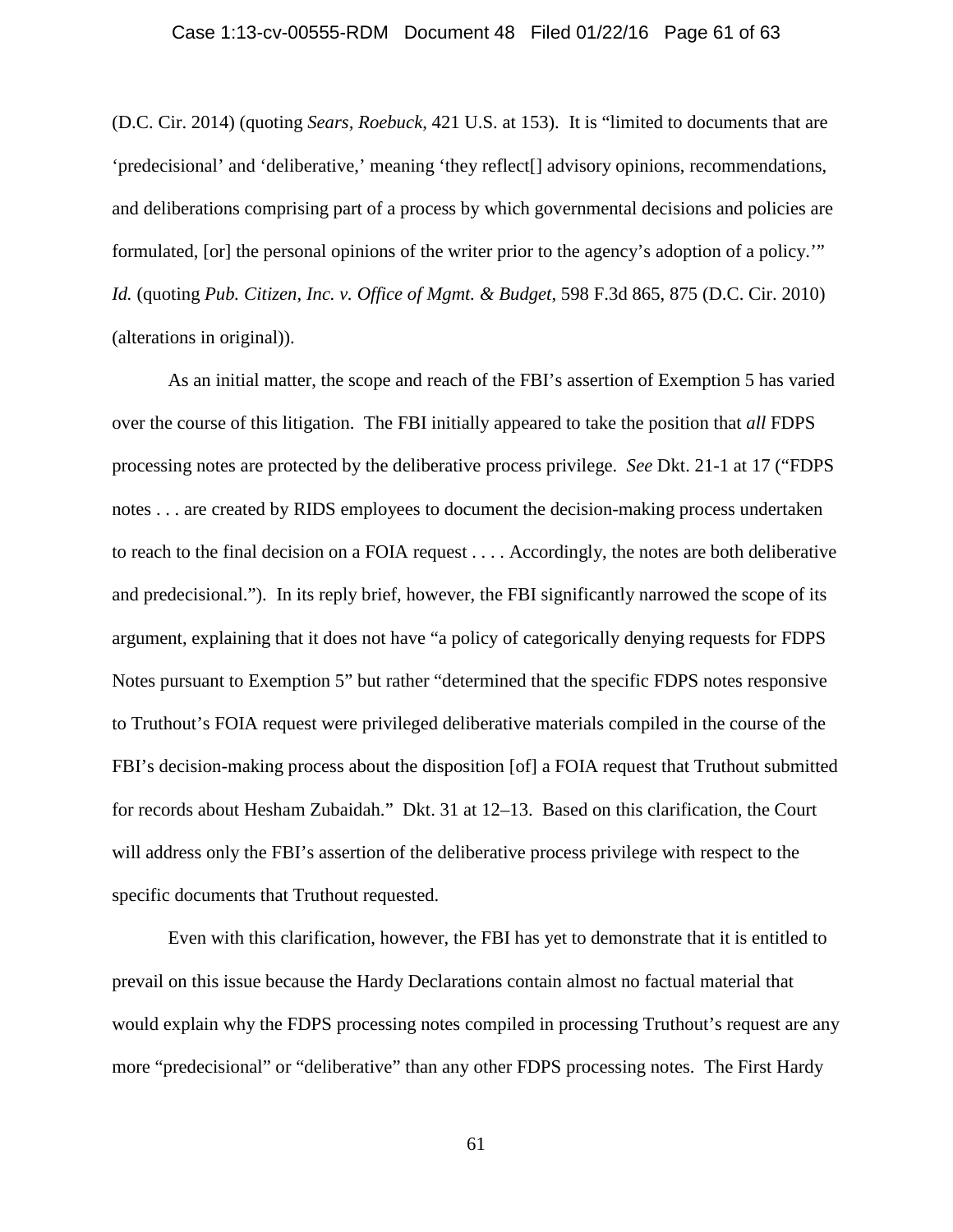(D.C. Cir. 2014) (quoting *Sears, Roebuck*, 421 U.S. at 153). It is "limited to documents that are 'predecisional' and 'deliberative,' meaning 'they reflect[] advisory opinions, recommendations, and deliberations comprising part of a process by which governmental decisions and policies are formulated, [or] the personal opinions of the writer prior to the agency's adoption of a policy.'" *Id.* (quoting *Pub. Citizen, Inc. v. Office of Mgmt. & Budget*, 598 F.3d 865, 875 (D.C. Cir. 2010) (alterations in original)).

As an initial matter, the scope and reach of the FBI's assertion of Exemption 5 has varied over the course of this litigation. The FBI initially appeared to take the position that *all* FDPS processing notes are protected by the deliberative process privilege. *See* Dkt. 21-1 at 17 ("FDPS notes . . . are created by RIDS employees to document the decision-making process undertaken to reach to the final decision on a FOIA request . . . . Accordingly, the notes are both deliberative and predecisional."). In its reply brief, however, the FBI significantly narrowed the scope of its argument, explaining that it does not have "a policy of categorically denying requests for FDPS Notes pursuant to Exemption 5" but rather "determined that the specific FDPS notes responsive to Truthout's FOIA request were privileged deliberative materials compiled in the course of the FBI's decision-making process about the disposition [of] a FOIA request that Truthout submitted for records about Hesham Zubaidah." Dkt. 31 at 12–13. Based on this clarification, the Court will address only the FBI's assertion of the deliberative process privilege with respect to the specific documents that Truthout requested.

Even with this clarification, however, the FBI has yet to demonstrate that it is entitled to prevail on this issue because the Hardy Declarations contain almost no factual material that would explain why the FDPS processing notes compiled in processing Truthout's request are any more "predecisional" or "deliberative" than any other FDPS processing notes. The First Hardy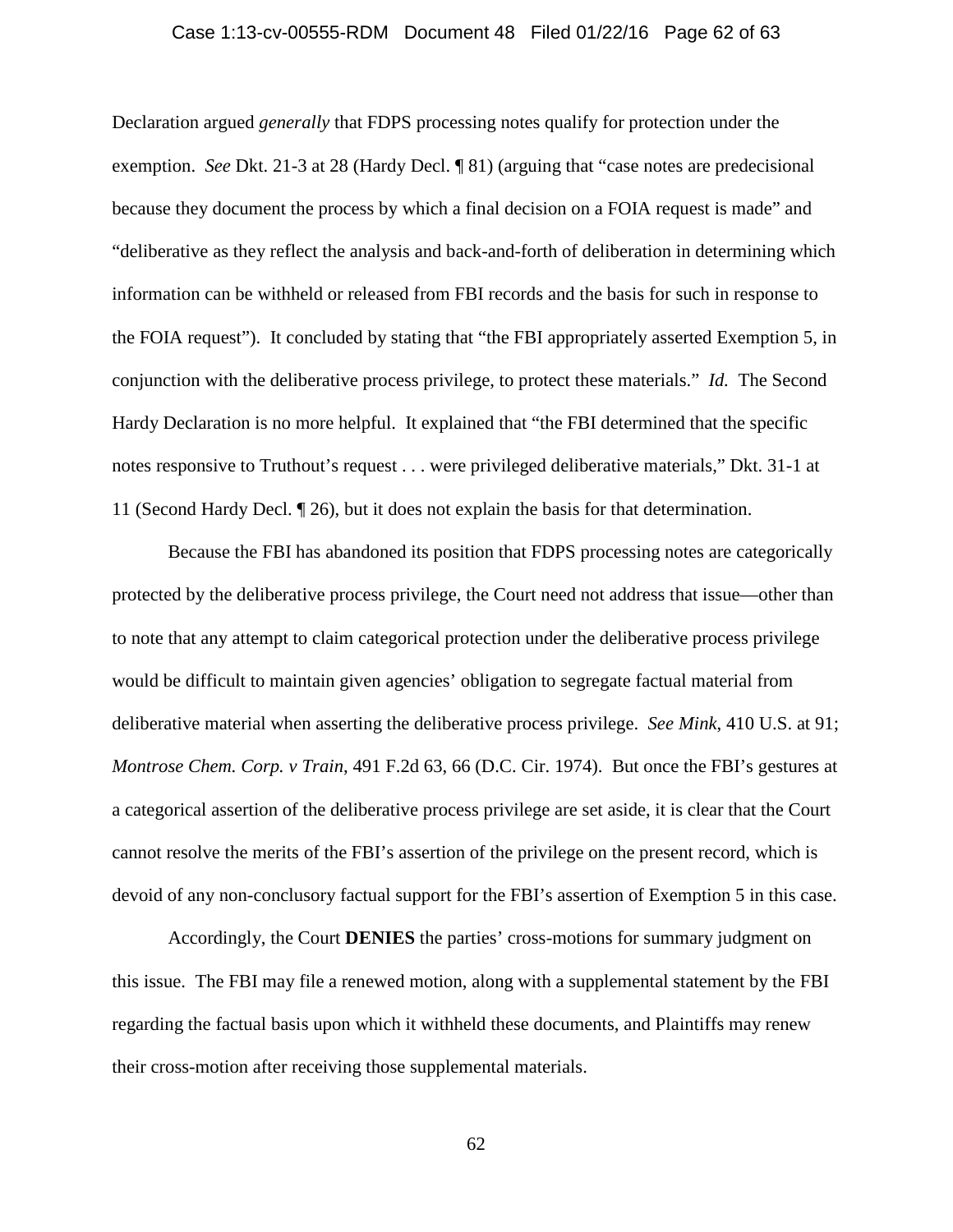Declaration argued *generally* that FDPS processing notes qualify for protection under the exemption. *See* Dkt. 21-3 at 28 (Hardy Decl. ¶ 81) (arguing that "case notes are predecisional because they document the process by which a final decision on a FOIA request is made" and "deliberative as they reflect the analysis and back-and-forth of deliberation in determining which information can be withheld or released from FBI records and the basis for such in response to the FOIA request"). It concluded by stating that "the FBI appropriately asserted Exemption 5, in conjunction with the deliberative process privilege, to protect these materials." *Id.* The Second Hardy Declaration is no more helpful. It explained that "the FBI determined that the specific notes responsive to Truthout's request . . . were privileged deliberative materials," Dkt. 31-1 at 11 (Second Hardy Decl. ¶ 26), but it does not explain the basis for that determination.

Because the FBI has abandoned its position that FDPS processing notes are categorically protected by the deliberative process privilege, the Court need not address that issue—other than to note that any attempt to claim categorical protection under the deliberative process privilege would be difficult to maintain given agencies' obligation to segregate factual material from deliberative material when asserting the deliberative process privilege. *See Mink*, 410 U.S. at 91; *Montrose Chem. Corp. v Train*, 491 F.2d 63, 66 (D.C. Cir. 1974). But once the FBI's gestures at a categorical assertion of the deliberative process privilege are set aside, it is clear that the Court cannot resolve the merits of the FBI's assertion of the privilege on the present record, which is devoid of any non-conclusory factual support for the FBI's assertion of Exemption 5 in this case.

Accordingly, the Court **DENIES** the parties' cross-motions for summary judgment on this issue. The FBI may file a renewed motion, along with a supplemental statement by the FBI regarding the factual basis upon which it withheld these documents, and Plaintiffs may renew their cross-motion after receiving those supplemental materials.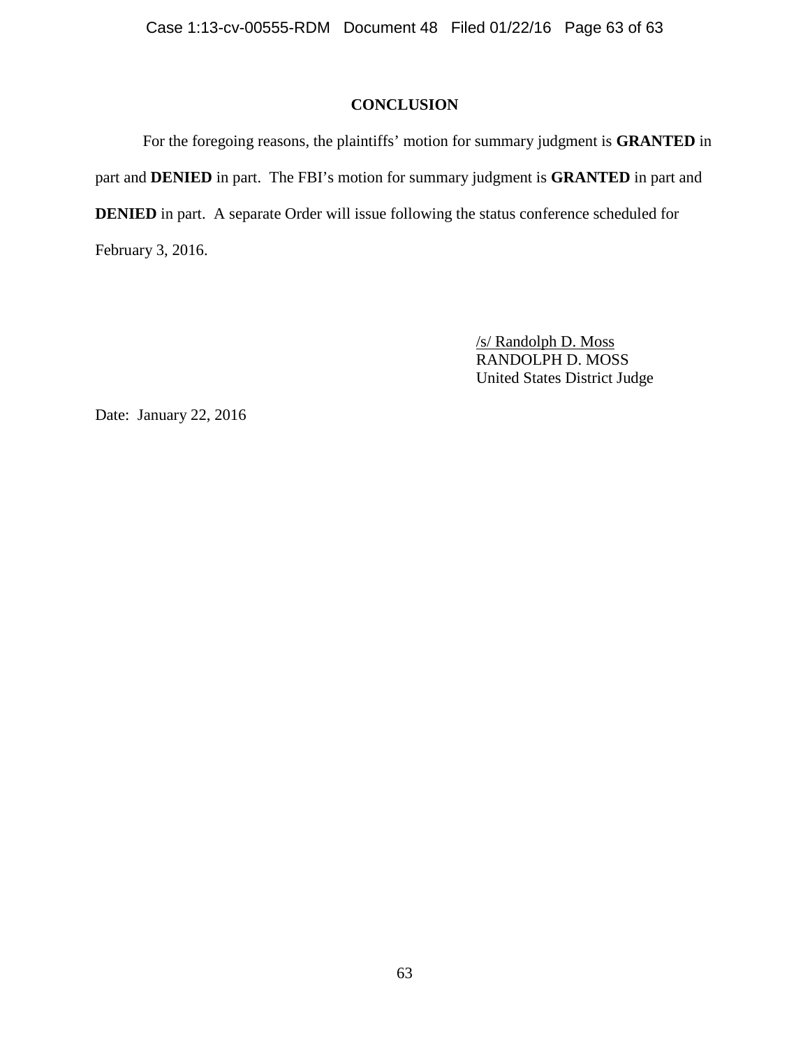## CONCLUSION

For the foregoing reasons, the plaintiffs' motion for summary judgment is **GRANTED** in part and **DENIED** in part. The FBI's motion for summary judgment is **GRANTED** in part and **DENIED** in part. A separate Order will issue following the status conference scheduled for February 3, 2016.

/s/ Randolph D. Moss
RANDOLPH D. MOSS
United States District Judge

Date: January 22, 2016